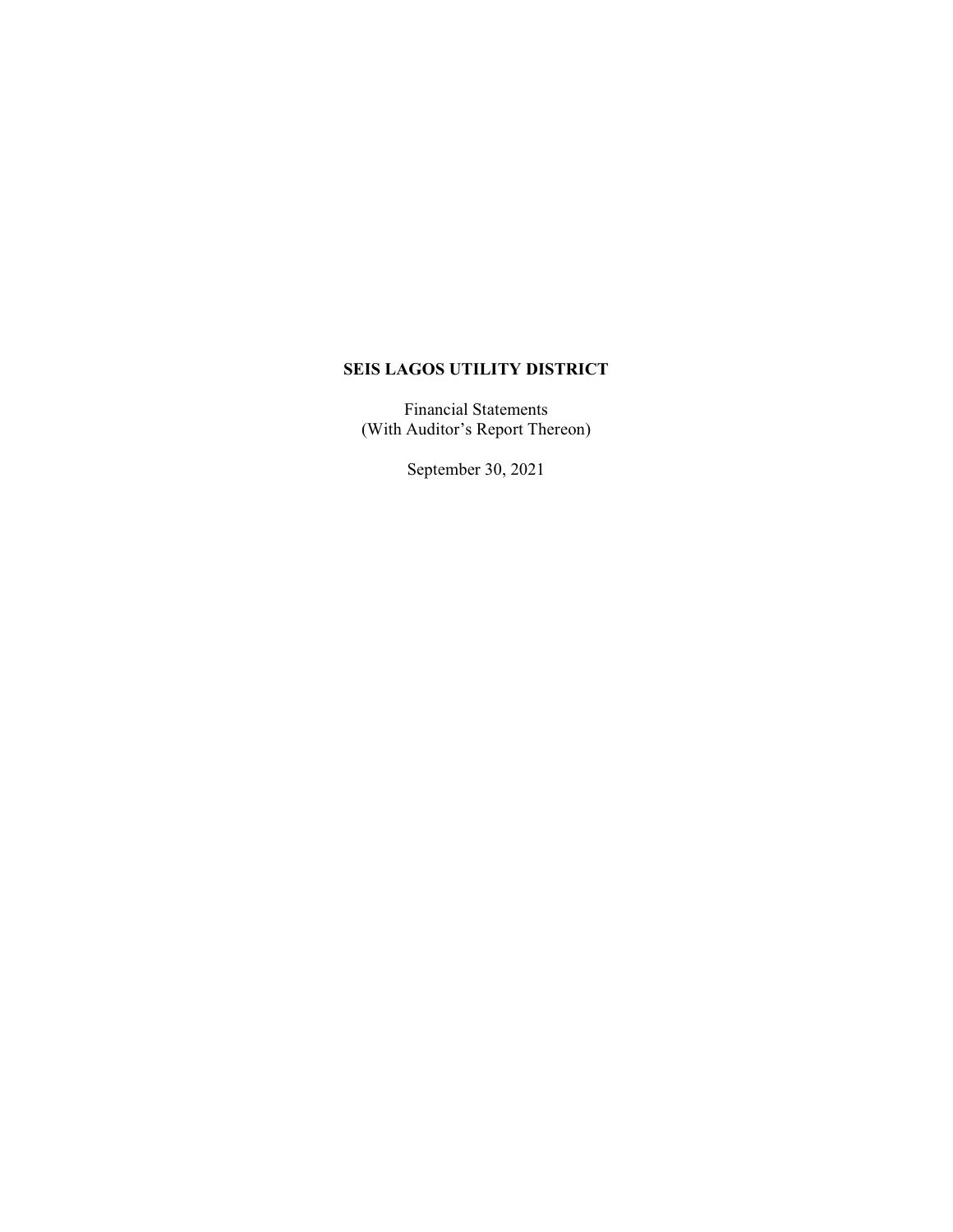# SEIS LAGOS UTILITY DISTRICT

Financial Statements
(With Auditor's Report Thereon)

September 30, 2021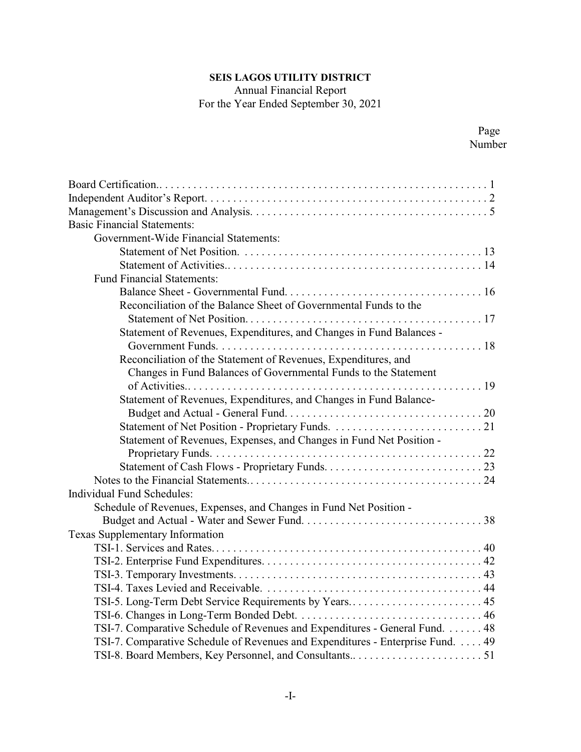**SEIS LAGOS UTILITY DISTRICT**
Annual Financial Report
For the Year Ended September 30, 2021

| | Page Number |
|---|---|
| Board Certification | 1 |
| Independent Auditor's Report | 2 |
| Management's Discussion and Analysis | 5 |
| Basic Financial Statements: | |
| Government-Wide Financial Statements: | |
| Statement of Net Position | 13 |
| Statement of Activities | 14 |
| Fund Financial Statements: | |
| Balance Sheet - Governmental Fund | 16 |
| Reconciliation of the Balance Sheet of Governmental Funds to the Statement of Net Position | 17 |
| Statement of Revenues, Expenditures, and Changes in Fund Balances - Government Funds | 18 |
| Reconciliation of the Statement of Revenues, Expenditures, and Changes in Fund Balances of Governmental Funds to the Statement of Activities | 19 |
| Statement of Revenues, Expenditures, and Changes in Fund Balance- Budget and Actual - General Fund | 20 |
| Statement of Net Position - Proprietary Funds | 21 |
| Statement of Revenues, Expenses, and Changes in Fund Net Position - Proprietary Funds | 22 |
| Statement of Cash Flows - Proprietary Funds | 23 |
| Notes to the Financial Statements | 24 |
| Individual Fund Schedules: | |
| Schedule of Revenues, Expenses, and Changes in Fund Net Position - Budget and Actual - Water and Sewer Fund | 38 |
| Texas Supplementary Information | |
| TSI-1. Services and Rates | 40 |
| TSI-2. Enterprise Fund Expenditures | 42 |
| TSI-3. Temporary Investments | 43 |
| TSI-4. Taxes Levied and Receivable | 44 |
| TSI-5. Long-Term Debt Service Requirements by Years | 45 |
| TSI-6. Changes in Long-Term Bonded Debt | 46 |
| TSI-7. Comparative Schedule of Revenues and Expenditures - General Fund | 48 |
| TSI-7. Comparative Schedule of Revenues and Expenditures - Enterprise Fund | 49 |
| TSI-8. Board Members, Key Personnel, and Consultants | 51 |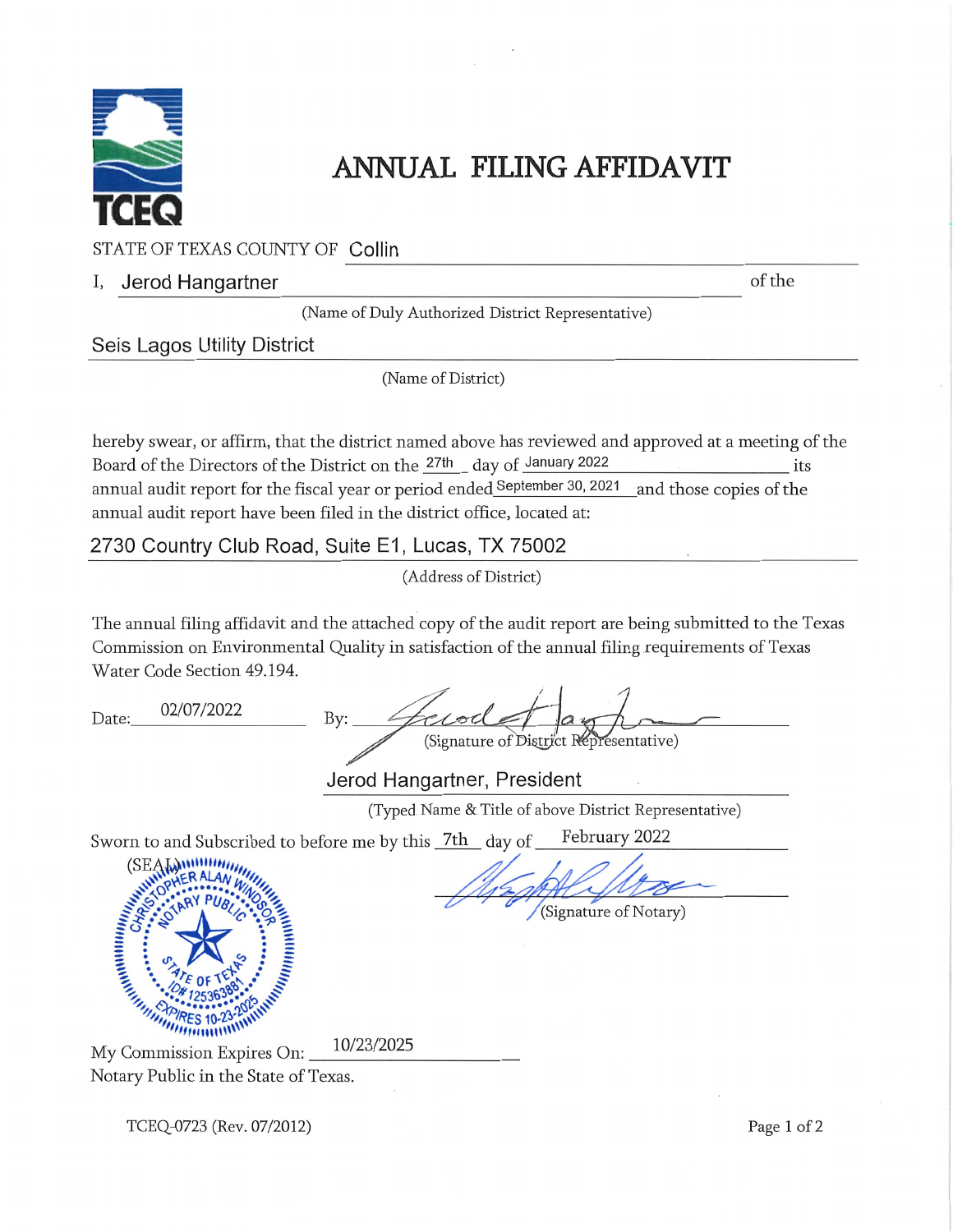TCEQ

# ANNUAL FILING AFFIDAVIT

STATE OF TEXAS COUNTY OF Collin

I, Jerod Hangartner of the

(Name of Duly Authorized District Representative)

Seis Lagos Utility District

(Name of District)

hereby swear, or affirm, that the district named above has reviewed and approved at a meeting of the Board of the Directors of the District on the 27th day of January 2022 its annual audit report for the fiscal year or period ended September 30, 2021 and those copies of the annual audit report have been filed in the district office, located at:

2730 Country Club Road, Suite E1, Lucas, TX 75002

(Address of District)

The annual filing affidavit and the attached copy of the audit report are being submitted to the Texas Commission on Environmental Quality in satisfaction of the annual filing requirements of Texas Water Code Section 49.194.

Date: 02/07/2022

By: _________________________
(Signature of District Representative)

Jerod Hangartner, President

(Typed Name & Title of above District Representative)

Sworn to and Subscribed to before me by this 7th day of February 2022

(SEAL) CHRISTOPHER ALAN WINDSOR NOTARY PUBLIC STATE OF TEXAS ID# 125363881 EXPIRES 10-23-2025

_________________________
(Signature of Notary)

My Commission Expires On: 10/23/2025

Notary Public in the State of Texas.

TCEQ-0723 (Rev. 07/2012)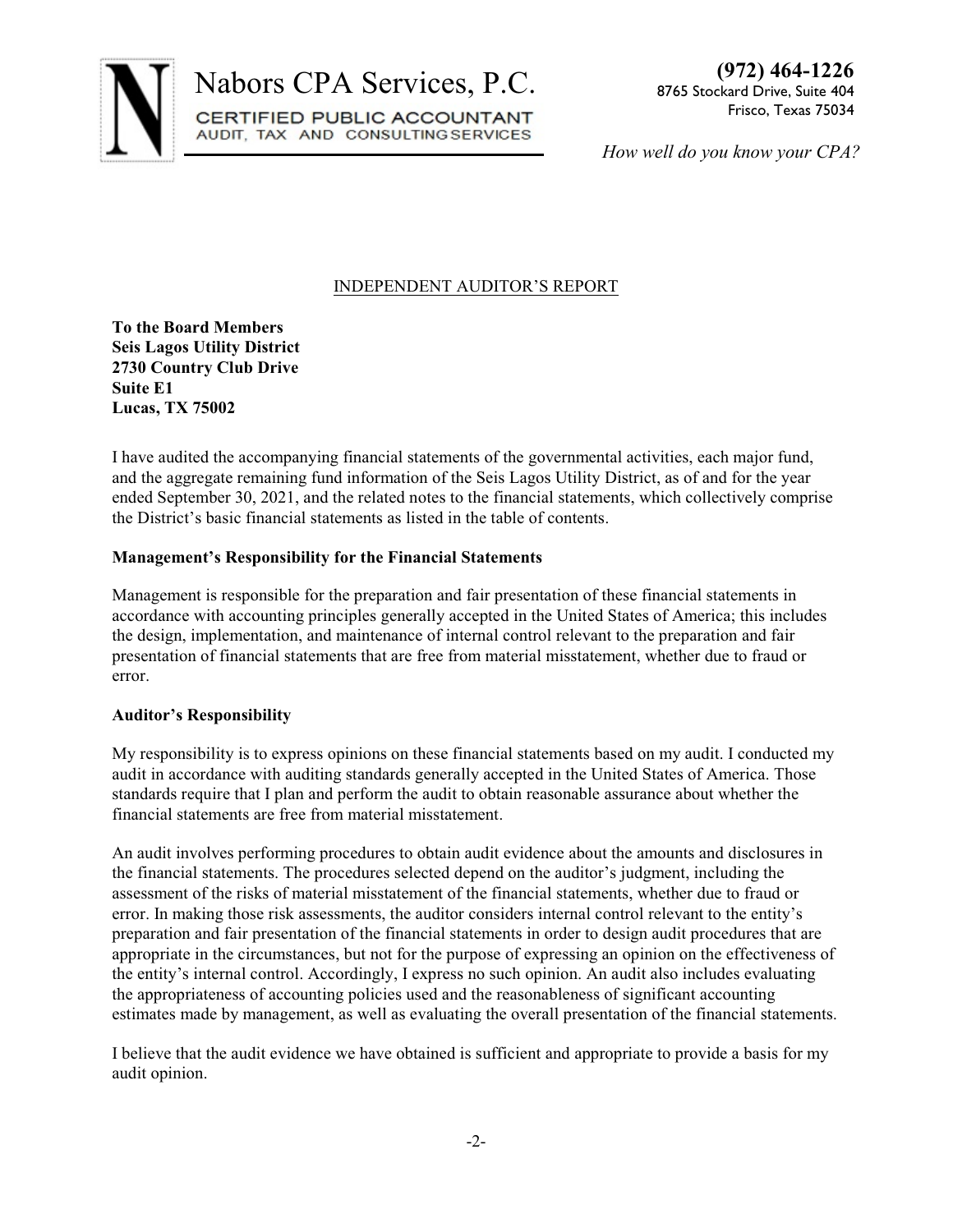Nabors CPA Services, P.C.

CERTIFIED PUBLIC ACCOUNTANT
AUDIT, TAX AND CONSULTING SERVICES

**(972) 464-1226**
8765 Stockard Drive, Suite 404
Frisco, Texas 75034

*How well do you know your CPA?*

# INDEPENDENT AUDITOR'S REPORT

**To the Board Members**
**Seis Lagos Utility District**
**2730 Country Club Drive**
**Suite E1**
**Lucas, TX 75002**

I have audited the accompanying financial statements of the governmental activities, each major fund, and the aggregate remaining fund information of the Seis Lagos Utility District, as of and for the year ended September 30, 2021, and the related notes to the financial statements, which collectively comprise the District's basic financial statements as listed in the table of contents.

**Management's Responsibility for the Financial Statements**

Management is responsible for the preparation and fair presentation of these financial statements in accordance with accounting principles generally accepted in the United States of America; this includes the design, implementation, and maintenance of internal control relevant to the preparation and fair presentation of financial statements that are free from material misstatement, whether due to fraud or error.

**Auditor's Responsibility**

My responsibility is to express opinions on these financial statements based on my audit. I conducted my audit in accordance with auditing standards generally accepted in the United States of America. Those standards require that I plan and perform the audit to obtain reasonable assurance about whether the financial statements are free from material misstatement.

An audit involves performing procedures to obtain audit evidence about the amounts and disclosures in the financial statements. The procedures selected depend on the auditor's judgment, including the assessment of the risks of material misstatement of the financial statements, whether due to fraud or error. In making those risk assessments, the auditor considers internal control relevant to the entity's preparation and fair presentation of the financial statements in order to design audit procedures that are appropriate in the circumstances, but not for the purpose of expressing an opinion on the effectiveness of the entity's internal control. Accordingly, I express no such opinion. An audit also includes evaluating the appropriateness of accounting policies used and the reasonableness of significant accounting estimates made by management, as well as evaluating the overall presentation of the financial statements.

I believe that the audit evidence we have obtained is sufficient and appropriate to provide a basis for my audit opinion.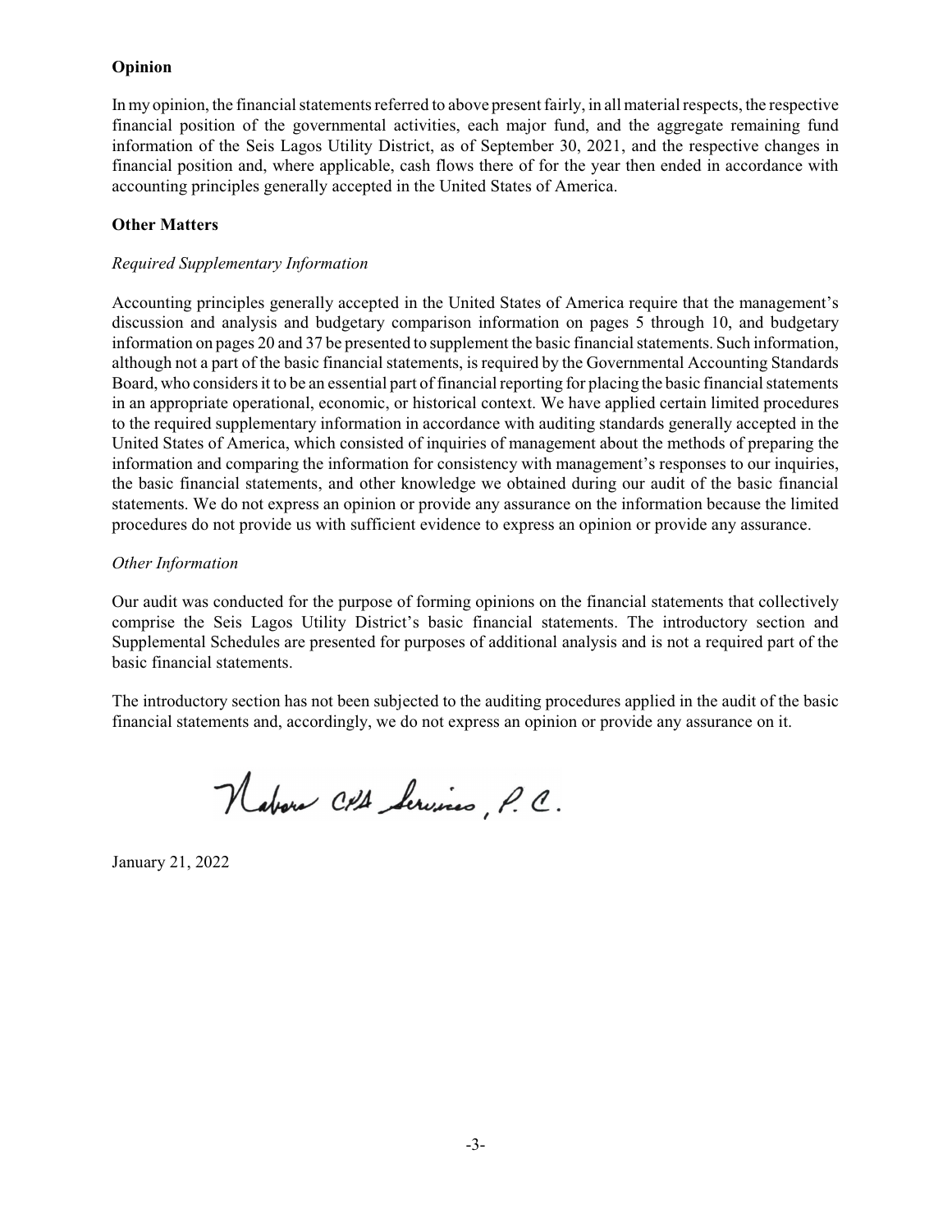**Opinion**

In my opinion, the financial statements referred to above present fairly, in all material respects, the respective financial position of the governmental activities, each major fund, and the aggregate remaining fund information of the Seis Lagos Utility District, as of September 30, 2021, and the respective changes in financial position and, where applicable, cash flows there of for the year then ended in accordance with accounting principles generally accepted in the United States of America.

**Other Matters**

*Required Supplementary Information*

Accounting principles generally accepted in the United States of America require that the management's discussion and analysis and budgetary comparison information on pages 5 through 10, and budgetary information on pages 20 and 37 be presented to supplement the basic financial statements. Such information, although not a part of the basic financial statements, is required by the Governmental Accounting Standards Board, who considers it to be an essential part of financial reporting for placing the basic financial statements in an appropriate operational, economic, or historical context. We have applied certain limited procedures to the required supplementary information in accordance with auditing standards generally accepted in the United States of America, which consisted of inquiries of management about the methods of preparing the information and comparing the information for consistency with management's responses to our inquiries, the basic financial statements, and other knowledge we obtained during our audit of the basic financial statements. We do not express an opinion or provide any assurance on the information because the limited procedures do not provide us with sufficient evidence to express an opinion or provide any assurance.

*Other Information*

Our audit was conducted for the purpose of forming opinions on the financial statements that collectively comprise the Seis Lagos Utility District's basic financial statements. The introductory section and Supplemental Schedules are presented for purposes of additional analysis and is not a required part of the basic financial statements.

The introductory section has not been subjected to the auditing procedures applied in the audit of the basic financial statements and, accordingly, we do not express an opinion or provide any assurance on it.

Nabors CPA Services, P.C.

January 21, 2022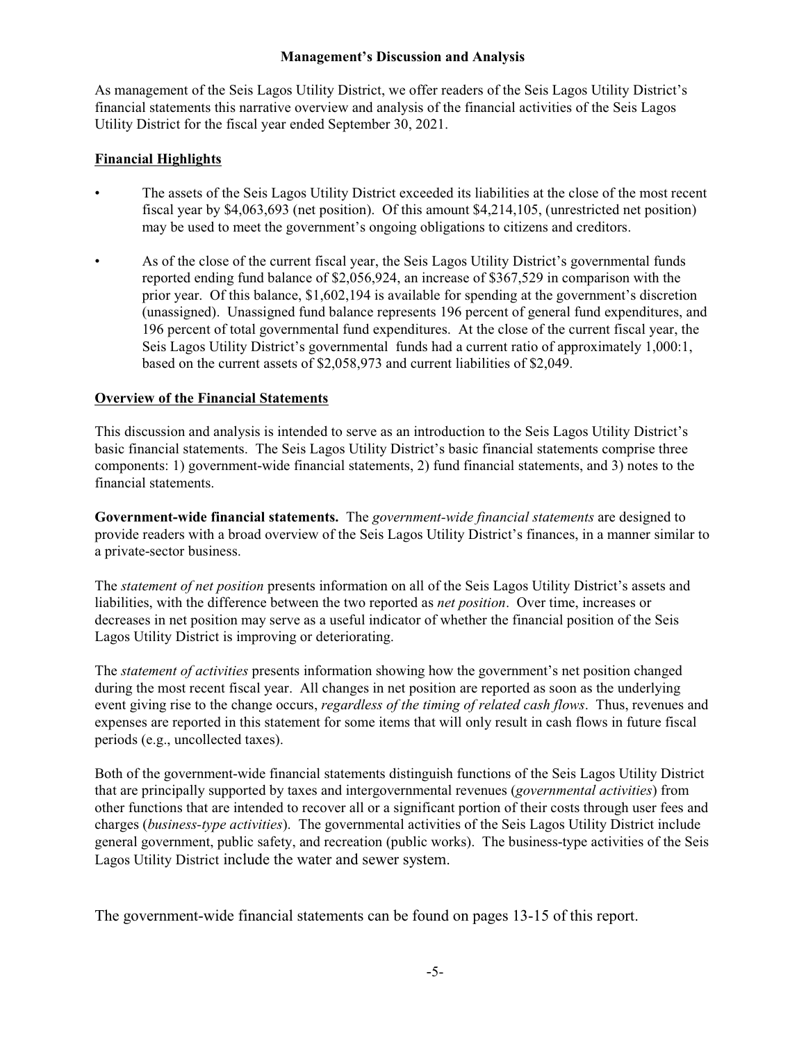# Management's Discussion and Analysis

As management of the Seis Lagos Utility District, we offer readers of the Seis Lagos Utility District's financial statements this narrative overview and analysis of the financial activities of the Seis Lagos Utility District for the fiscal year ended September 30, 2021.

## Financial Highlights

- The assets of the Seis Lagos Utility District exceeded its liabilities at the close of the most recent fiscal year by $4,063,693 (net position). Of this amount $4,214,105, (unrestricted net position) may be used to meet the government's ongoing obligations to citizens and creditors.

- As of the close of the current fiscal year, the Seis Lagos Utility District's governmental funds reported ending fund balance of $2,056,924, an increase of $367,529 in comparison with the prior year. Of this balance, $1,602,194 is available for spending at the government's discretion (unassigned). Unassigned fund balance represents 196 percent of general fund expenditures, and 196 percent of total governmental fund expenditures. At the close of the current fiscal year, the Seis Lagos Utility District's governmental funds had a current ratio of approximately 1,000:1, based on the current assets of $2,058,973 and current liabilities of $2,049.

## Overview of the Financial Statements

This discussion and analysis is intended to serve as an introduction to the Seis Lagos Utility District's basic financial statements. The Seis Lagos Utility District's basic financial statements comprise three components: 1) government-wide financial statements, 2) fund financial statements, and 3) notes to the financial statements.

**Government-wide financial statements.** The *government-wide financial statements* are designed to provide readers with a broad overview of the Seis Lagos Utility District's finances, in a manner similar to a private-sector business.

The *statement of net position* presents information on all of the Seis Lagos Utility District's assets and liabilities, with the difference between the two reported as *net position*. Over time, increases or decreases in net position may serve as a useful indicator of whether the financial position of the Seis Lagos Utility District is improving or deteriorating.

The *statement of activities* presents information showing how the government's net position changed during the most recent fiscal year. All changes in net position are reported as soon as the underlying event giving rise to the change occurs, *regardless of the timing of related cash flows*. Thus, revenues and expenses are reported in this statement for some items that will only result in cash flows in future fiscal periods (e.g., uncollected taxes).

Both of the government-wide financial statements distinguish functions of the Seis Lagos Utility District that are principally supported by taxes and intergovernmental revenues (*governmental activities*) from other functions that are intended to recover all or a significant portion of their costs through user fees and charges (*business-type activities*). The governmental activities of the Seis Lagos Utility District include general government, public safety, and recreation (public works). The business-type activities of the Seis Lagos Utility District include the water and sewer system.

The government-wide financial statements can be found on pages 13-15 of this report.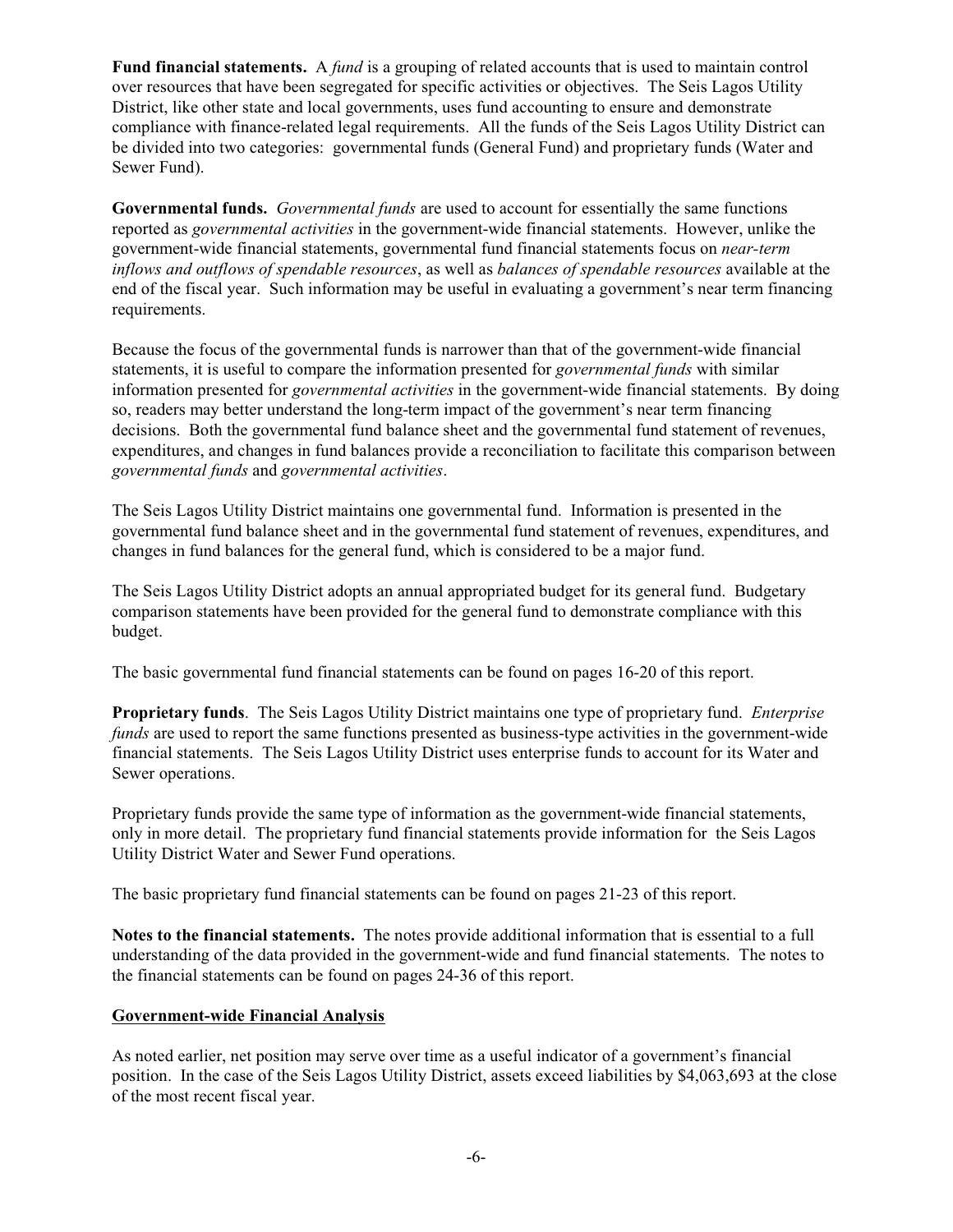**Fund financial statements.** A *fund* is a grouping of related accounts that is used to maintain control over resources that have been segregated for specific activities or objectives. The Seis Lagos Utility District, like other state and local governments, uses fund accounting to ensure and demonstrate compliance with finance-related legal requirements. All the funds of the Seis Lagos Utility District can be divided into two categories: governmental funds (General Fund) and proprietary funds (Water and Sewer Fund).

**Governmental funds.** *Governmental funds* are used to account for essentially the same functions reported as *governmental activities* in the government-wide financial statements. However, unlike the government-wide financial statements, governmental fund financial statements focus on *near-term inflows and outflows of spendable resources*, as well as *balances of spendable resources* available at the end of the fiscal year. Such information may be useful in evaluating a government's near term financing requirements.

Because the focus of the governmental funds is narrower than that of the government-wide financial statements, it is useful to compare the information presented for *governmental funds* with similar information presented for *governmental activities* in the government-wide financial statements. By doing so, readers may better understand the long-term impact of the government's near term financing decisions. Both the governmental fund balance sheet and the governmental fund statement of revenues, expenditures, and changes in fund balances provide a reconciliation to facilitate this comparison between *governmental funds* and *governmental activities*.

The Seis Lagos Utility District maintains one governmental fund. Information is presented in the governmental fund balance sheet and in the governmental fund statement of revenues, expenditures, and changes in fund balances for the general fund, which is considered to be a major fund.

The Seis Lagos Utility District adopts an annual appropriated budget for its general fund. Budgetary comparison statements have been provided for the general fund to demonstrate compliance with this budget.

The basic governmental fund financial statements can be found on pages 16-20 of this report.

**Proprietary funds**. The Seis Lagos Utility District maintains one type of proprietary fund. *Enterprise funds* are used to report the same functions presented as business-type activities in the government-wide financial statements. The Seis Lagos Utility District uses enterprise funds to account for its Water and Sewer operations.

Proprietary funds provide the same type of information as the government-wide financial statements, only in more detail. The proprietary fund financial statements provide information for the Seis Lagos Utility District Water and Sewer Fund operations.

The basic proprietary fund financial statements can be found on pages 21-23 of this report.

**Notes to the financial statements.** The notes provide additional information that is essential to a full understanding of the data provided in the government-wide and fund financial statements. The notes to the financial statements can be found on pages 24-36 of this report.

**Government-wide Financial Analysis**

As noted earlier, net position may serve over time as a useful indicator of a government's financial position. In the case of the Seis Lagos Utility District, assets exceed liabilities by \$4,063,693 at the close of the most recent fiscal year.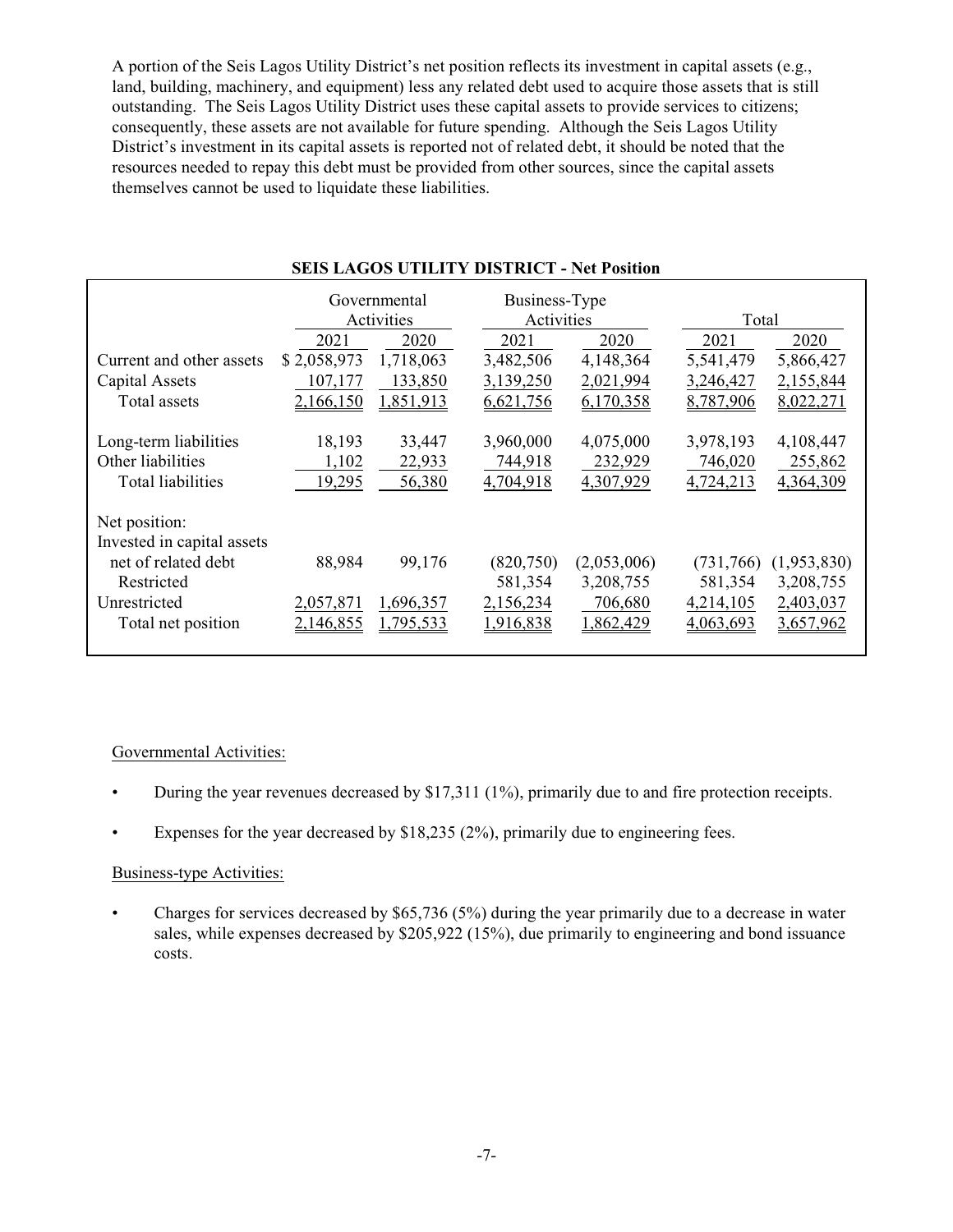A portion of the Seis Lagos Utility District's net position reflects its investment in capital assets (e.g., land, building, machinery, and equipment) less any related debt used to acquire those assets that is still outstanding. The Seis Lagos Utility District uses these capital assets to provide services to citizens; consequently, these assets are not available for future spending. Although the Seis Lagos Utility District's investment in its capital assets is reported not of related debt, it should be noted that the resources needed to repay this debt must be provided from other sources, since the capital assets themselves cannot be used to liquidate these liabilities.

**SEIS LAGOS UTILITY DISTRICT - Net Position**

| | Governmental Activities | | Business-Type Activities | | Total | |
|---|---|---|---|---|---|---|
| | 2021 | 2020 | 2021 | 2020 | 2021 | 2020 |
| Current and other assets | $ 2,058,973 | 1,718,063 | 3,482,506 | 4,148,364 | 5,541,479 | 5,866,427 |
| Capital Assets | 107,177 | 133,850 | 3,139,250 | 2,021,994 | 3,246,427 | 2,155,844 |
| Total assets | 2,166,150 | 1,851,913 | 6,621,756 | 6,170,358 | 8,787,906 | 8,022,271 |
| Long-term liabilities | 18,193 | 33,447 | 3,960,000 | 4,075,000 | 3,978,193 | 4,108,447 |
| Other liabilities | 1,102 | 22,933 | 744,918 | 232,929 | 746,020 | 255,862 |
| Total liabilities | 19,295 | 56,380 | 4,704,918 | 4,307,929 | 4,724,213 | 4,364,309 |
| Net position: | | | | | | |
| Invested in capital assets net of related debt | 88,984 | 99,176 | (820,750) | (2,053,006) | (731,766) | (1,953,830) |
| Restricted | | | 581,354 | 3,208,755 | 581,354 | 3,208,755 |
| Unrestricted | 2,057,871 | 1,696,357 | 2,156,234 | 706,680 | 4,214,105 | 2,403,037 |
| Total net position | 2,146,855 | 1,795,533 | 1,916,838 | 1,862,429 | 4,063,693 | 3,657,962 |

Governmental Activities:

- During the year revenues decreased by $17,311 (1%), primarily due to and fire protection receipts.
- Expenses for the year decreased by $18,235 (2%), primarily due to engineering fees.

Business-type Activities:

- Charges for services decreased by $65,736 (5%) during the year primarily due to a decrease in water sales, while expenses decreased by $205,922 (15%), due primarily to engineering and bond issuance costs.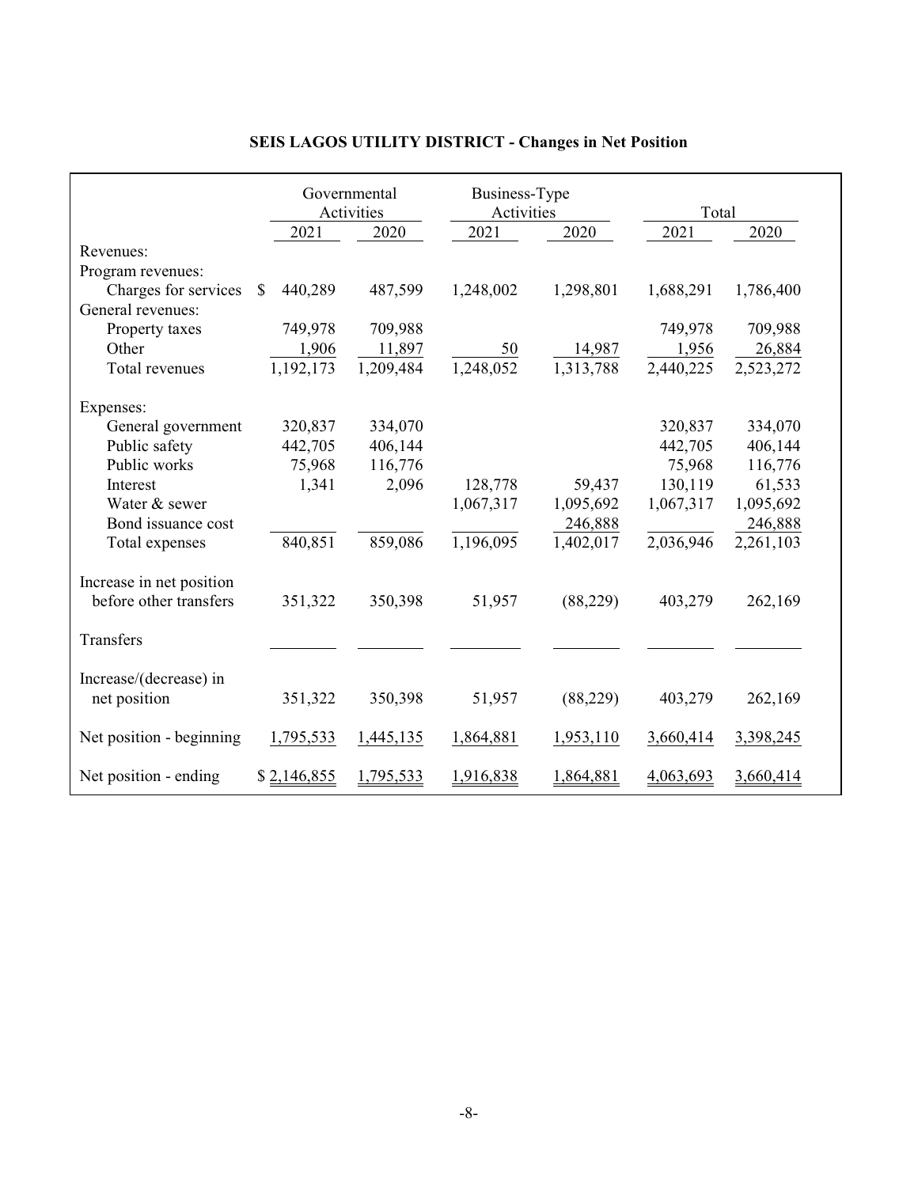## SEIS LAGOS UTILITY DISTRICT - Changes in Net Position

| | Governmental Activities | | Business-Type Activities | | Total | |
|---|---|---|---|---|---|---|
| | 2021 | 2020 | 2021 | 2020 | 2021 | 2020 |
| Revenues: | | | | | | |
| Program revenues: | | | | | | |
| Charges for services | $ 440,289 | 487,599 | 1,248,002 | 1,298,801 | 1,688,291 | 1,786,400 |
| General revenues: | | | | | | |
| Property taxes | 749,978 | 709,988 | | | 749,978 | 709,988 |
| Other | 1,906 | 11,897 | 50 | 14,987 | 1,956 | 26,884 |
| Total revenues | 1,192,173 | 1,209,484 | 1,248,052 | 1,313,788 | 2,440,225 | 2,523,272 |
| Expenses: | | | | | | |
| General government | 320,837 | 334,070 | | | 320,837 | 334,070 |
| Public safety | 442,705 | 406,144 | | | 442,705 | 406,144 |
| Public works | 75,968 | 116,776 | | | 75,968 | 116,776 |
| Interest | 1,341 | 2,096 | 128,778 | 59,437 | 130,119 | 61,533 |
| Water & sewer | | | 1,067,317 | 1,095,692 | 1,067,317 | 1,095,692 |
| Bond issuance cost | | | | 246,888 | | 246,888 |
| Total expenses | 840,851 | 859,086 | 1,196,095 | 1,402,017 | 2,036,946 | 2,261,103 |
| Increase in net position before other transfers | 351,322 | 350,398 | 51,957 | (88,229) | 403,279 | 262,169 |
| Transfers | | | | | | |
| Increase/(decrease) in net position | 351,322 | 350,398 | 51,957 | (88,229) | 403,279 | 262,169 |
| Net position - beginning | 1,795,533 | 1,445,135 | 1,864,881 | 1,953,110 | 3,660,414 | 3,398,245 |
| Net position - ending | $ 2,146,855 | 1,795,533 | 1,916,838 | 1,864,881 | 4,063,693 | 3,660,414 |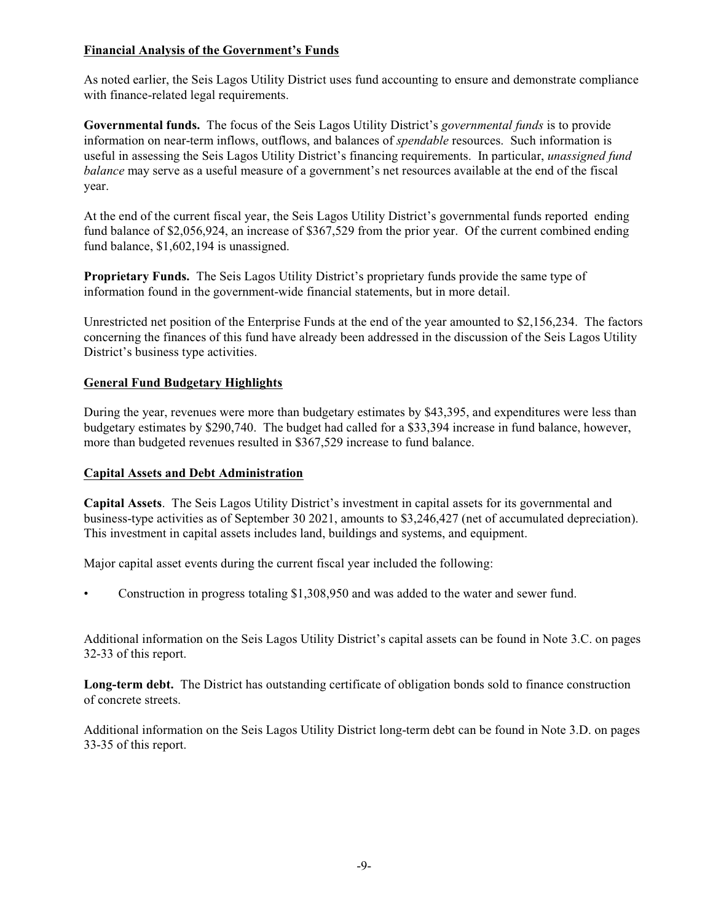## Financial Analysis of the Government's Funds

As noted earlier, the Seis Lagos Utility District uses fund accounting to ensure and demonstrate compliance with finance-related legal requirements.

**Governmental funds.** The focus of the Seis Lagos Utility District's *governmental funds* is to provide information on near-term inflows, outflows, and balances of *spendable* resources. Such information is useful in assessing the Seis Lagos Utility District's financing requirements. In particular, *unassigned fund balance* may serve as a useful measure of a government's net resources available at the end of the fiscal year.

At the end of the current fiscal year, the Seis Lagos Utility District's governmental funds reported ending fund balance of $2,056,924, an increase of $367,529 from the prior year. Of the current combined ending fund balance, $1,602,194 is unassigned.

**Proprietary Funds.** The Seis Lagos Utility District's proprietary funds provide the same type of information found in the government-wide financial statements, but in more detail.

Unrestricted net position of the Enterprise Funds at the end of the year amounted to $2,156,234. The factors concerning the finances of this fund have already been addressed in the discussion of the Seis Lagos Utility District's business type activities.

## General Fund Budgetary Highlights

During the year, revenues were more than budgetary estimates by $43,395, and expenditures were less than budgetary estimates by $290,740. The budget had called for a $33,394 increase in fund balance, however, more than budgeted revenues resulted in $367,529 increase to fund balance.

## Capital Assets and Debt Administration

**Capital Assets**. The Seis Lagos Utility District's investment in capital assets for its governmental and business-type activities as of September 30 2021, amounts to $3,246,427 (net of accumulated depreciation). This investment in capital assets includes land, buildings and systems, and equipment.

Major capital asset events during the current fiscal year included the following:

- Construction in progress totaling $1,308,950 and was added to the water and sewer fund.

Additional information on the Seis Lagos Utility District's capital assets can be found in Note 3.C. on pages 32-33 of this report.

**Long-term debt.** The District has outstanding certificate of obligation bonds sold to finance construction of concrete streets.

Additional information on the Seis Lagos Utility District long-term debt can be found in Note 3.D. on pages 33-35 of this report.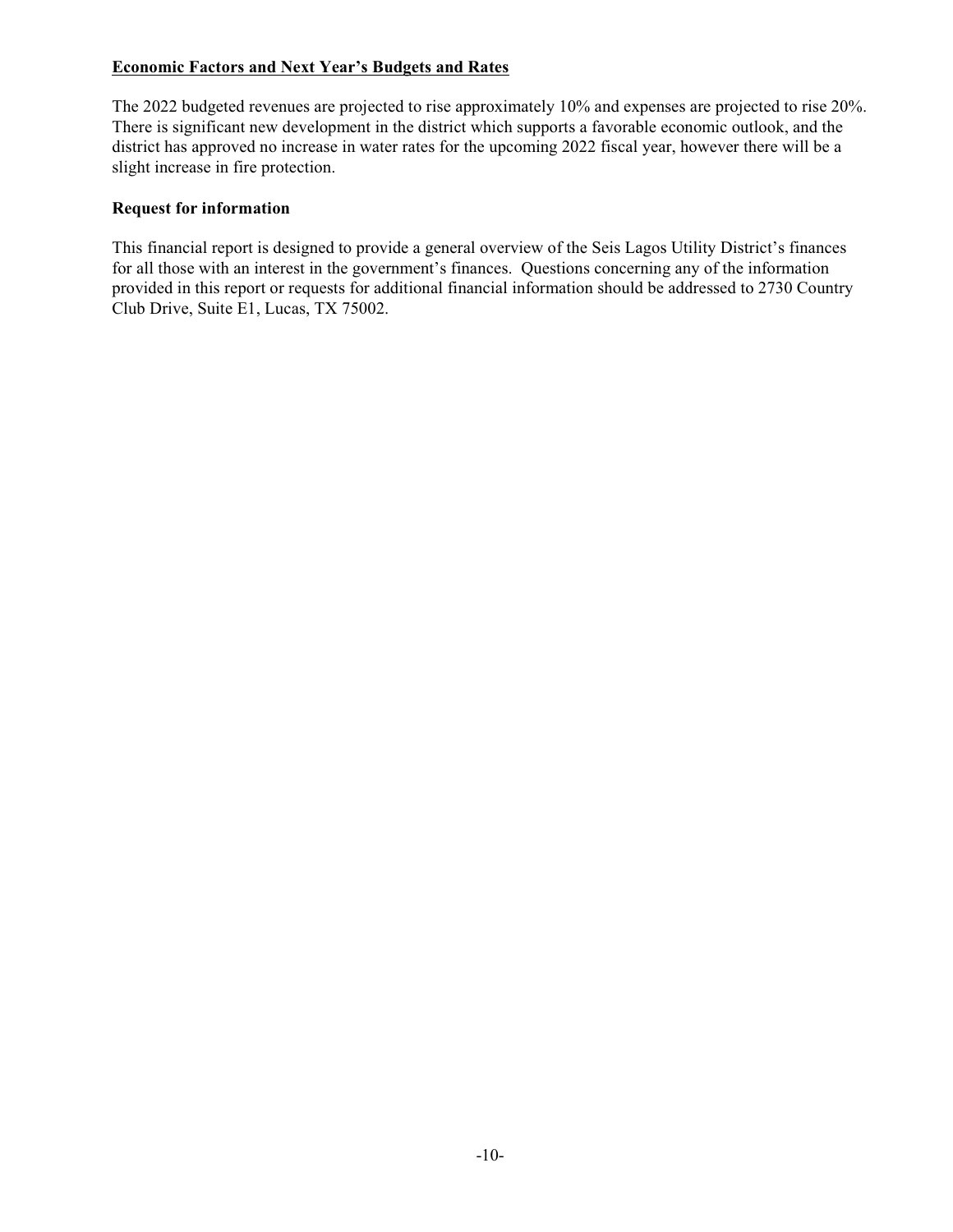## **Economic Factors and Next Year's Budgets and Rates**

The 2022 budgeted revenues are projected to rise approximately 10% and expenses are projected to rise 20%. There is significant new development in the district which supports a favorable economic outlook, and the district has approved no increase in water rates for the upcoming 2022 fiscal year, however there will be a slight increase in fire protection.

## **Request for information**

This financial report is designed to provide a general overview of the Seis Lagos Utility District's finances for all those with an interest in the government's finances. Questions concerning any of the information provided in this report or requests for additional financial information should be addressed to 2730 Country Club Drive, Suite E1, Lucas, TX 75002.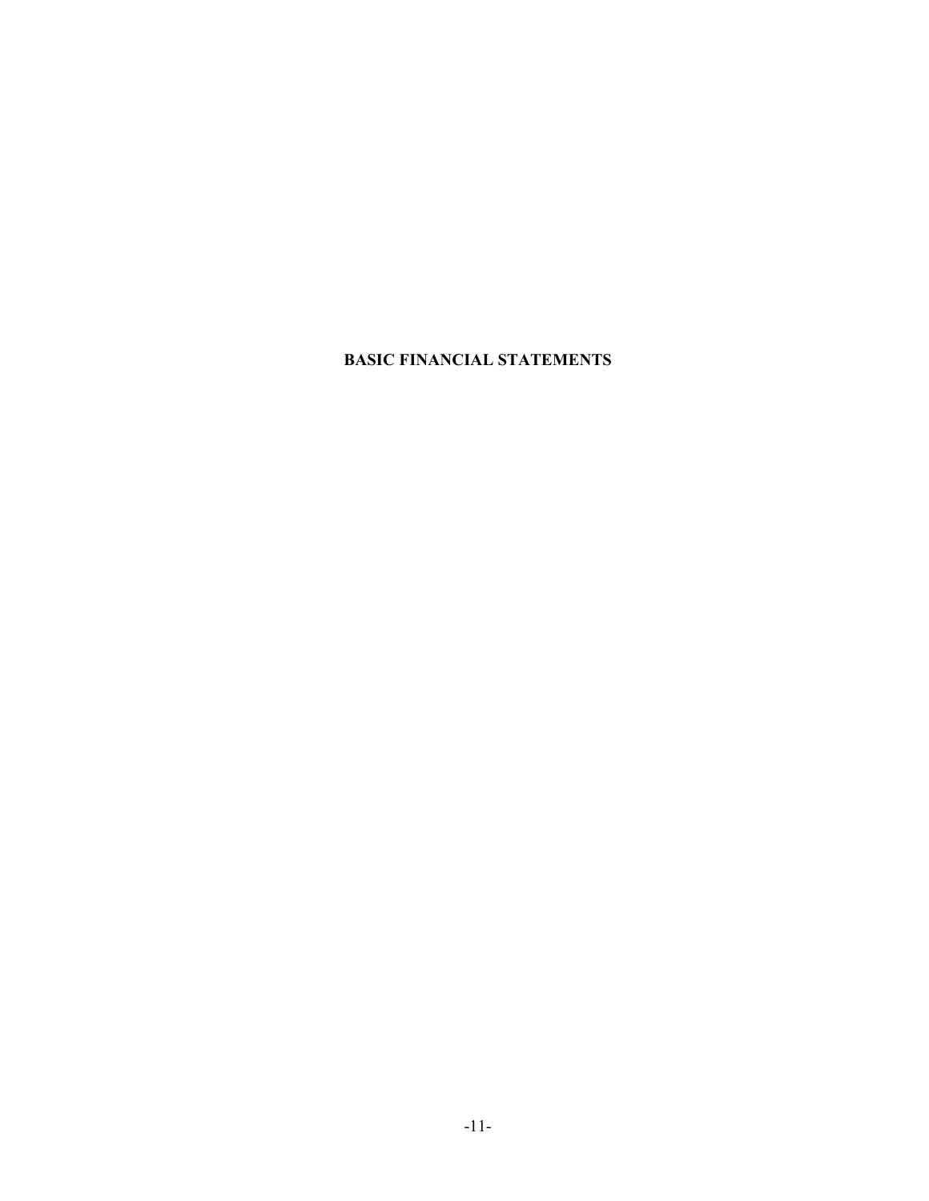# BASIC FINANCIAL STATEMENTS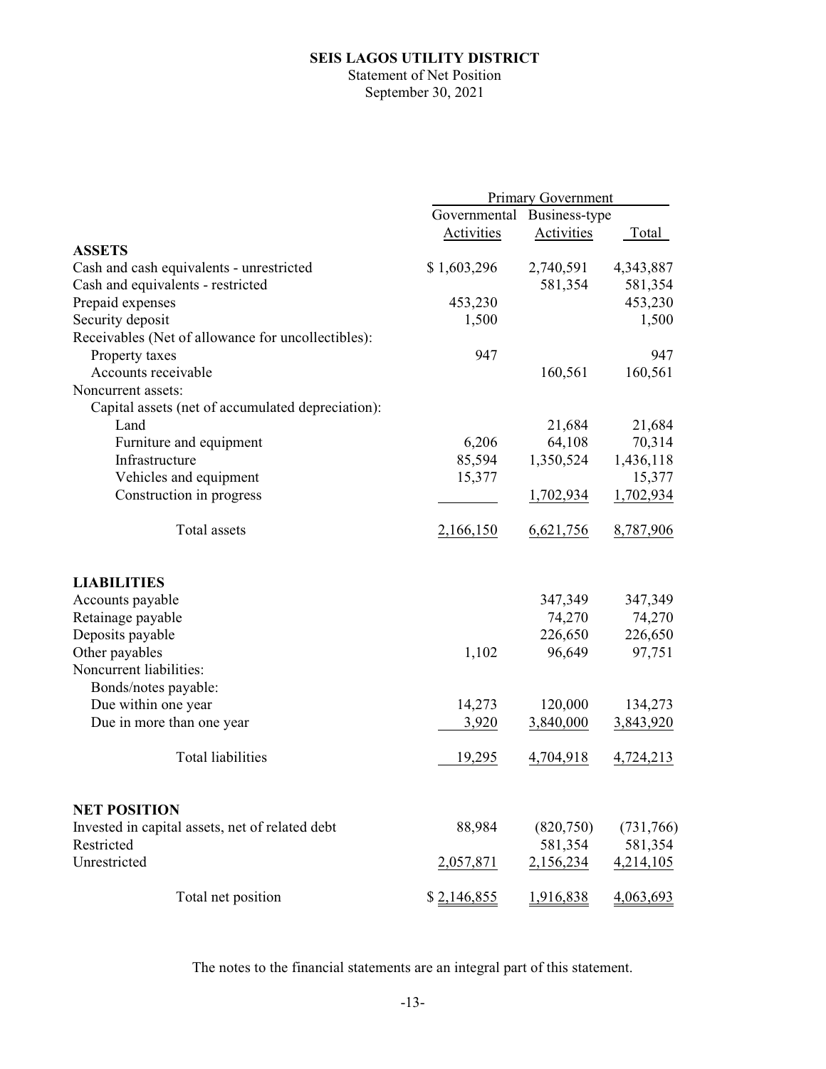# SEIS LAGOS UTILITY DISTRICT

Statement of Net Position
September 30, 2021

| | Primary Government | | |
|---|---|---|---|
| | Governmental Activities | Business-type Activities | Total |
| **ASSETS** | | | |
| Cash and cash equivalents - unrestricted | $ 1,603,296 | 2,740,591 | 4,343,887 |
| Cash and equivalents - restricted | | 581,354 | 581,354 |
| Prepaid expenses | 453,230 | | 453,230 |
| Security deposit | 1,500 | | 1,500 |
| Receivables (Net of allowance for uncollectibles): | | | |
| Property taxes | 947 | | 947 |
| Accounts receivable | | 160,561 | 160,561 |
| Noncurrent assets: | | | |
| Capital assets (net of accumulated depreciation): | | | |
| Land | | 21,684 | 21,684 |
| Furniture and equipment | 6,206 | 64,108 | 70,314 |
| Infrastructure | 85,594 | 1,350,524 | 1,436,118 |
| Vehicles and equipment | 15,377 | | 15,377 |
| Construction in progress | | 1,702,934 | 1,702,934 |
| Total assets | 2,166,150 | 6,621,756 | 8,787,906 |
| **LIABILITIES** | | | |
| Accounts payable | | 347,349 | 347,349 |
| Retainage payable | | 74,270 | 74,270 |
| Deposits payable | | 226,650 | 226,650 |
| Other payables | 1,102 | 96,649 | 97,751 |
| Noncurrent liabilities: | | | |
| Bonds/notes payable: | | | |
| Due within one year | 14,273 | 120,000 | 134,273 |
| Due in more than one year | 3,920 | 3,840,000 | 3,843,920 |
| Total liabilities | 19,295 | 4,704,918 | 4,724,213 |
| **NET POSITION** | | | |
| Invested in capital assets, net of related debt | 88,984 | (820,750) | (731,766) |
| Restricted | | 581,354 | 581,354 |
| Unrestricted | 2,057,871 | 2,156,234 | 4,214,105 |
| Total net position | $ 2,146,855 | 1,916,838 | 4,063,693 |

The notes to the financial statements are an integral part of this statement.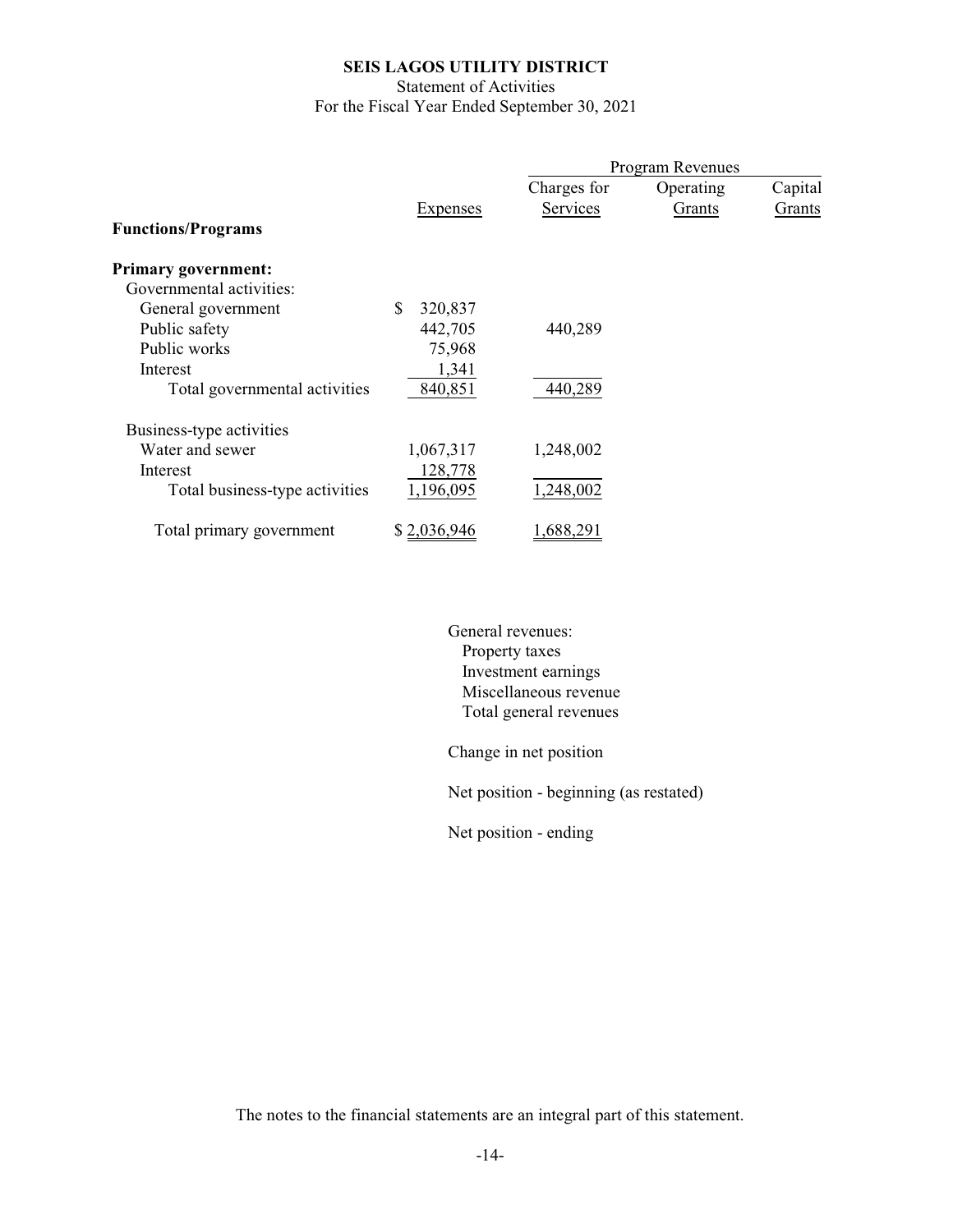**SEIS LAGOS UTILITY DISTRICT**

Statement of Activities

For the Fiscal Year Ended September 30, 2021

| | | Program Revenues | | |
|---|---|---|---|---|
| **Functions/Programs** | Expenses | Charges for Services | Operating Grants | Capital Grants |
| **Primary government:** | | | | |
| Governmental activities: | | | | |
| General government | $ 320,837 | | | |
| Public safety | 442,705 | 440,289 | | |
| Public works | 75,968 | | | |
| Interest | 1,341 | | | |
| Total governmental activities | 840,851 | 440,289 | | |
| Business-type activities | | | | |
| Water and sewer | 1,067,317 | 1,248,002 | | |
| Interest | 128,778 | | | |
| Total business-type activities | 1,196,095 | 1,248,002 | | |
| Total primary government | $ 2,036,946 | 1,688,291 | | |

General revenues:
- Property taxes
- Investment earnings
- Miscellaneous revenue
- Total general revenues

Change in net position

Net position - beginning (as restated)

Net position - ending

The notes to the financial statements are an integral part of this statement.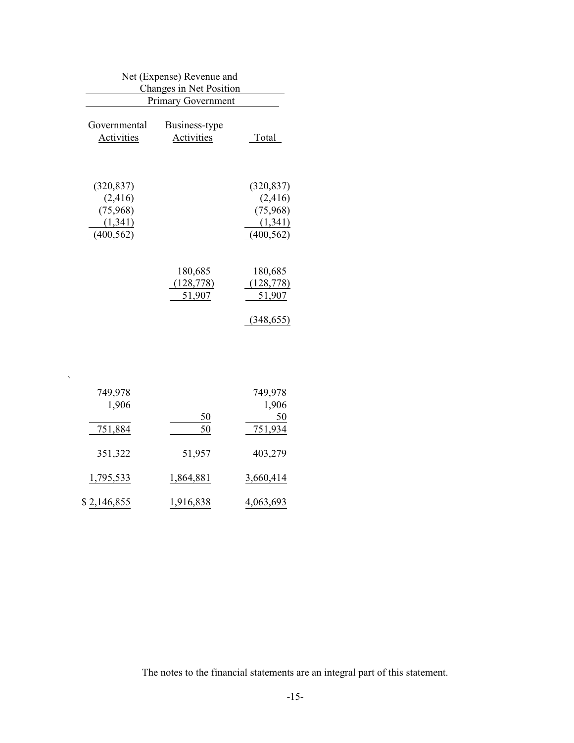| Net (Expense) Revenue and Changes in Net Position | | |
|---|---|---|
| Primary Government | | |
| Governmental Activities | Business-type Activities | Total |
| | | |
| (320,837) | | (320,837) |
| (2,416) | | (2,416) |
| (75,968) | | (75,968) |
| (1,341) | | (1,341) |
| (400,562) | | (400,562) |
| | | |
| | 180,685 | 180,685 |
| | (128,778) | (128,778) |
| | 51,907 | 51,907 |
| | | |
| | | (348,655) |
| | | |
| 749,978 | | 749,978 |
| 1,906 | | 1,906 |
| | 50 | 50 |
| 751,884 | 50 | 751,934 |
| | | |
| 351,322 | 51,957 | 403,279 |
| | | |
| 1,795,533 | 1,864,881 | 3,660,414 |
| | | |
| $ 2,146,855 | 1,916,838 | 4,063,693 |

The notes to the financial statements are an integral part of this statement.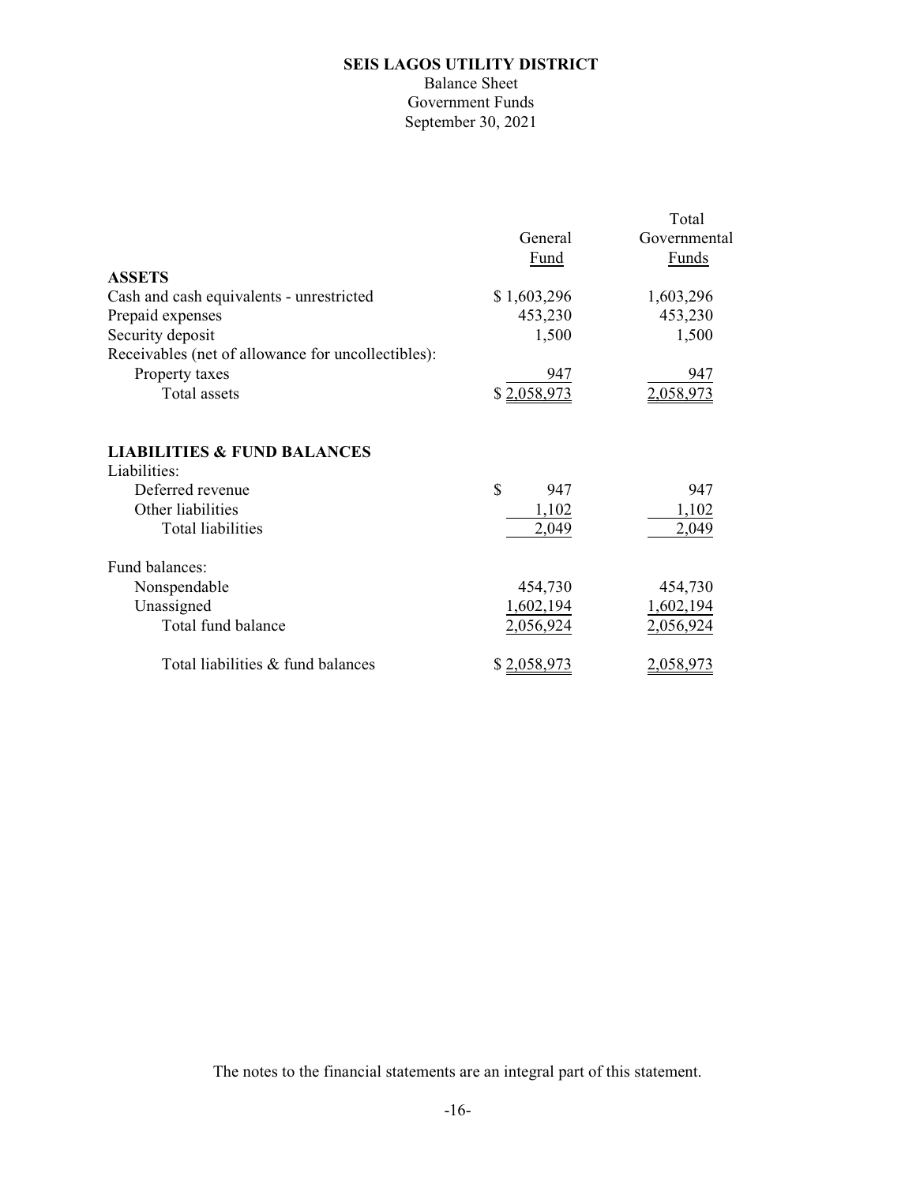**SEIS LAGOS UTILITY DISTRICT**

Balance Sheet
Government Funds
September 30, 2021

| | General Fund | Total Governmental Funds |
|---|---|---|
| **ASSETS** | | |
| Cash and cash equivalents - unrestricted | $ 1,603,296 | 1,603,296 |
| Prepaid expenses | 453,230 | 453,230 |
| Security deposit | 1,500 | 1,500 |
| Receivables (net of allowance for uncollectibles): | | |
| Property taxes | 947 | 947 |
| Total assets | $ 2,058,973 | 2,058,973 |
| | | |
| **LIABILITIES & FUND BALANCES** | | |
| Liabilities: | | |
| Deferred revenue | $ 947 | 947 |
| Other liabilities | 1,102 | 1,102 |
| Total liabilities | 2,049 | 2,049 |
| | | |
| Fund balances: | | |
| Nonspendable | 454,730 | 454,730 |
| Unassigned | 1,602,194 | 1,602,194 |
| Total fund balance | 2,056,924 | 2,056,924 |
| | | |
| Total liabilities & fund balances | $ 2,058,973 | 2,058,973 |

The notes to the financial statements are an integral part of this statement.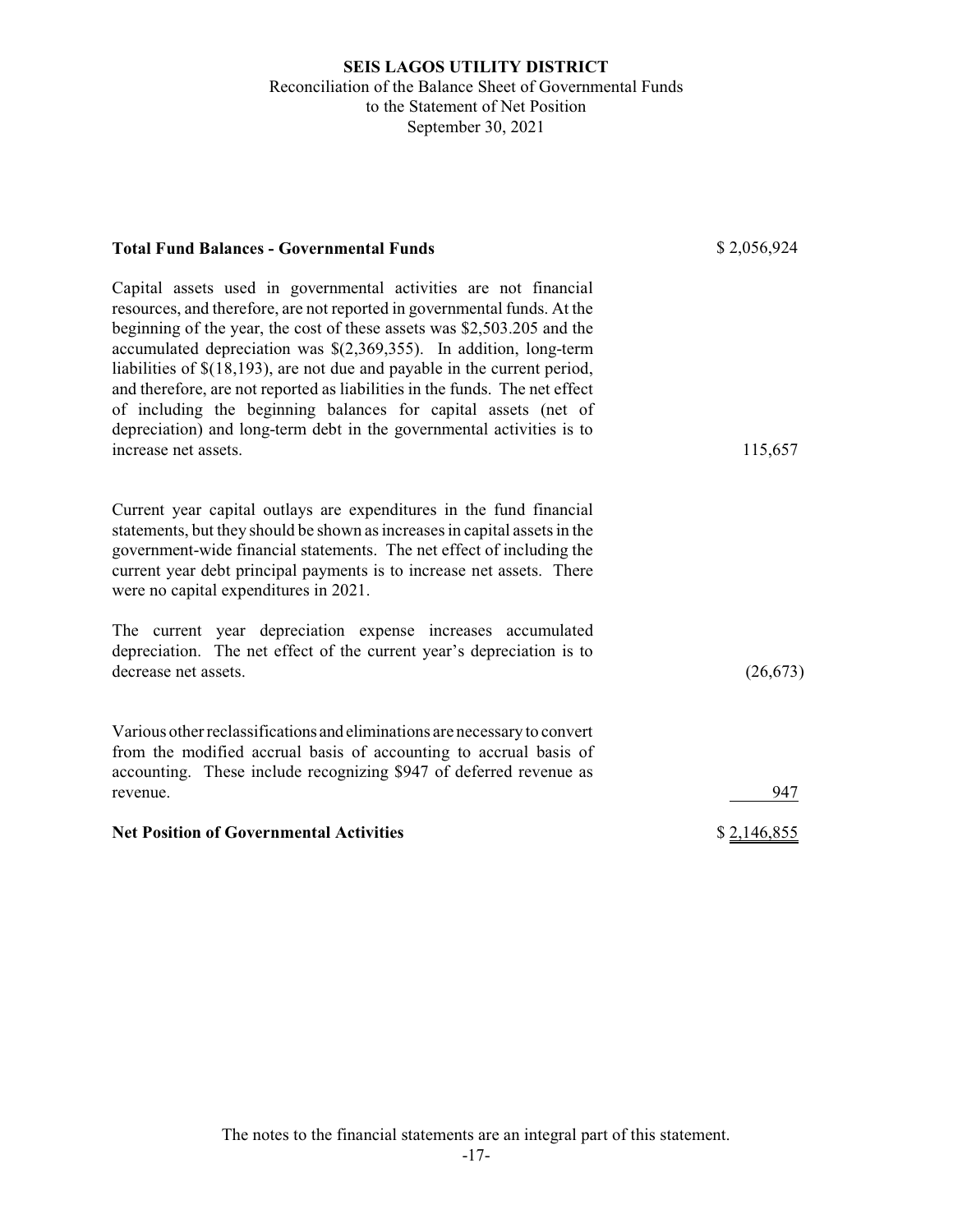# SEIS LAGOS UTILITY DISTRICT

Reconciliation of the Balance Sheet of Governmental Funds
to the Statement of Net Position
September 30, 2021

| | |
|---|---|
| **Total Fund Balances - Governmental Funds** | $ 2,056,924 |
| Capital assets used in governmental activities are not financial resources, and therefore, are not reported in governmental funds. At the beginning of the year, the cost of these assets was $2,503.205 and the accumulated depreciation was $(2,369,355). In addition, long-term liabilities of $(18,193), are not due and payable in the current period, and therefore, are not reported as liabilities in the funds. The net effect of including the beginning balances for capital assets (net of depreciation) and long-term debt in the governmental activities is to increase net assets. | 115,657 |
| Current year capital outlays are expenditures in the fund financial statements, but they should be shown as increases in capital assets in the government-wide financial statements. The net effect of including the current year debt principal payments is to increase net assets. There were no capital expenditures in 2021. | |
| The current year depreciation expense increases accumulated depreciation. The net effect of the current year's depreciation is to decrease net assets. | (26,673) |
| Various other reclassifications and eliminations are necessary to convert from the modified accrual basis of accounting to accrual basis of accounting. These include recognizing $947 of deferred revenue as revenue. | 947 |
| **Net Position of Governmental Activities** | $ 2,146,855 |

The notes to the financial statements are an integral part of this statement.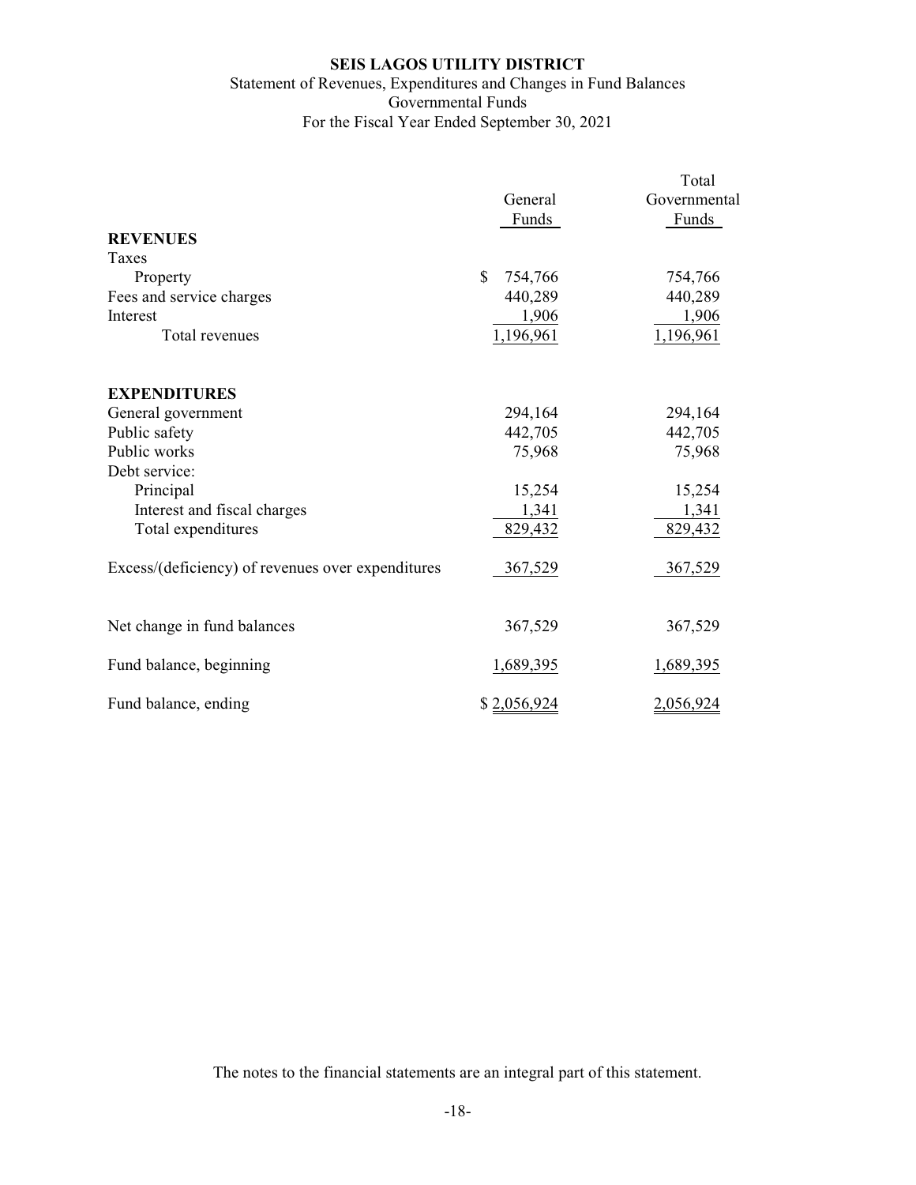**SEIS LAGOS UTILITY DISTRICT**

Statement of Revenues, Expenditures and Changes in Fund Balances
Governmental Funds
For the Fiscal Year Ended September 30, 2021

| | General Funds | Total Governmental Funds |
|---|---|---|
| **REVENUES** | | |
| Taxes | | |
| Property | $ 754,766 | 754,766 |
| Fees and service charges | 440,289 | 440,289 |
| Interest | 1,906 | 1,906 |
| Total revenues | 1,196,961 | 1,196,961 |
| | | |
| **EXPENDITURES** | | |
| General government | 294,164 | 294,164 |
| Public safety | 442,705 | 442,705 |
| Public works | 75,968 | 75,968 |
| Debt service: | | |
| Principal | 15,254 | 15,254 |
| Interest and fiscal charges | 1,341 | 1,341 |
| Total expenditures | 829,432 | 829,432 |
| | | |
| Excess/(deficiency) of revenues over expenditures | 367,529 | 367,529 |
| | | |
| Net change in fund balances | 367,529 | 367,529 |
| | | |
| Fund balance, beginning | 1,689,395 | 1,689,395 |
| | | |
| Fund balance, ending | $ 2,056,924 | 2,056,924 |

The notes to the financial statements are an integral part of this statement.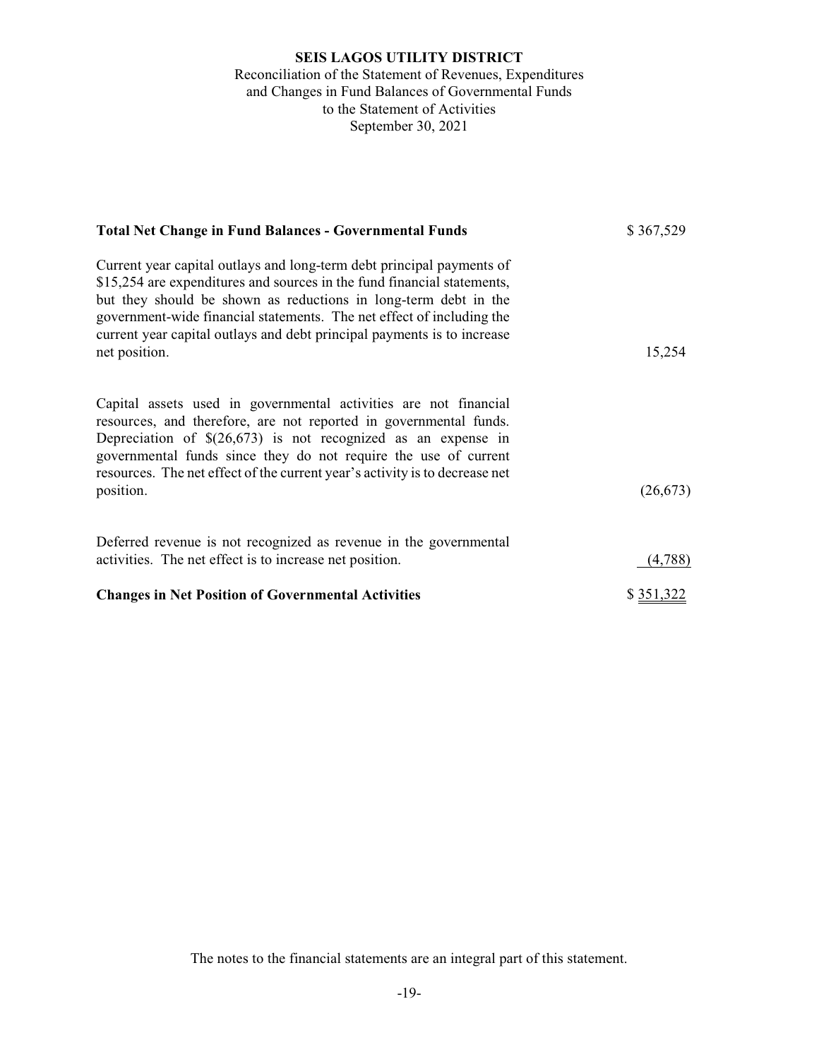**SEIS LAGOS UTILITY DISTRICT**

Reconciliation of the Statement of Revenues, Expenditures and Changes in Fund Balances of Governmental Funds to the Statement of Activities

September 30, 2021

| | |
|---|---|
| **Total Net Change in Fund Balances - Governmental Funds** | $ 367,529 |
| Current year capital outlays and long-term debt principal payments of $15,254 are expenditures and sources in the fund financial statements, but they should be shown as reductions in long-term debt in the government-wide financial statements. The net effect of including the current year capital outlays and debt principal payments is to increase net position. | 15,254 |
| Capital assets used in governmental activities are not financial resources, and therefore, are not reported in governmental funds. Depreciation of $(26,673) is not recognized as an expense in governmental funds since they do not require the use of current resources. The net effect of the current year's activity is to decrease net position. | (26,673) |
| Deferred revenue is not recognized as revenue in the governmental activities. The net effect is to increase net position. | (4,788) |
| **Changes in Net Position of Governmental Activities** | $ 351,322 |

The notes to the financial statements are an integral part of this statement.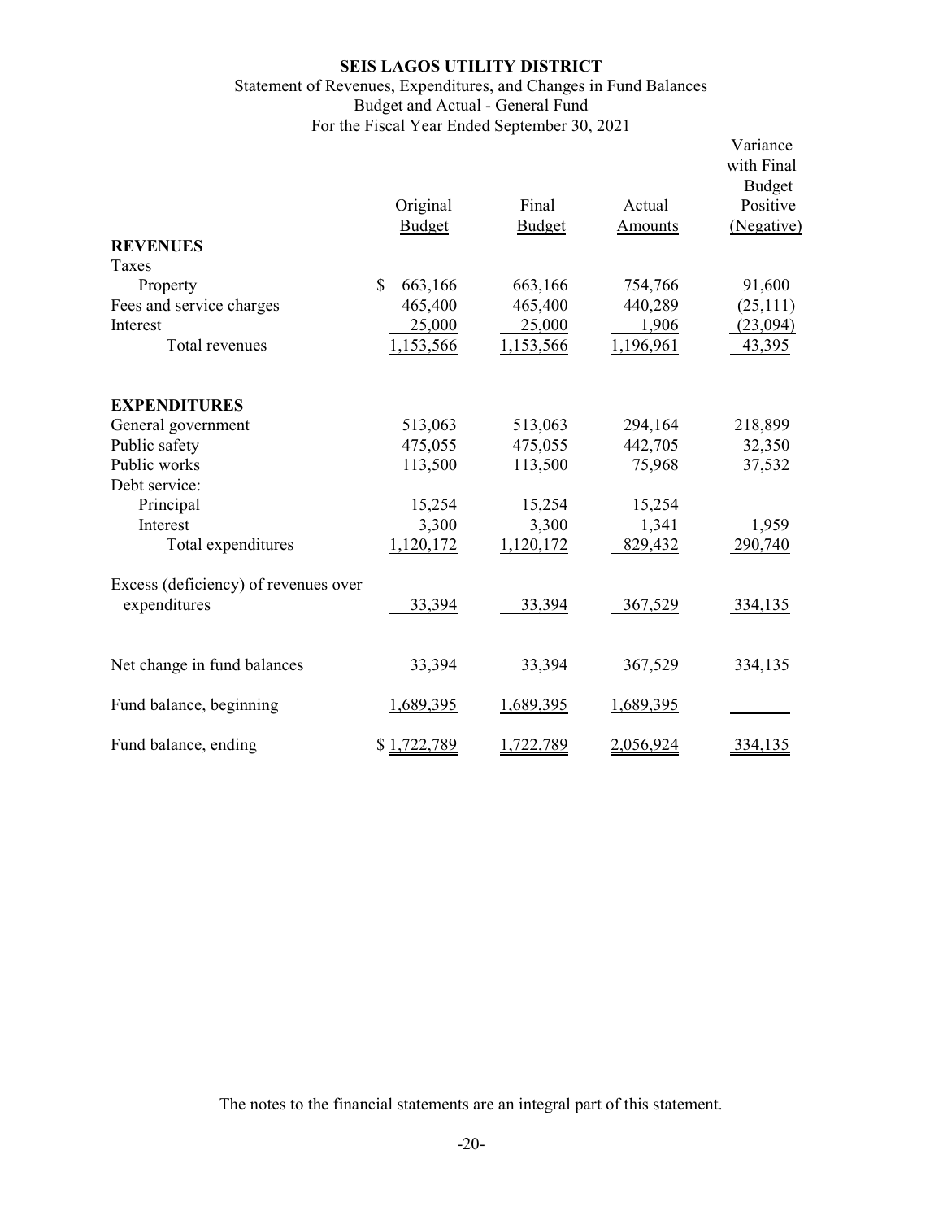**SEIS LAGOS UTILITY DISTRICT**

Statement of Revenues, Expenditures, and Changes in Fund Balances
Budget and Actual - General Fund
For the Fiscal Year Ended September 30, 2021

| | Original Budget | Final Budget | Actual Amounts | Variance with Final Budget Positive (Negative) |
|---|---|---|---|---|
| **REVENUES** | | | | |
| Taxes | | | | |
| Property | $ 663,166 | 663,166 | 754,766 | 91,600 |
| Fees and service charges | 465,400 | 465,400 | 440,289 | (25,111) |
| Interest | 25,000 | 25,000 | 1,906 | (23,094) |
| Total revenues | 1,153,566 | 1,153,566 | 1,196,961 | 43,395 |
| **EXPENDITURES** | | | | |
| General government | 513,063 | 513,063 | 294,164 | 218,899 |
| Public safety | 475,055 | 475,055 | 442,705 | 32,350 |
| Public works | 113,500 | 113,500 | 75,968 | 37,532 |
| Debt service: | | | | |
| Principal | 15,254 | 15,254 | 15,254 | |
| Interest | 3,300 | 3,300 | 1,341 | 1,959 |
| Total expenditures | 1,120,172 | 1,120,172 | 829,432 | 290,740 |
| Excess (deficiency) of revenues over expenditures | 33,394 | 33,394 | 367,529 | 334,135 |
| Net change in fund balances | 33,394 | 33,394 | 367,529 | 334,135 |
| Fund balance, beginning | 1,689,395 | 1,689,395 | 1,689,395 | |
| Fund balance, ending | $ 1,722,789 | 1,722,789 | 2,056,924 | 334,135 |

The notes to the financial statements are an integral part of this statement.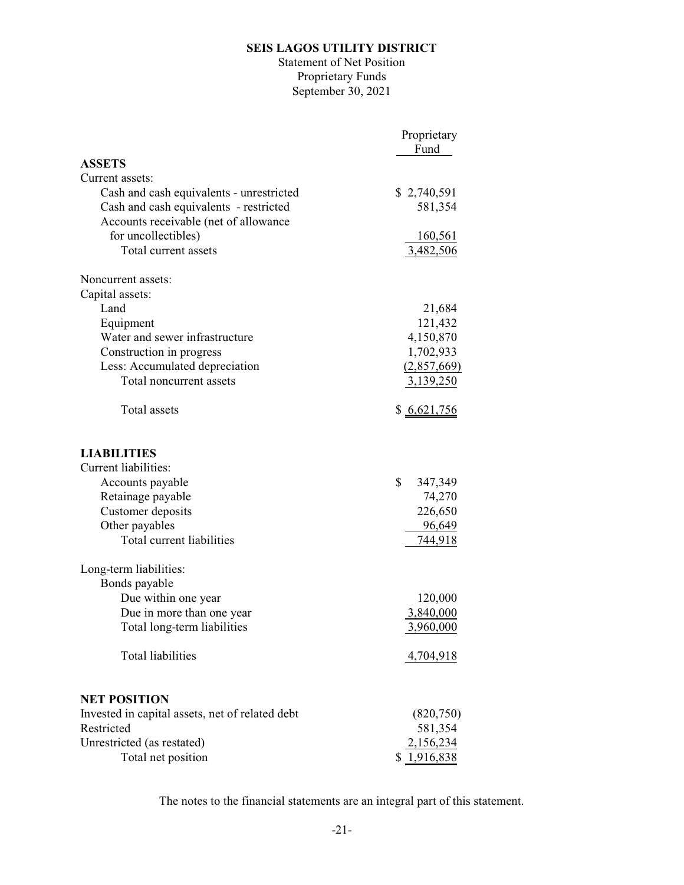# SEIS LAGOS UTILITY DISTRICT

Statement of Net Position
Proprietary Funds
September 30, 2021

| | Proprietary Fund |
|---|---|
| **ASSETS** | |
| Current assets: | |
| Cash and cash equivalents - unrestricted | $ 2,740,591 |
| Cash and cash equivalents - restricted | 581,354 |
| Accounts receivable (net of allowance for uncollectibles) | 160,561 |
| Total current assets | 3,482,506 |
| Noncurrent assets: | |
| Capital assets: | |
| Land | 21,684 |
| Equipment | 121,432 |
| Water and sewer infrastructure | 4,150,870 |
| Construction in progress | 1,702,933 |
| Less: Accumulated depreciation | (2,857,669) |
| Total noncurrent assets | 3,139,250 |
| Total assets | $ 6,621,756 |
| **LIABILITIES** | |
| Current liabilities: | |
| Accounts payable | $ 347,349 |
| Retainage payable | 74,270 |
| Customer deposits | 226,650 |
| Other payables | 96,649 |
| Total current liabilities | 744,918 |
| Long-term liabilities: | |
| Bonds payable | |
| Due within one year | 120,000 |
| Due in more than one year | 3,840,000 |
| Total long-term liabilities | 3,960,000 |
| Total liabilities | 4,704,918 |
| **NET POSITION** | |
| Invested in capital assets, net of related debt | (820,750) |
| Restricted | 581,354 |
| Unrestricted (as restated) | 2,156,234 |
| Total net position | $ 1,916,838 |

The notes to the financial statements are an integral part of this statement.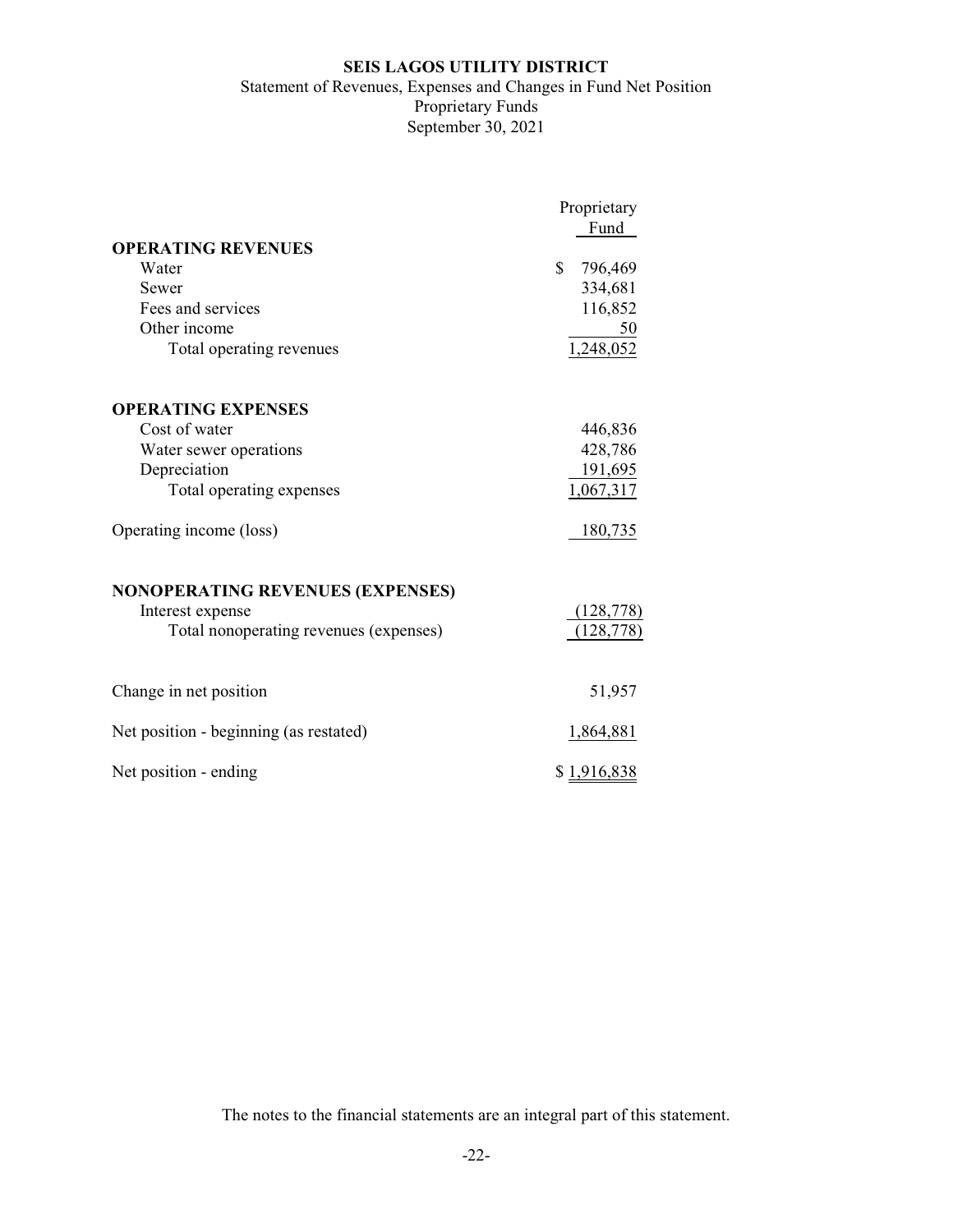**SEIS LAGOS UTILITY DISTRICT**

Statement of Revenues, Expenses and Changes in Fund Net Position
Proprietary Funds
September 30, 2021

| | Proprietary Fund |
|---|---|
| **OPERATING REVENUES** | |
| Water | $ 796,469 |
| Sewer | 334,681 |
| Fees and services | 116,852 |
| Other income | 50 |
| Total operating revenues | 1,248,052 |
| | |
| **OPERATING EXPENSES** | |
| Cost of water | 446,836 |
| Water sewer operations | 428,786 |
| Depreciation | 191,695 |
| Total operating expenses | 1,067,317 |
| | |
| Operating income (loss) | 180,735 |
| | |
| **NONOPERATING REVENUES (EXPENSES)** | |
| Interest expense | (128,778) |
| Total nonoperating revenues (expenses) | (128,778) |
| | |
| Change in net position | 51,957 |
| | |
| Net position - beginning (as restated) | 1,864,881 |
| | |
| Net position - ending | $ 1,916,838 |

The notes to the financial statements are an integral part of this statement.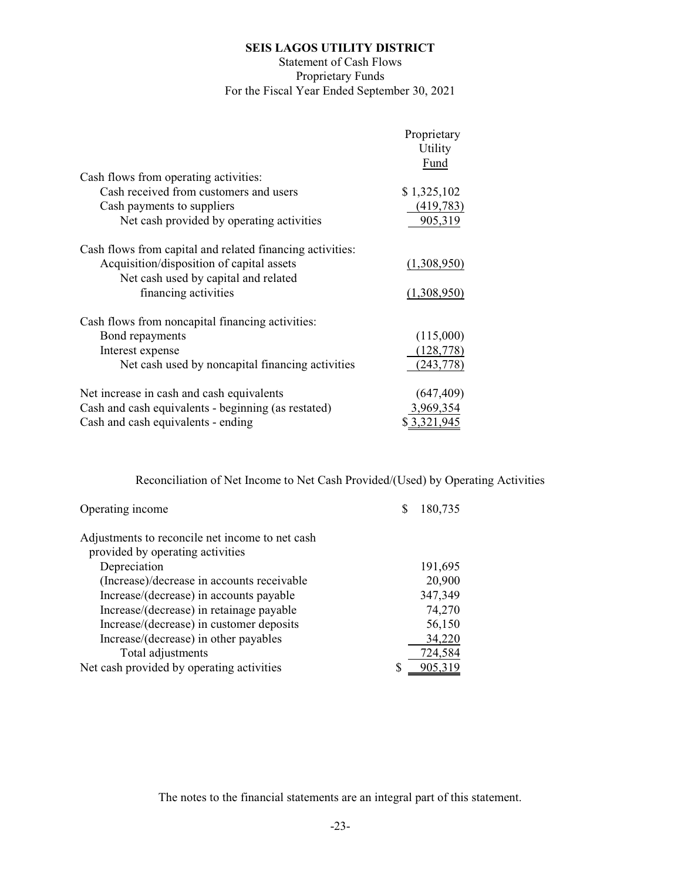# SEIS LAGOS UTILITY DISTRICT

Statement of Cash Flows
Proprietary Funds
For the Fiscal Year Ended September 30, 2021

| | Proprietary Utility Fund |
|---|---|
| Cash flows from operating activities: | |
| Cash received from customers and users | $ 1,325,102 |
| Cash payments to suppliers | (419,783) |
| Net cash provided by operating activities | 905,319 |
| | |
| Cash flows from capital and related financing activities: | |
| Acquisition/disposition of capital assets | (1,308,950) |
| Net cash used by capital and related financing activities | (1,308,950) |
| | |
| Cash flows from noncapital financing activities: | |
| Bond repayments | (115,000) |
| Interest expense | (128,778) |
| Net cash used by noncapital financing activities | (243,778) |
| | |
| Net increase in cash and cash equivalents | (647,409) |
| Cash and cash equivalents - beginning (as restated) | 3,969,354 |
| Cash and cash equivalents - ending | $ 3,321,945 |

Reconciliation of Net Income to Net Cash Provided/(Used) by Operating Activities

| | |
|---|---|
| Operating income | $ 180,735 |
| | |
| Adjustments to reconcile net income to net cash provided by operating activities | |
| Depreciation | 191,695 |
| (Increase)/decrease in accounts receivable | 20,900 |
| Increase/(decrease) in accounts payable | 347,349 |
| Increase/(decrease) in retainage payable | 74,270 |
| Increase/(decrease) in customer deposits | 56,150 |
| Increase/(decrease) in other payables | 34,220 |
| Total adjustments | 724,584 |
| Net cash provided by operating activities | $ 905,319 |

The notes to the financial statements are an integral part of this statement.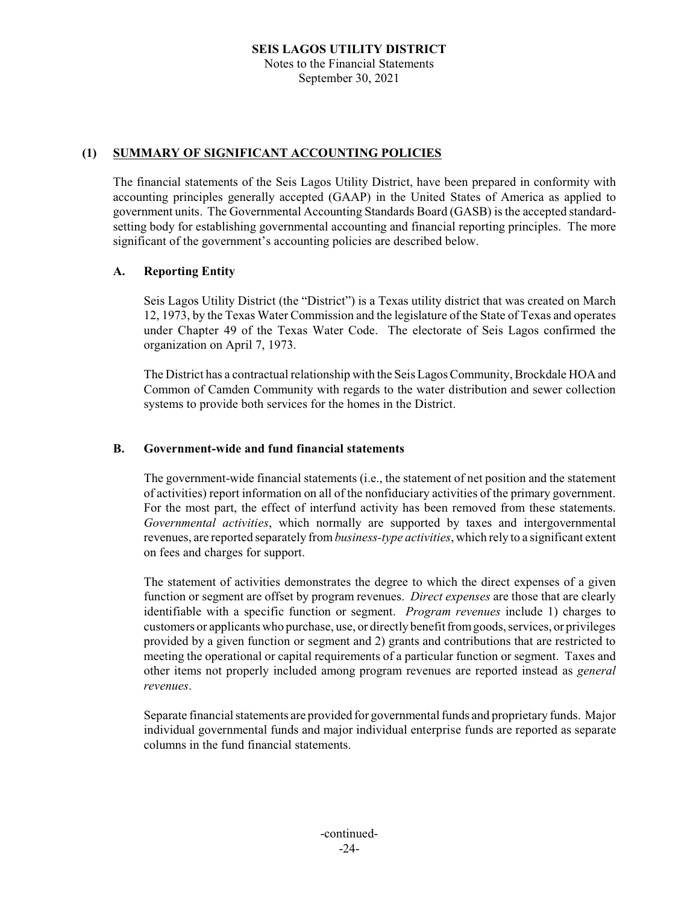## (1) SUMMARY OF SIGNIFICANT ACCOUNTING POLICIES

The financial statements of the Seis Lagos Utility District, have been prepared in conformity with accounting principles generally accepted (GAAP) in the United States of America as applied to government units. The Governmental Accounting Standards Board (GASB) is the accepted standard-setting body for establishing governmental accounting and financial reporting principles. The more significant of the government's accounting policies are described below.

### A. Reporting Entity

Seis Lagos Utility District (the "District") is a Texas utility district that was created on March 12, 1973, by the Texas Water Commission and the legislature of the State of Texas and operates under Chapter 49 of the Texas Water Code. The electorate of Seis Lagos confirmed the organization on April 7, 1973.

The District has a contractual relationship with the Seis Lagos Community, Brockdale HOA and Common of Camden Community with regards to the water distribution and sewer collection systems to provide both services for the homes in the District.

### B. Government-wide and fund financial statements

The government-wide financial statements (i.e., the statement of net position and the statement of activities) report information on all of the nonfiduciary activities of the primary government. For the most part, the effect of interfund activity has been removed from these statements. *Governmental activities*, which normally are supported by taxes and intergovernmental revenues, are reported separately from *business-type activities*, which rely to a significant extent on fees and charges for support.

The statement of activities demonstrates the degree to which the direct expenses of a given function or segment are offset by program revenues. *Direct expenses* are those that are clearly identifiable with a specific function or segment. *Program revenues* include 1) charges to customers or applicants who purchase, use, or directly benefit from goods, services, or privileges provided by a given function or segment and 2) grants and contributions that are restricted to meeting the operational or capital requirements of a particular function or segment. Taxes and other items not properly included among program revenues are reported instead as *general revenues*.

Separate financial statements are provided for governmental funds and proprietary funds. Major individual governmental funds and major individual enterprise funds are reported as separate columns in the fund financial statements.

-continued-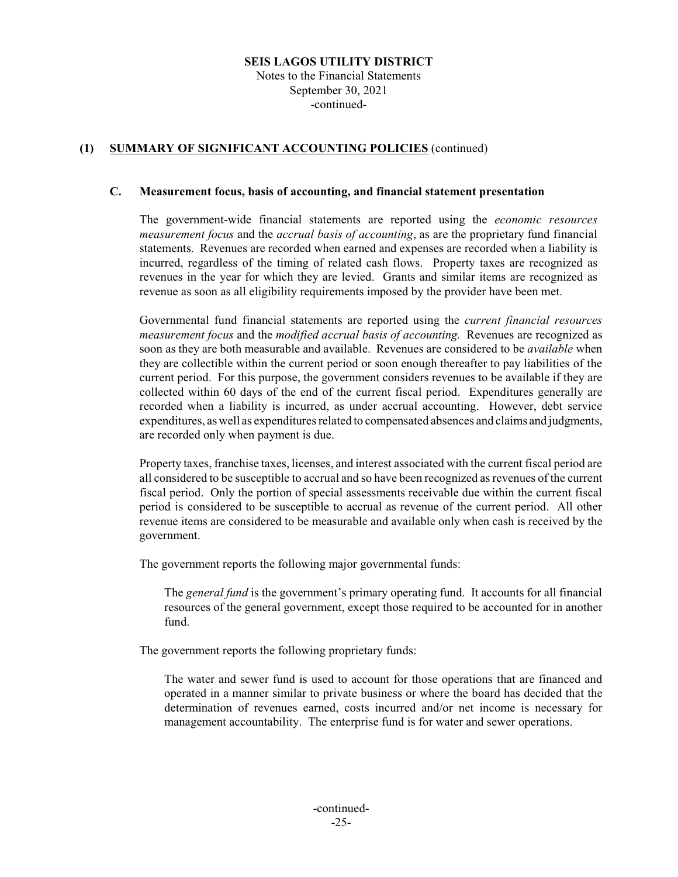## (1) SUMMARY OF SIGNIFICANT ACCOUNTING POLICIES (continued)

### C. Measurement focus, basis of accounting, and financial statement presentation

The government-wide financial statements are reported using the *economic resources measurement focus* and the *accrual basis of accounting*, as are the proprietary fund financial statements. Revenues are recorded when earned and expenses are recorded when a liability is incurred, regardless of the timing of related cash flows. Property taxes are recognized as revenues in the year for which they are levied. Grants and similar items are recognized as revenue as soon as all eligibility requirements imposed by the provider have been met.

Governmental fund financial statements are reported using the *current financial resources measurement focus* and the *modified accrual basis of accounting.* Revenues are recognized as soon as they are both measurable and available. Revenues are considered to be *available* when they are collectible within the current period or soon enough thereafter to pay liabilities of the current period. For this purpose, the government considers revenues to be available if they are collected within 60 days of the end of the current fiscal period. Expenditures generally are recorded when a liability is incurred, as under accrual accounting. However, debt service expenditures, as well as expenditures related to compensated absences and claims and judgments, are recorded only when payment is due.

Property taxes, franchise taxes, licenses, and interest associated with the current fiscal period are all considered to be susceptible to accrual and so have been recognized as revenues of the current fiscal period. Only the portion of special assessments receivable due within the current fiscal period is considered to be susceptible to accrual as revenue of the current period. All other revenue items are considered to be measurable and available only when cash is received by the government.

The government reports the following major governmental funds:

> The *general fund* is the government's primary operating fund. It accounts for all financial resources of the general government, except those required to be accounted for in another fund.

The government reports the following proprietary funds:

> The water and sewer fund is used to account for those operations that are financed and operated in a manner similar to private business or where the board has decided that the determination of revenues earned, costs incurred and/or net income is necessary for management accountability. The enterprise fund is for water and sewer operations.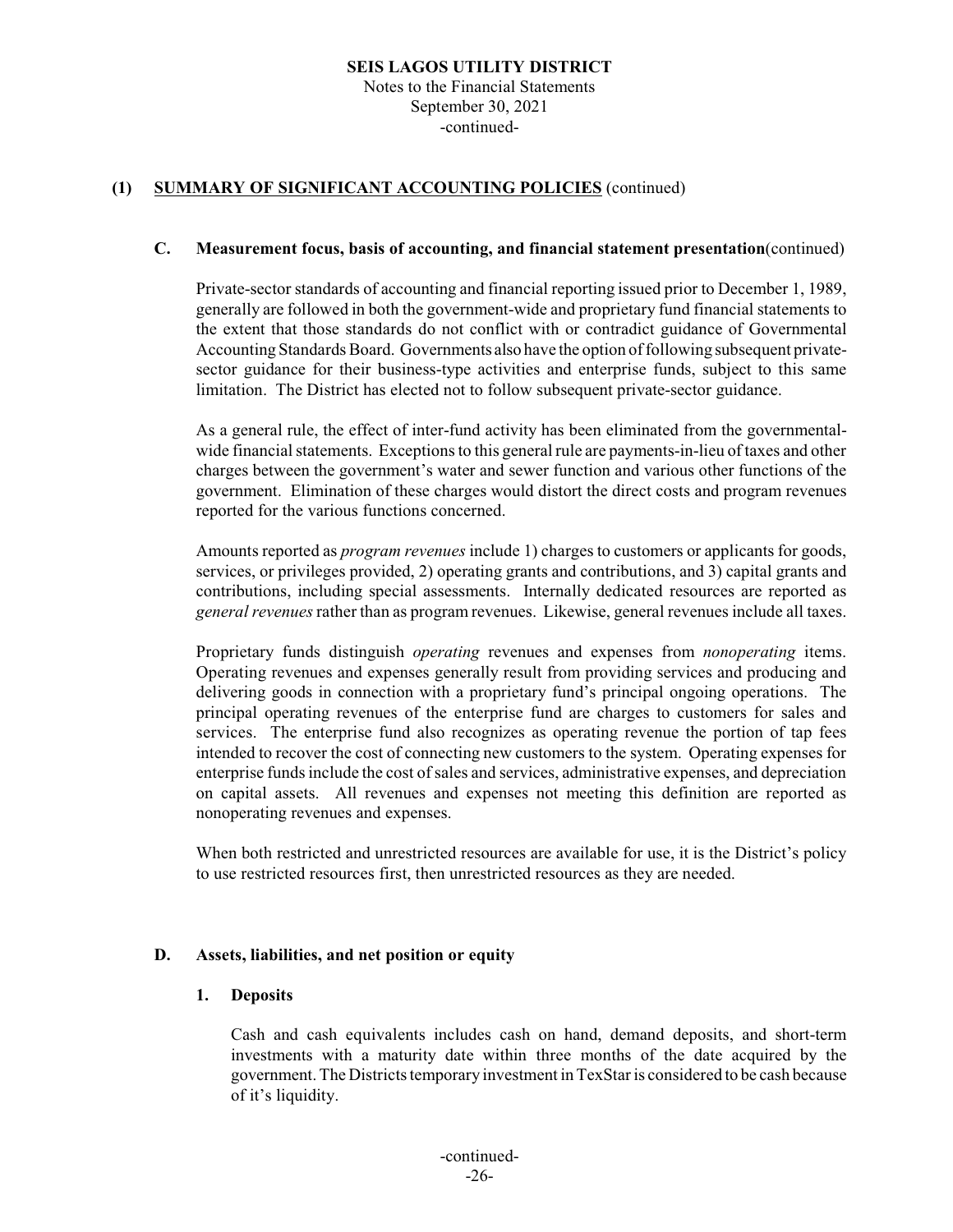## (1) SUMMARY OF SIGNIFICANT ACCOUNTING POLICIES (continued)

### C. Measurement focus, basis of accounting, and financial statement presentation(continued)

Private-sector standards of accounting and financial reporting issued prior to December 1, 1989, generally are followed in both the government-wide and proprietary fund financial statements to the extent that those standards do not conflict with or contradict guidance of Governmental Accounting Standards Board. Governments also have the option of following subsequent private-sector guidance for their business-type activities and enterprise funds, subject to this same limitation. The District has elected not to follow subsequent private-sector guidance.

As a general rule, the effect of inter-fund activity has been eliminated from the governmental-wide financial statements. Exceptions to this general rule are payments-in-lieu of taxes and other charges between the government's water and sewer function and various other functions of the government. Elimination of these charges would distort the direct costs and program revenues reported for the various functions concerned.

Amounts reported as *program revenues* include 1) charges to customers or applicants for goods, services, or privileges provided, 2) operating grants and contributions, and 3) capital grants and contributions, including special assessments. Internally dedicated resources are reported as *general revenues* rather than as program revenues. Likewise, general revenues include all taxes.

Proprietary funds distinguish *operating* revenues and expenses from *nonoperating* items. Operating revenues and expenses generally result from providing services and producing and delivering goods in connection with a proprietary fund's principal ongoing operations. The principal operating revenues of the enterprise fund are charges to customers for sales and services. The enterprise fund also recognizes as operating revenue the portion of tap fees intended to recover the cost of connecting new customers to the system. Operating expenses for enterprise funds include the cost of sales and services, administrative expenses, and depreciation on capital assets. All revenues and expenses not meeting this definition are reported as nonoperating revenues and expenses.

When both restricted and unrestricted resources are available for use, it is the District's policy to use restricted resources first, then unrestricted resources as they are needed.

### D. Assets, liabilities, and net position or equity

#### 1. Deposits

Cash and cash equivalents includes cash on hand, demand deposits, and short-term investments with a maturity date within three months of the date acquired by the government. The Districts temporary investment in TexStar is considered to be cash because of it's liquidity.

-continued-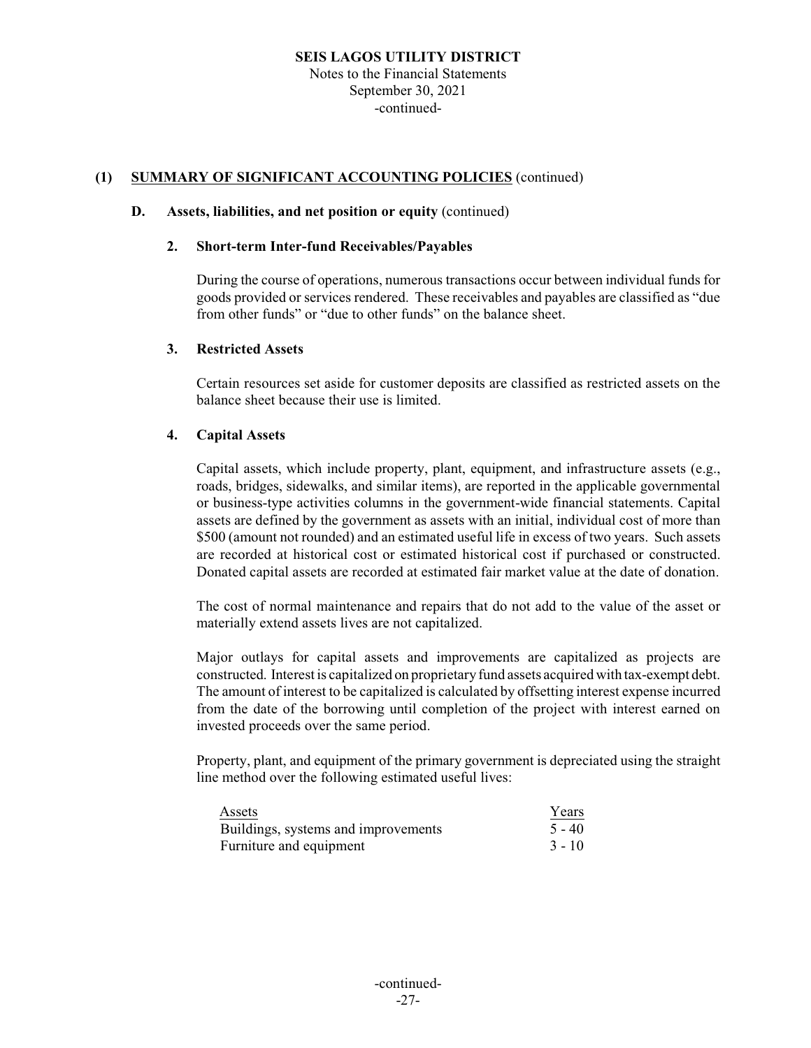## (1) SUMMARY OF SIGNIFICANT ACCOUNTING POLICIES (continued)

### D. Assets, liabilities, and net position or equity (continued)

#### 2. Short-term Inter-fund Receivables/Payables

During the course of operations, numerous transactions occur between individual funds for goods provided or services rendered. These receivables and payables are classified as "due from other funds" or "due to other funds" on the balance sheet.

#### 3. Restricted Assets

Certain resources set aside for customer deposits are classified as restricted assets on the balance sheet because their use is limited.

#### 4. Capital Assets

Capital assets, which include property, plant, equipment, and infrastructure assets (e.g., roads, bridges, sidewalks, and similar items), are reported in the applicable governmental or business-type activities columns in the government-wide financial statements. Capital assets are defined by the government as assets with an initial, individual cost of more than $500 (amount not rounded) and an estimated useful life in excess of two years. Such assets are recorded at historical cost or estimated historical cost if purchased or constructed. Donated capital assets are recorded at estimated fair market value at the date of donation.

The cost of normal maintenance and repairs that do not add to the value of the asset or materially extend assets lives are not capitalized.

Major outlays for capital assets and improvements are capitalized as projects are constructed. Interest is capitalized on proprietary fund assets acquired with tax-exempt debt. The amount of interest to be capitalized is calculated by offsetting interest expense incurred from the date of the borrowing until completion of the project with interest earned on invested proceeds over the same period.

Property, plant, and equipment of the primary government is depreciated using the straight line method over the following estimated useful lives:

| Assets | Years |
|---|---|
| Buildings, systems and improvements | 5 - 40 |
| Furniture and equipment | 3 - 10 |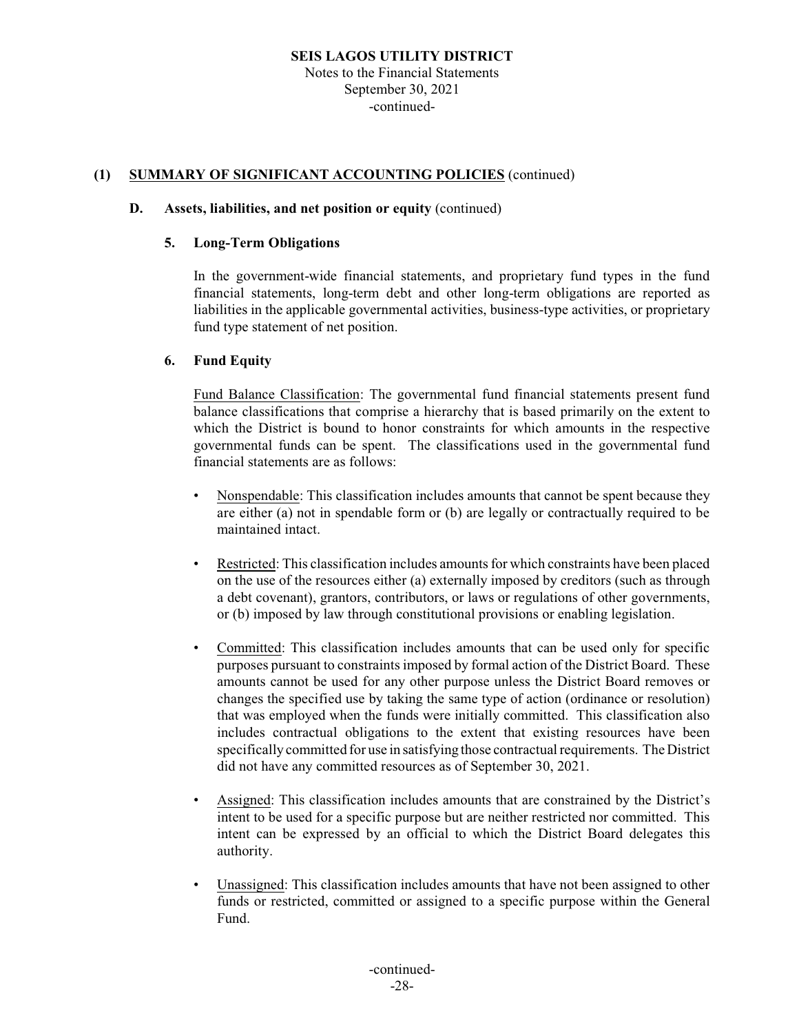## (1) SUMMARY OF SIGNIFICANT ACCOUNTING POLICIES (continued)

### D. Assets, liabilities, and net position or equity (continued)

#### 5. Long-Term Obligations

In the government-wide financial statements, and proprietary fund types in the fund financial statements, long-term debt and other long-term obligations are reported as liabilities in the applicable governmental activities, business-type activities, or proprietary fund type statement of net position.

#### 6. Fund Equity

Fund Balance Classification: The governmental fund financial statements present fund balance classifications that comprise a hierarchy that is based primarily on the extent to which the District is bound to honor constraints for which amounts in the respective governmental funds can be spent. The classifications used in the governmental fund financial statements are as follows:

- Nonspendable: This classification includes amounts that cannot be spent because they are either (a) not in spendable form or (b) are legally or contractually required to be maintained intact.

- Restricted: This classification includes amounts for which constraints have been placed on the use of the resources either (a) externally imposed by creditors (such as through a debt covenant), grantors, contributors, or laws or regulations of other governments, or (b) imposed by law through constitutional provisions or enabling legislation.

- Committed: This classification includes amounts that can be used only for specific purposes pursuant to constraints imposed by formal action of the District Board. These amounts cannot be used for any other purpose unless the District Board removes or changes the specified use by taking the same type of action (ordinance or resolution) that was employed when the funds were initially committed. This classification also includes contractual obligations to the extent that existing resources have been specifically committed for use in satisfying those contractual requirements. The District did not have any committed resources as of September 30, 2021.

- Assigned: This classification includes amounts that are constrained by the District's intent to be used for a specific purpose but are neither restricted nor committed. This intent can be expressed by an official to which the District Board delegates this authority.

- Unassigned: This classification includes amounts that have not been assigned to other funds or restricted, committed or assigned to a specific purpose within the General Fund.

-continued-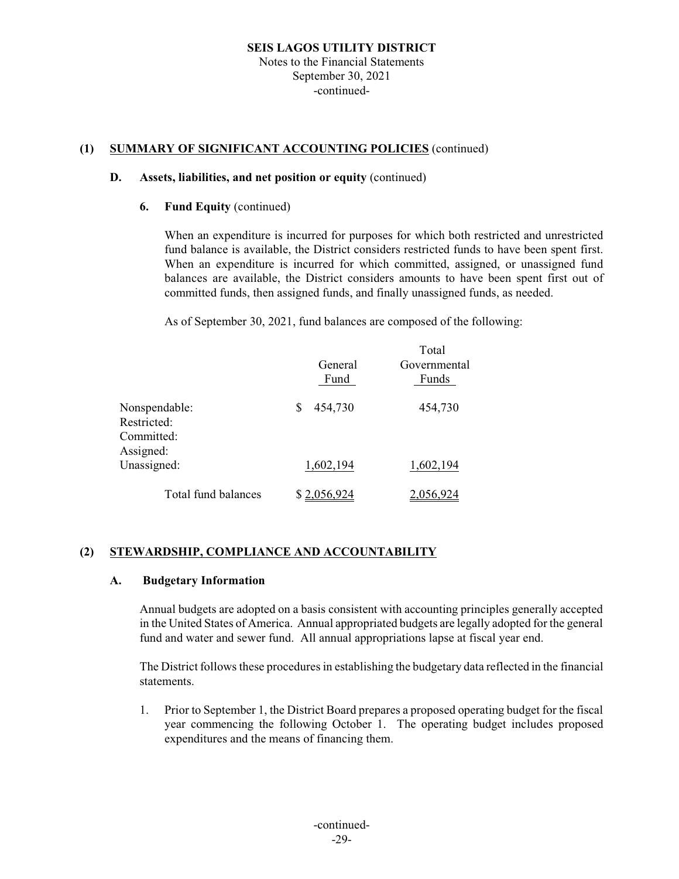**SEIS LAGOS UTILITY DISTRICT**
Notes to the Financial Statements
September 30, 2021
-continued-

## (1) SUMMARY OF SIGNIFICANT ACCOUNTING POLICIES (continued)

### D. Assets, liabilities, and net position or equity (continued)

#### 6. Fund Equity (continued)

When an expenditure is incurred for purposes for which both restricted and unrestricted fund balance is available, the District considers restricted funds to have been spent first. When an expenditure is incurred for which committed, assigned, or unassigned fund balances are available, the District considers amounts to have been spent first out of committed funds, then assigned funds, and finally unassigned funds, as needed.

As of September 30, 2021, fund balances are composed of the following:

| | General Fund | Total Governmental Funds |
|---|---|---|
| Nonspendable: | $ 454,730 | 454,730 |
| Restricted: | | |
| Committed: | | |
| Assigned: | | |
| Unassigned: | 1,602,194 | 1,602,194 |
| Total fund balances | $ 2,056,924 | 2,056,924 |

## (2) STEWARDSHIP, COMPLIANCE AND ACCOUNTABILITY

### A. Budgetary Information

Annual budgets are adopted on a basis consistent with accounting principles generally accepted in the United States of America. Annual appropriated budgets are legally adopted for the general fund and water and sewer fund. All annual appropriations lapse at fiscal year end.

The District follows these procedures in establishing the budgetary data reflected in the financial statements.

1. Prior to September 1, the District Board prepares a proposed operating budget for the fiscal year commencing the following October 1. The operating budget includes proposed expenditures and the means of financing them.

-continued-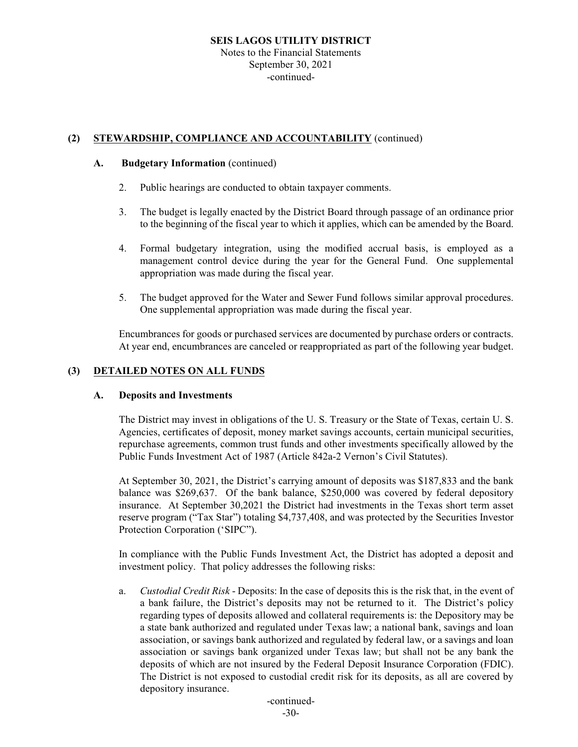**SEIS LAGOS UTILITY DISTRICT**
Notes to the Financial Statements
September 30, 2021
-continued-

## (2) STEWARDSHIP, COMPLIANCE AND ACCOUNTABILITY (continued)

### A. Budgetary Information (continued)

2. Public hearings are conducted to obtain taxpayer comments.

3. The budget is legally enacted by the District Board through passage of an ordinance prior to the beginning of the fiscal year to which it applies, which can be amended by the Board.

4. Formal budgetary integration, using the modified accrual basis, is employed as a management control device during the year for the General Fund. One supplemental appropriation was made during the fiscal year.

5. The budget approved for the Water and Sewer Fund follows similar approval procedures. One supplemental appropriation was made during the fiscal year.

Encumbrances for goods or purchased services are documented by purchase orders or contracts. At year end, encumbrances are canceled or reappropriated as part of the following year budget.

## (3) DETAILED NOTES ON ALL FUNDS

### A. Deposits and Investments

The District may invest in obligations of the U. S. Treasury or the State of Texas, certain U. S. Agencies, certificates of deposit, money market savings accounts, certain municipal securities, repurchase agreements, common trust funds and other investments specifically allowed by the Public Funds Investment Act of 1987 (Article 842a-2 Vernon's Civil Statutes).

At September 30, 2021, the District's carrying amount of deposits was $187,833 and the bank balance was $269,637. Of the bank balance, $250,000 was covered by federal depository insurance. At September 30,2021 the District had investments in the Texas short term asset reserve program ("Tax Star") totaling $4,737,408, and was protected by the Securities Investor Protection Corporation ('SIPC").

In compliance with the Public Funds Investment Act, the District has adopted a deposit and investment policy. That policy addresses the following risks:

a. *Custodial Credit Risk* - Deposits: In the case of deposits this is the risk that, in the event of a bank failure, the District's deposits may not be returned to it. The District's policy regarding types of deposits allowed and collateral requirements is: the Depository may be a state bank authorized and regulated under Texas law; a national bank, savings and loan association, or savings bank authorized and regulated by federal law, or a savings and loan association or savings bank organized under Texas law; but shall not be any bank the deposits of which are not insured by the Federal Deposit Insurance Corporation (FDIC). The District is not exposed to custodial credit risk for its deposits, as all are covered by depository insurance.

-continued-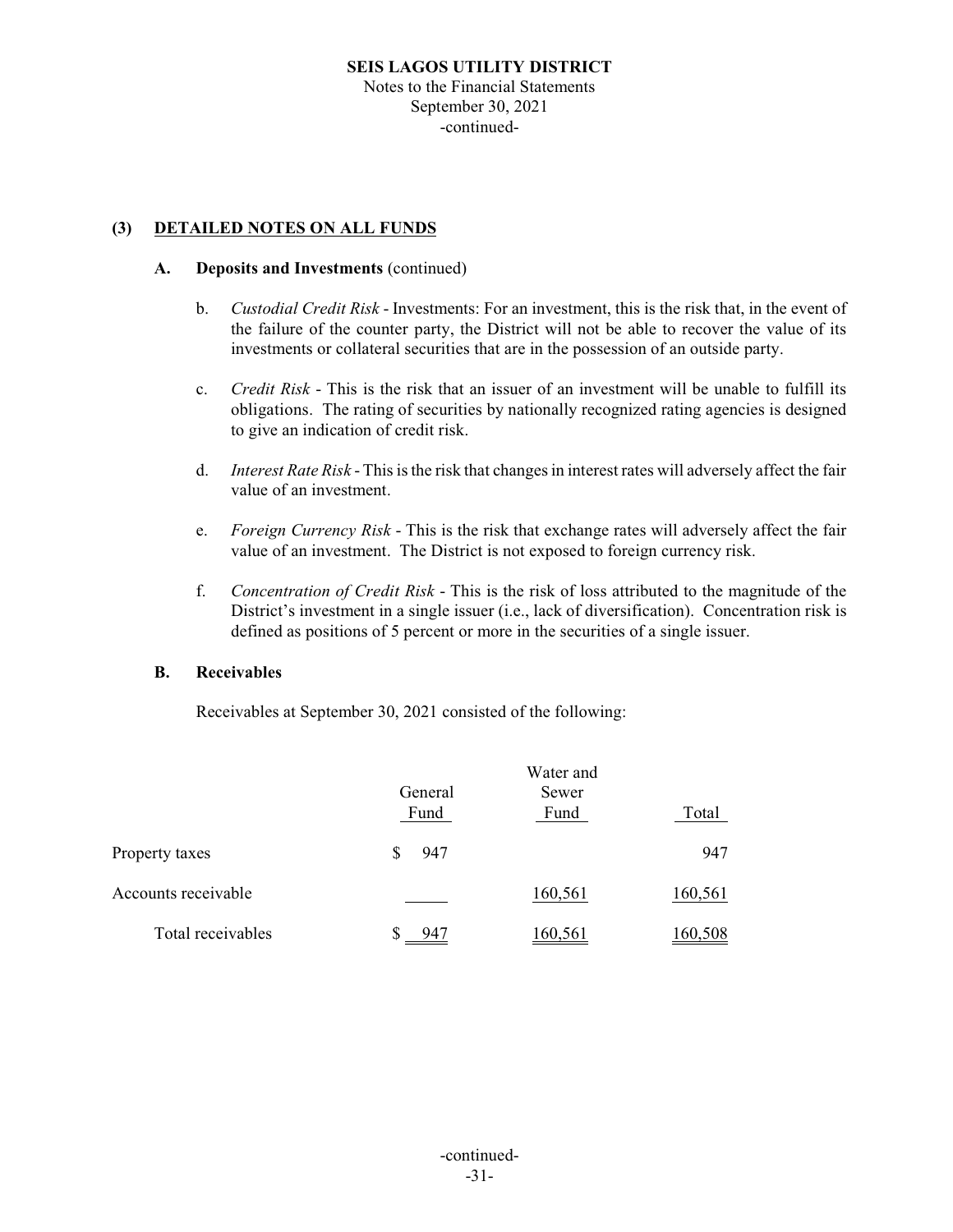**SEIS LAGOS UTILITY DISTRICT**
Notes to the Financial Statements
September 30, 2021
-continued-

## (3) DETAILED NOTES ON ALL FUNDS

### A. Deposits and Investments (continued)

b. *Custodial Credit Risk* - Investments: For an investment, this is the risk that, in the event of the failure of the counter party, the District will not be able to recover the value of its investments or collateral securities that are in the possession of an outside party.

c. *Credit Risk* - This is the risk that an issuer of an investment will be unable to fulfill its obligations. The rating of securities by nationally recognized rating agencies is designed to give an indication of credit risk.

d. *Interest Rate Risk* - This is the risk that changes in interest rates will adversely affect the fair value of an investment.

e. *Foreign Currency Risk* - This is the risk that exchange rates will adversely affect the fair value of an investment. The District is not exposed to foreign currency risk.

f. *Concentration of Credit Risk* - This is the risk of loss attributed to the magnitude of the District's investment in a single issuer (i.e., lack of diversification). Concentration risk is defined as positions of 5 percent or more in the securities of a single issuer.

### B. Receivables

Receivables at September 30, 2021 consisted of the following:

| | General Fund | Water and Sewer Fund | Total |
|---|---|---|---|
| Property taxes | $ 947 | | 947 |
| Accounts receivable | | 160,561 | 160,561 |
| Total receivables | $ 947 | 160,561 | 160,508 |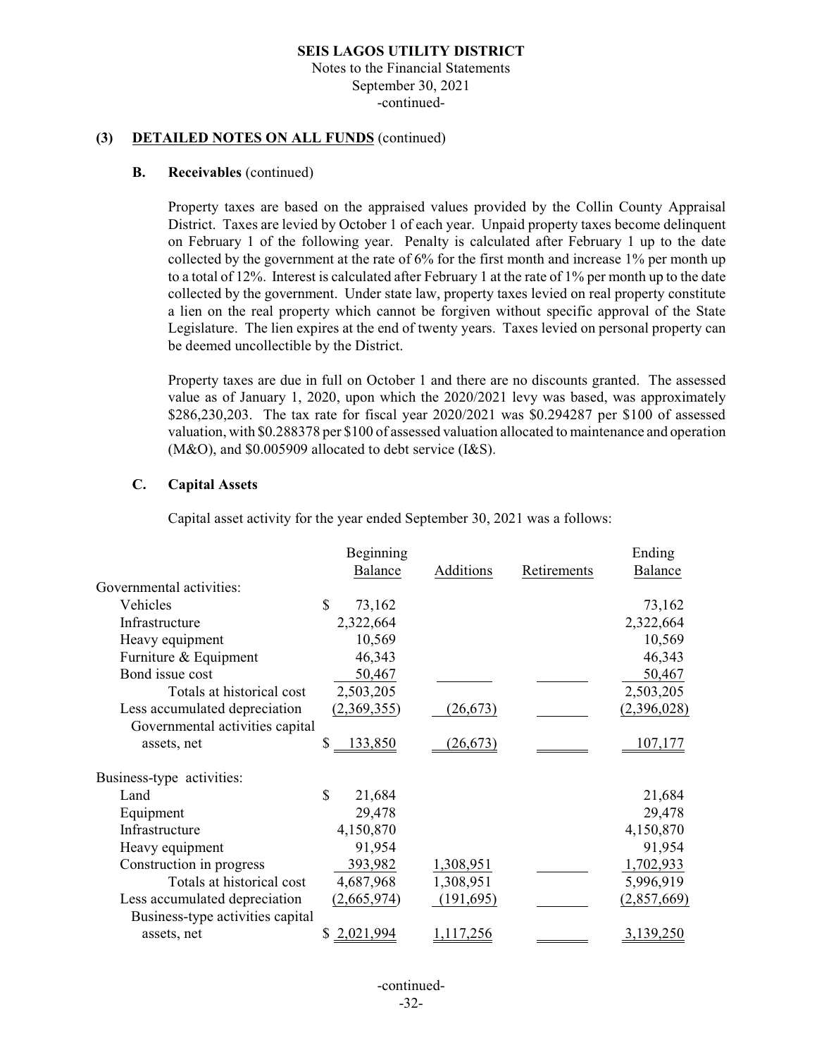## (3) DETAILED NOTES ON ALL FUNDS (continued)

### B. Receivables (continued)

Property taxes are based on the appraised values provided by the Collin County Appraisal District. Taxes are levied by October 1 of each year. Unpaid property taxes become delinquent on February 1 of the following year. Penalty is calculated after February 1 up to the date collected by the government at the rate of 6% for the first month and increase 1% per month up to a total of 12%. Interest is calculated after February 1 at the rate of 1% per month up to the date collected by the government. Under state law, property taxes levied on real property constitute a lien on the real property which cannot be forgiven without specific approval of the State Legislature. The lien expires at the end of twenty years. Taxes levied on personal property can be deemed uncollectible by the District.

Property taxes are due in full on October 1 and there are no discounts granted. The assessed value as of January 1, 2020, upon which the 2020/2021 levy was based, was approximately $286,230,203. The tax rate for fiscal year 2020/2021 was $0.294287 per $100 of assessed valuation, with $0.288378 per $100 of assessed valuation allocated to maintenance and operation (M&O), and $0.005909 allocated to debt service (I&S).

### C. Capital Assets

Capital asset activity for the year ended September 30, 2021 was a follows:

| | Beginning Balance | Additions | Retirements | Ending Balance |
|---|---|---|---|---|
| Governmental activities: | | | | |
| Vehicles | $ 73,162 | | | 73,162 |
| Infrastructure | 2,322,664 | | | 2,322,664 |
| Heavy equipment | 10,569 | | | 10,569 |
| Furniture & Equipment | 46,343 | | | 46,343 |
| Bond issue cost | 50,467 | | | 50,467 |
| Totals at historical cost | 2,503,205 | | | 2,503,205 |
| Less accumulated depreciation | (2,369,355) | (26,673) | | (2,396,028) |
| Governmental activities capital assets, net | $ 133,850 | (26,673) | | 107,177 |
| Business-type activities: | | | | |
| Land | $ 21,684 | | | 21,684 |
| Equipment | 29,478 | | | 29,478 |
| Infrastructure | 4,150,870 | | | 4,150,870 |
| Heavy equipment | 91,954 | | | 91,954 |
| Construction in progress | 393,982 | 1,308,951 | | 1,702,933 |
| Totals at historical cost | 4,687,968 | 1,308,951 | | 5,996,919 |
| Less accumulated depreciation | (2,665,974) | (191,695) | | (2,857,669) |
| Business-type activities capital assets, net | $ 2,021,994 | 1,117,256 | | 3,139,250 |

-continued-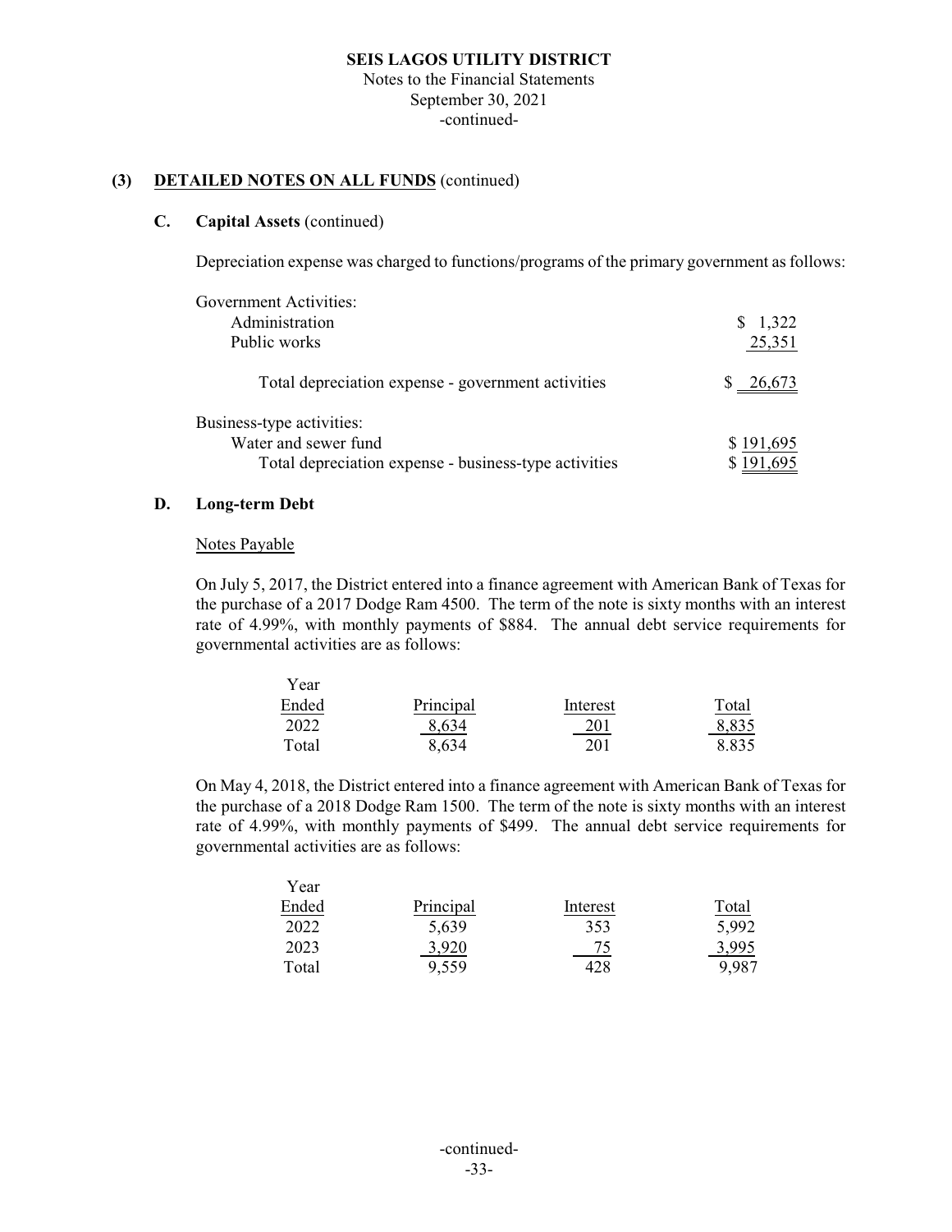SEIS LAGOS UTILITY DISTRICT
Notes to the Financial Statements
September 30, 2021
-continued-

## (3) DETAILED NOTES ON ALL FUNDS (continued)

### C. Capital Assets (continued)

Depreciation expense was charged to functions/programs of the primary government as follows:

| | |
|---|---|
| Government Activities: | |
| Administration | $ 1,322 |
| Public works | 25,351 |
| Total depreciation expense - government activities | $ 26,673 |
| Business-type activities: | |
| Water and sewer fund | $ 191,695 |
| Total depreciation expense - business-type activities | $ 191,695 |

### D. Long-term Debt

Notes Payable

On July 5, 2017, the District entered into a finance agreement with American Bank of Texas for the purchase of a 2017 Dodge Ram 4500. The term of the note is sixty months with an interest rate of 4.99%, with monthly payments of $884. The annual debt service requirements for governmental activities are as follows:

| Year Ended | Principal | Interest | Total |
|---|---|---|---|
| 2022 | 8,634 | 201 | 8,835 |
| Total | 8,634 | 201 | 8.835 |

On May 4, 2018, the District entered into a finance agreement with American Bank of Texas for the purchase of a 2018 Dodge Ram 1500. The term of the note is sixty months with an interest rate of 4.99%, with monthly payments of $499. The annual debt service requirements for governmental activities are as follows:

| Year Ended | Principal | Interest | Total |
|---|---|---|---|
| 2022 | 5,639 | 353 | 5,992 |
| 2023 | 3,920 | 75 | 3,995 |
| Total | 9,559 | 428 | 9,987 |

-continued-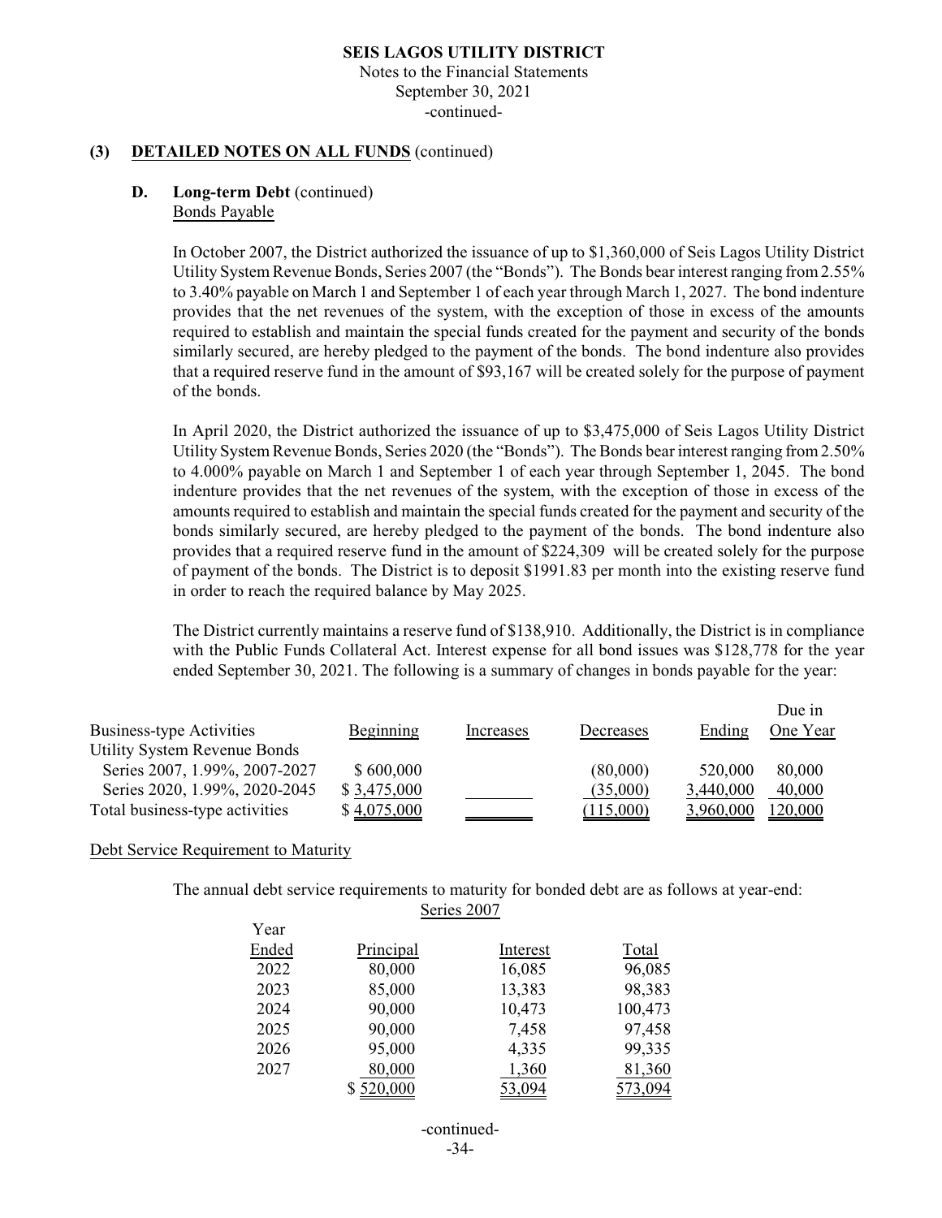**SEIS LAGOS UTILITY DISTRICT**
Notes to the Financial Statements
September 30, 2021
-continued-

## (3) DETAILED NOTES ON ALL FUNDS (continued)

### D. Long-term Debt (continued)

Bonds Payable

In October 2007, the District authorized the issuance of up to $1,360,000 of Seis Lagos Utility District Utility System Revenue Bonds, Series 2007 (the "Bonds"). The Bonds bear interest ranging from 2.55% to 3.40% payable on March 1 and September 1 of each year through March 1, 2027. The bond indenture provides that the net revenues of the system, with the exception of those in excess of the amounts required to establish and maintain the special funds created for the payment and security of the bonds similarly secured, are hereby pledged to the payment of the bonds. The bond indenture also provides that a required reserve fund in the amount of $93,167 will be created solely for the purpose of payment of the bonds.

In April 2020, the District authorized the issuance of up to $3,475,000 of Seis Lagos Utility District Utility System Revenue Bonds, Series 2020 (the "Bonds"). The Bonds bear interest ranging from 2.50% to 4.000% payable on March 1 and September 1 of each year through September 1, 2045. The bond indenture provides that the net revenues of the system, with the exception of those in excess of the amounts required to establish and maintain the special funds created for the payment and security of the bonds similarly secured, are hereby pledged to the payment of the bonds. The bond indenture also provides that a required reserve fund in the amount of $224,309 will be created solely for the purpose of payment of the bonds. The District is to deposit $1991.83 per month into the existing reserve fund in order to reach the required balance by May 2025.

The District currently maintains a reserve fund of $138,910. Additionally, the District is in compliance with the Public Funds Collateral Act. Interest expense for all bond issues was $128,778 for the year ended September 30, 2021. The following is a summary of changes in bonds payable for the year:

| Business-type Activities | Beginning | Increases | Decreases | Ending | Due in One Year |
|---|---|---|---|---|---|
| Utility System Revenue Bonds | | | | | |
| Series 2007, 1.99%, 2007-2027 | $ 600,000 | | (80,000) | 520,000 | 80,000 |
| Series 2020, 1.99%, 2020-2045 | $ 3,475,000 | | (35,000) | 3,440,000 | 40,000 |
| Total business-type activities | $ 4,075,000 | | (115,000) | 3,960,000 | 120,000 |

Debt Service Requirement to Maturity

The annual debt service requirements to maturity for bonded debt are as follows at year-end:

Series 2007

| Year Ended | Principal | Interest | Total |
|---|---|---|---|
| 2022 | 80,000 | 16,085 | 96,085 |
| 2023 | 85,000 | 13,383 | 98,383 |
| 2024 | 90,000 | 10,473 | 100,473 |
| 2025 | 90,000 | 7,458 | 97,458 |
| 2026 | 95,000 | 4,335 | 99,335 |
| 2027 | 80,000 | 1,360 | 81,360 |
| | $ 520,000 | 53,094 | 573,094 |

-continued-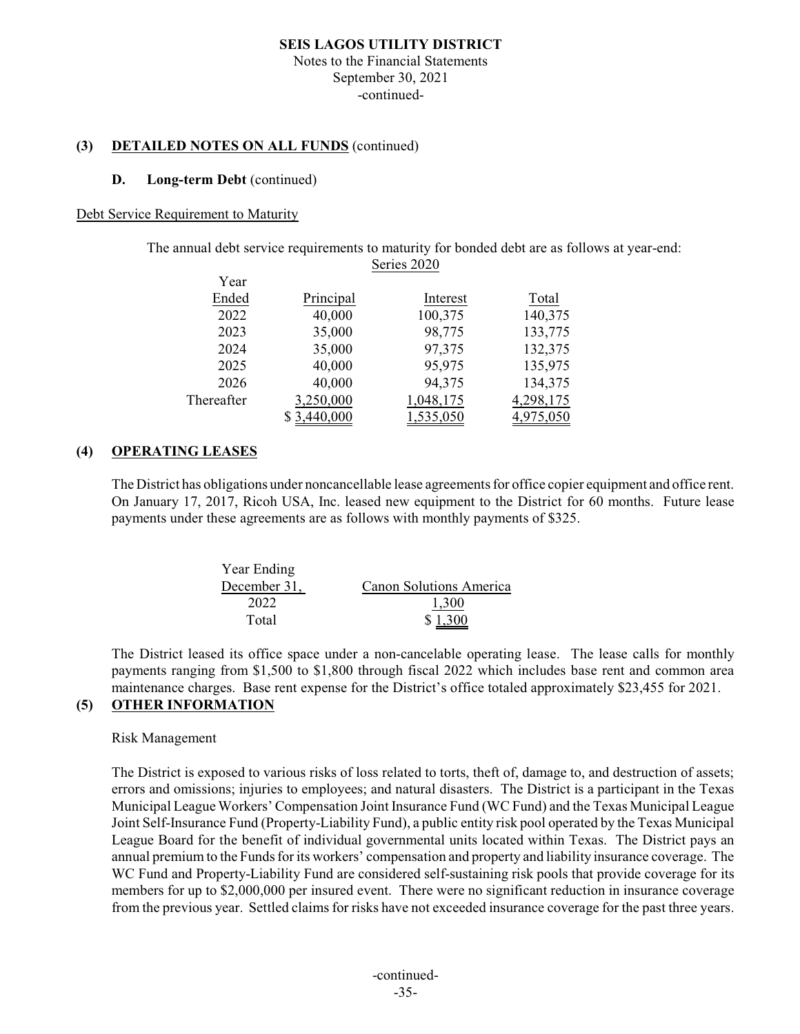# SEIS LAGOS UTILITY DISTRICT

Notes to the Financial Statements
September 30, 2021
-continued-

## (3) DETAILED NOTES ON ALL FUNDS (continued)

### D. Long-term Debt (continued)

Debt Service Requirement to Maturity

The annual debt service requirements to maturity for bonded debt are as follows at year-end:

Series 2020

| Year Ended | Principal | Interest | Total |
|---|---|---|---|
| 2022 | 40,000 | 100,375 | 140,375 |
| 2023 | 35,000 | 98,775 | 133,775 |
| 2024 | 35,000 | 97,375 | 132,375 |
| 2025 | 40,000 | 95,975 | 135,975 |
| 2026 | 40,000 | 94,375 | 134,375 |
| Thereafter | 3,250,000 | 1,048,175 | 4,298,175 |
| | $ 3,440,000 | 1,535,050 | 4,975,050 |

## (4) OPERATING LEASES

The District has obligations under noncancellable lease agreements for office copier equipment and office rent. On January 17, 2017, Ricoh USA, Inc. leased new equipment to the District for 60 months. Future lease payments under these agreements are as follows with monthly payments of $325.

| Year Ending December 31, | Canon Solutions America |
|---|---|
| 2022 | 1,300 |
| Total | $ 1,300 |

The District leased its office space under a non-cancelable operating lease. The lease calls for monthly payments ranging from $1,500 to $1,800 through fiscal 2022 which includes base rent and common area maintenance charges. Base rent expense for the District's office totaled approximately $23,455 for 2021.

## (5) OTHER INFORMATION

Risk Management

The District is exposed to various risks of loss related to torts, theft of, damage to, and destruction of assets; errors and omissions; injuries to employees; and natural disasters. The District is a participant in the Texas Municipal League Workers' Compensation Joint Insurance Fund (WC Fund) and the Texas Municipal League Joint Self-Insurance Fund (Property-Liability Fund), a public entity risk pool operated by the Texas Municipal League Board for the benefit of individual governmental units located within Texas. The District pays an annual premium to the Funds for its workers' compensation and property and liability insurance coverage. The WC Fund and Property-Liability Fund are considered self-sustaining risk pools that provide coverage for its members for up to $2,000,000 per insured event. There were no significant reduction in insurance coverage from the previous year. Settled claims for risks have not exceeded insurance coverage for the past three years.

-continued-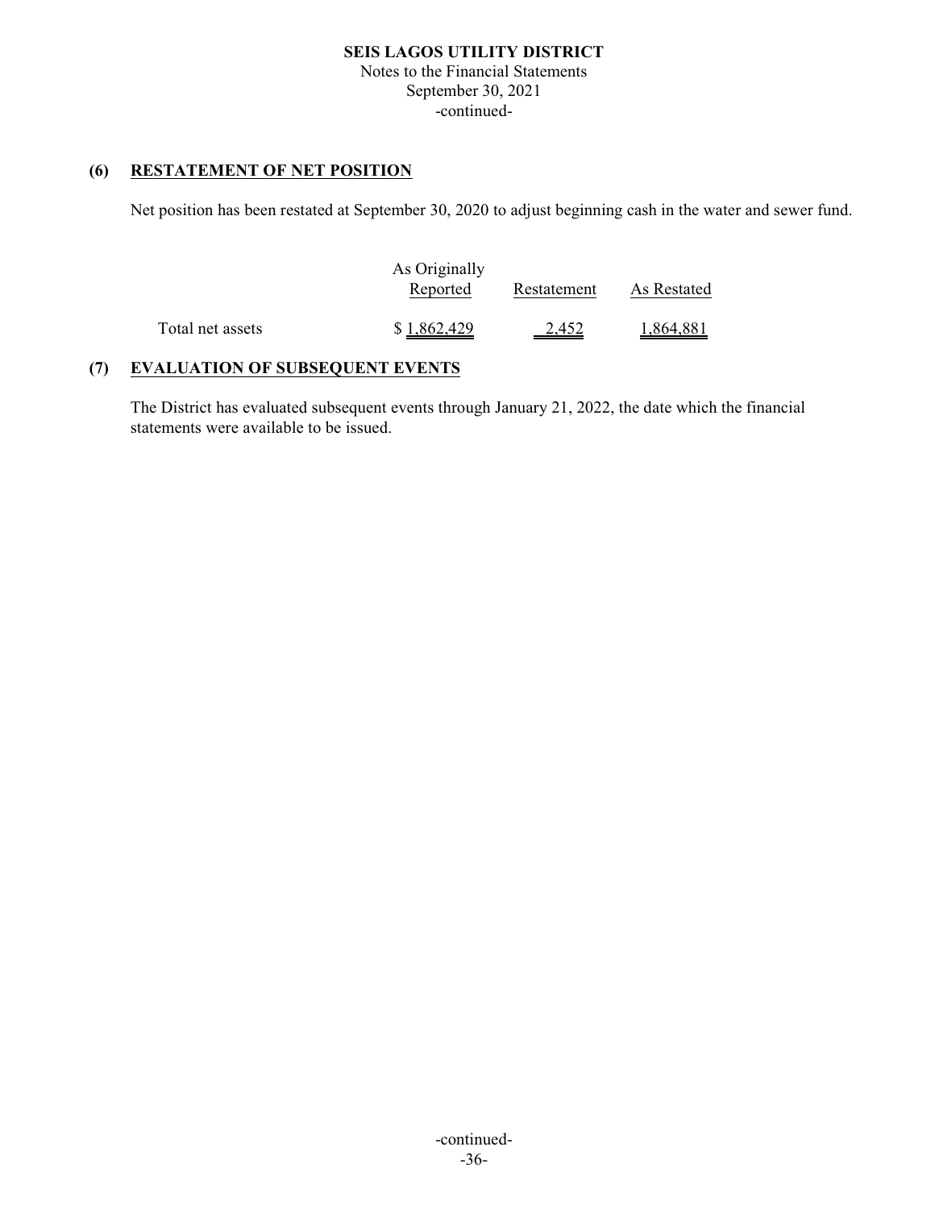**SEIS LAGOS UTILITY DISTRICT**
Notes to the Financial Statements
September 30, 2021
-continued-

## (6) RESTATEMENT OF NET POSITION

Net position has been restated at September 30, 2020 to adjust beginning cash in the water and sewer fund.

| | As Originally Reported | Restatement | As Restated |
|---|---|---|---|
| Total net assets | $ 1,862,429 | 2,452 | 1,864,881 |

## (7) EVALUATION OF SUBSEQUENT EVENTS

The District has evaluated subsequent events through January 21, 2022, the date which the financial statements were available to be issued.

-continued-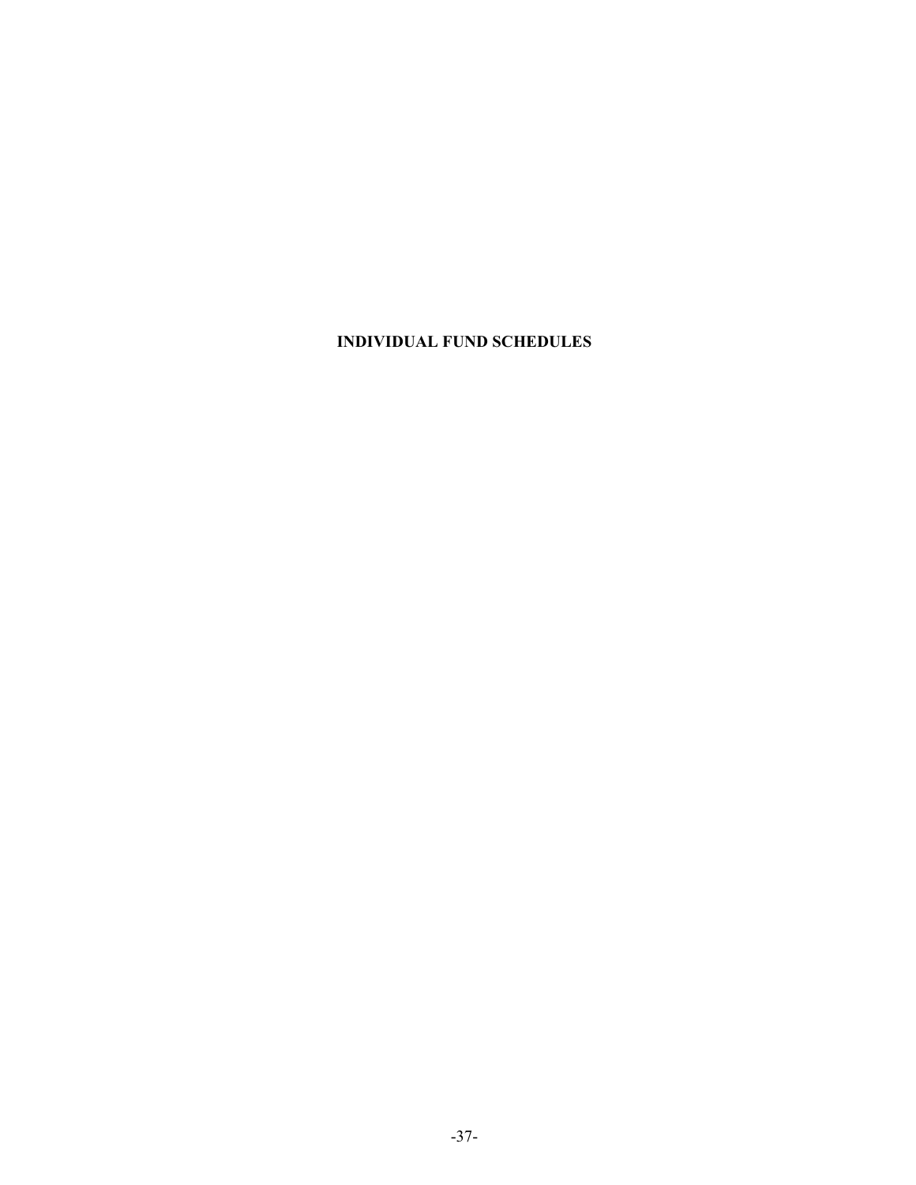# INDIVIDUAL FUND SCHEDULES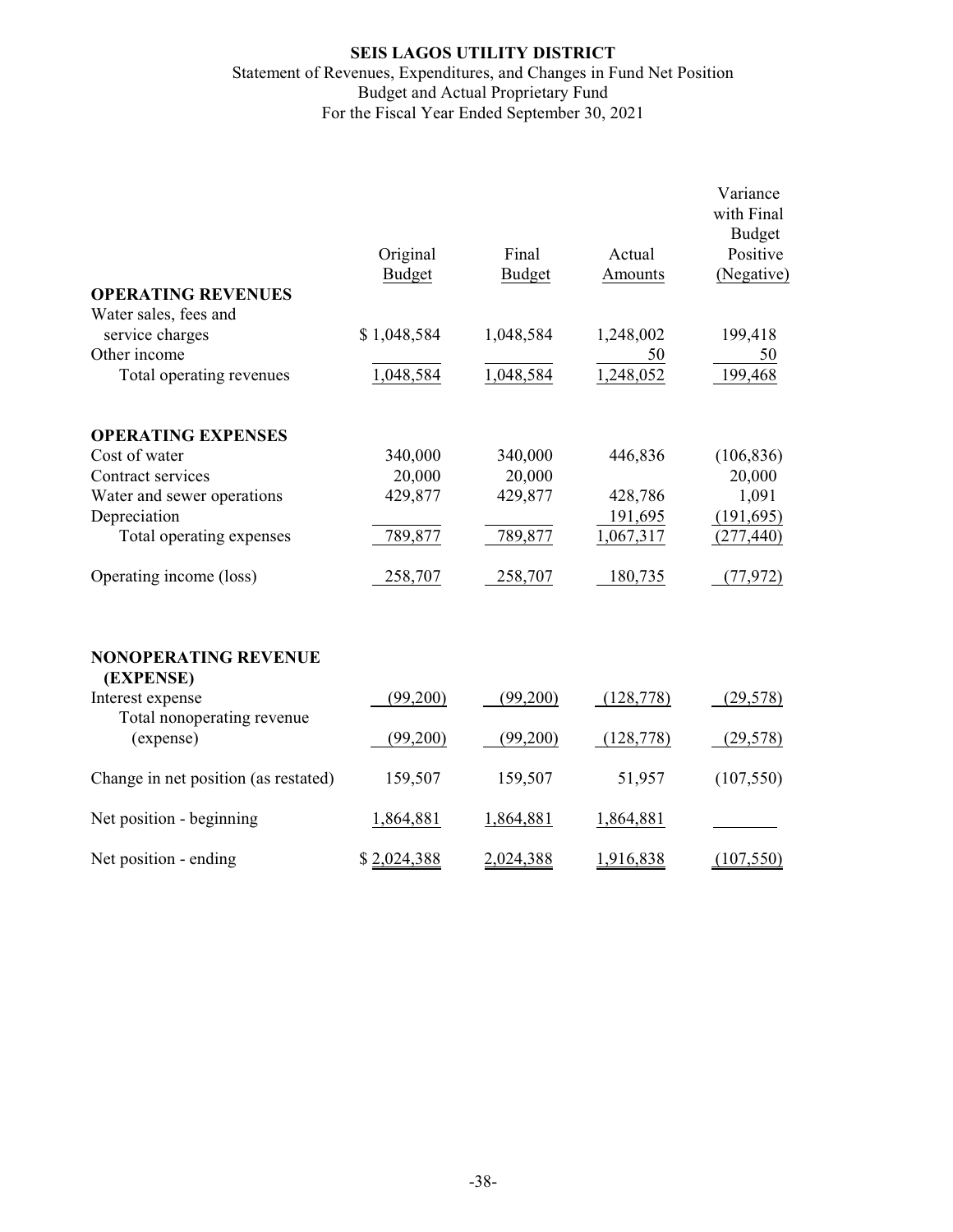**SEIS LAGOS UTILITY DISTRICT**

Statement of Revenues, Expenditures, and Changes in Fund Net Position
Budget and Actual Proprietary Fund
For the Fiscal Year Ended September 30, 2021

| | Original Budget | Final Budget | Actual Amounts | Variance with Final Budget Positive (Negative) |
|---|---|---|---|---|
| **OPERATING REVENUES** | | | | |
| Water sales, fees and service charges | $ 1,048,584 | 1,048,584 | 1,248,002 | 199,418 |
| Other income | | | 50 | 50 |
| Total operating revenues | 1,048,584 | 1,048,584 | 1,248,052 | 199,468 |
| **OPERATING EXPENSES** | | | | |
| Cost of water | 340,000 | 340,000 | 446,836 | (106,836) |
| Contract services | 20,000 | 20,000 | | 20,000 |
| Water and sewer operations | 429,877 | 429,877 | 428,786 | 1,091 |
| Depreciation | | | 191,695 | (191,695) |
| Total operating expenses | 789,877 | 789,877 | 1,067,317 | (277,440) |
| Operating income (loss) | 258,707 | 258,707 | 180,735 | (77,972) |
| **NONOPERATING REVENUE (EXPENSE)** | | | | |
| Interest expense | (99,200) | (99,200) | (128,778) | (29,578) |
| Total nonoperating revenue (expense) | (99,200) | (99,200) | (128,778) | (29,578) |
| Change in net position (as restated) | 159,507 | 159,507 | 51,957 | (107,550) |
| Net position - beginning | 1,864,881 | 1,864,881 | 1,864,881 | |
| Net position - ending | $ 2,024,388 | 2,024,388 | 1,916,838 | (107,550) |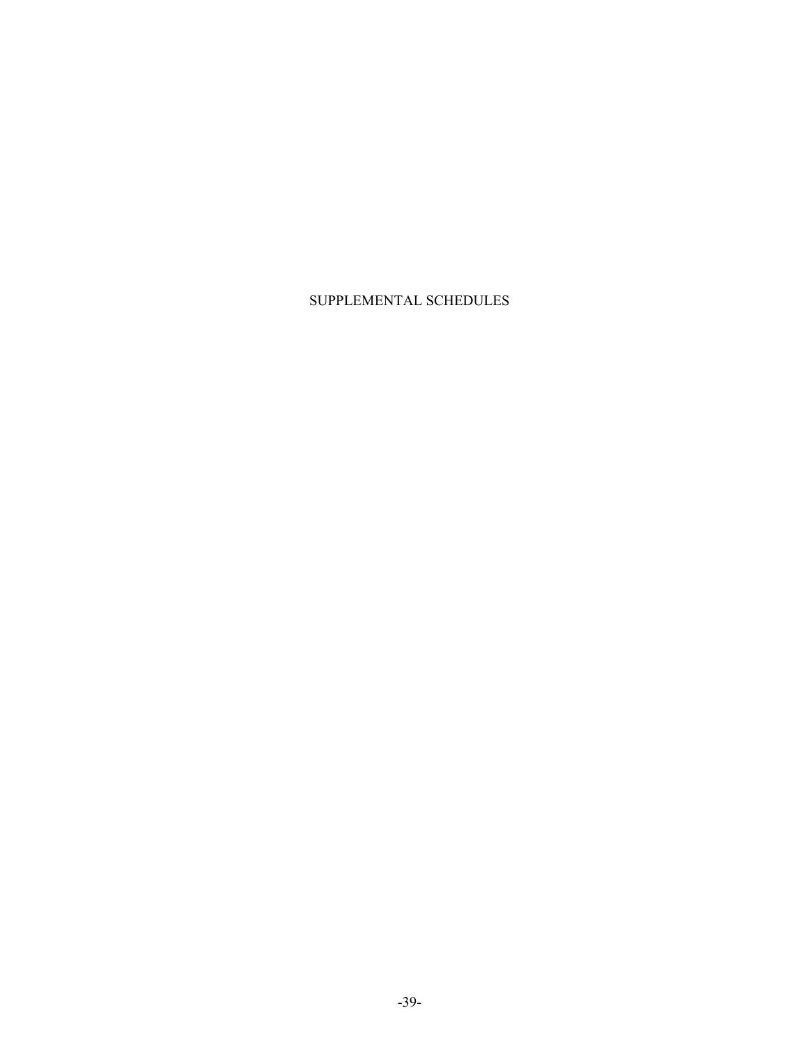# SUPPLEMENTAL SCHEDULES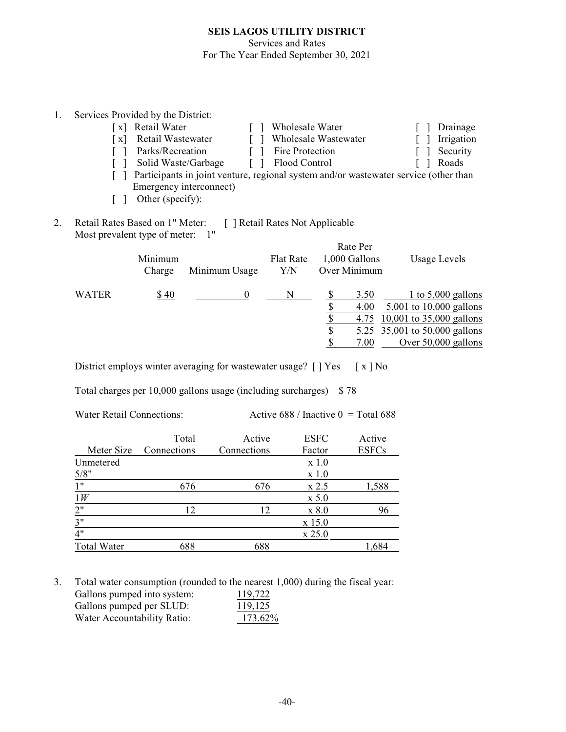**SEIS LAGOS UTILITY DISTRICT**

Services and Rates

For The Year Ended September 30, 2021

1. Services Provided by the District:

| | | |
|---|---|---|
| [x] Retail Water | [ ] Wholesale Water | [ ] Drainage |
| [x] Retail Wastewater | [ ] Wholesale Wastewater | [ ] Irrigation |
| [ ] Parks/Recreation | [ ] Fire Protection | [ ] Security |
| [ ] Solid Waste/Garbage | [ ] Flood Control | [ ] Roads |

[ ] Participants in joint venture, regional system and/or wastewater service (other than Emergency interconnect)

[ ] Other (specify):

2. Retail Rates Based on 1" Meter: [ ] Retail Rates Not Applicable

Most prevalent type of meter: 1"

| | Minimum Charge | Minimum Usage | Flat Rate Y/N | Rate Per 1,000 Gallons Over Minimum | Usage Levels |
|---|---|---|---|---|---|
| WATER | $ 40 | 0 | N | $ 3.50 | 1 to 5,000 gallons |
| | | | | $ 4.00 | 5,001 to 10,000 gallons |
| | | | | $ 4.75 | 10,001 to 35,000 gallons |
| | | | | $ 5.25 | 35,001 to 50,000 gallons |
| | | | | $ 7.00 | Over 50,000 gallons |

District employs winter averaging for wastewater usage? [ ] Yes [ x ] No

Total charges per 10,000 gallons usage (including surcharges) $ 78

Water Retail Connections: Active 688 / Inactive 0 = Total 688

| Meter Size | Total Connections | Active Connections | ESFC Factor | Active ESFCs |
|---|---|---|---|---|
| Unmetered | | | x 1.0 | |
| 5/8" | | | x 1.0 | |
| 1" | 676 | 676 | x 2.5 | 1,588 |
| 1W | | | x 5.0 | |
| 2" | 12 | 12 | x 8.0 | 96 |
| 3" | | | x 15.0 | |
| 4" | | | x 25.0 | |
| Total Water | 688 | 688 | | 1,684 |

3. Total water consumption (rounded to the nearest 1,000) during the fiscal year:

Gallons pumped into system: 119,722

Gallons pumped per SLUD: 119,125

Water Accountability Ratio: 173.62%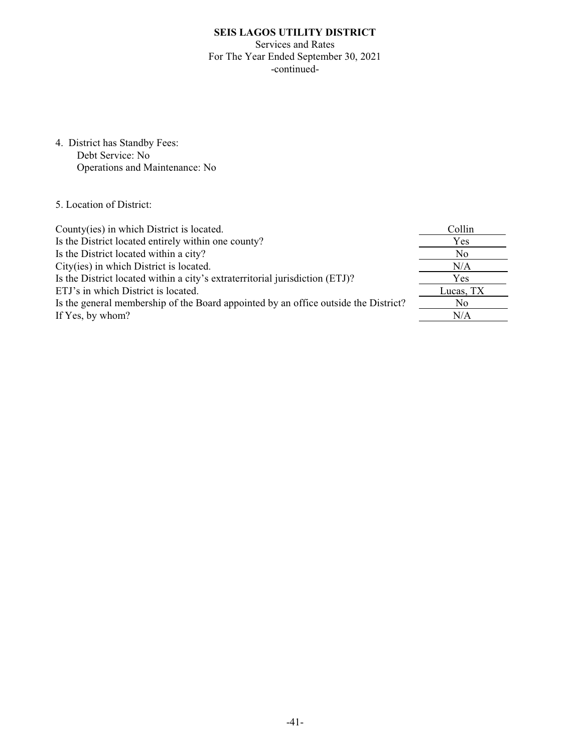# SEIS LAGOS UTILITY DISTRICT

Services and Rates
For The Year Ended September 30, 2021
-continued-

4. District has Standby Fees:
   Debt Service: No
   Operations and Maintenance: No

5. Location of District:

| | |
|---|---|
| County(ies) in which District is located. | Collin |
| Is the District located entirely within one county? | Yes |
| Is the District located within a city? | No |
| City(ies) in which District is located. | N/A |
| Is the District located within a city's extraterritorial jurisdiction (ETJ)? | Yes |
| ETJ's in which District is located. | Lucas, TX |
| Is the general membership of the Board appointed by an office outside the District? | No |
| If Yes, by whom? | N/A |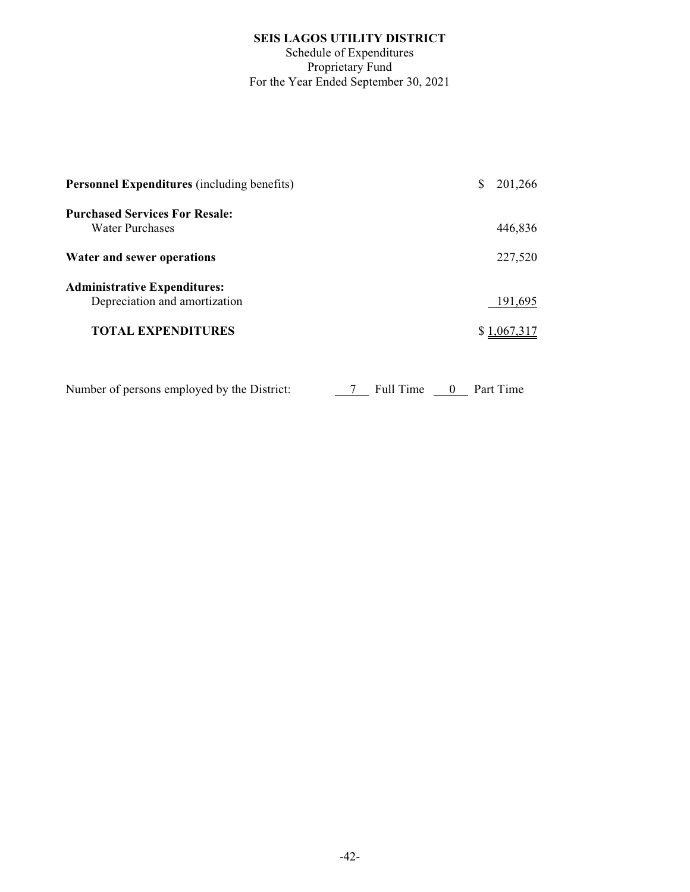**SEIS LAGOS UTILITY DISTRICT**
Schedule of Expenditures
Proprietary Fund
For the Year Ended September 30, 2021

| | |
|---|---|
| **Personnel Expenditures** (including benefits) | $ 201,266 |
| **Purchased Services For Resale:** | |
| Water Purchases | 446,836 |
| **Water and sewer operations** | 227,520 |
| **Administrative Expenditures:** | |
| Depreciation and amortization | 191,695 |
| **TOTAL EXPENDITURES** | $ 1,067,317 |

Number of persons employed by the District: 7 Full Time 0 Part Time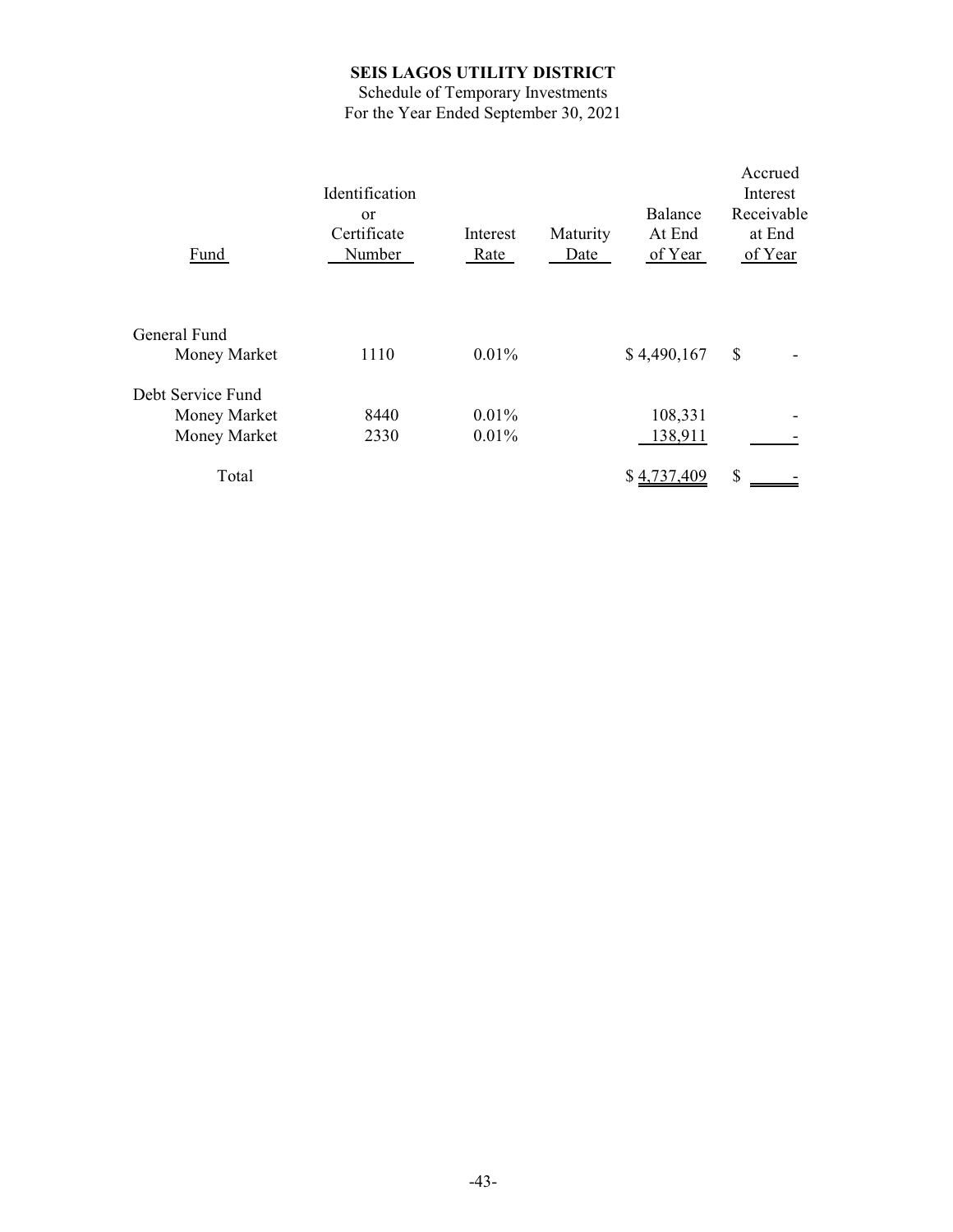**SEIS LAGOS UTILITY DISTRICT**

Schedule of Temporary Investments

For the Year Ended September 30, 2021

| Fund | Identification or Certificate Number | Interest Rate | Maturity Date | Balance At End of Year | Accrued Interest Receivable at End of Year |
|---|---|---|---|---|---|
| General Fund | | | | | |
| Money Market | 1110 | 0.01% | | $ 4,490,167 | $ - |
| Debt Service Fund | | | | | |
| Money Market | 8440 | 0.01% | | 108,331 | - |
| Money Market | 2330 | 0.01% | | 138,911 | - |
| Total | | | | $ 4,737,409 | $ - |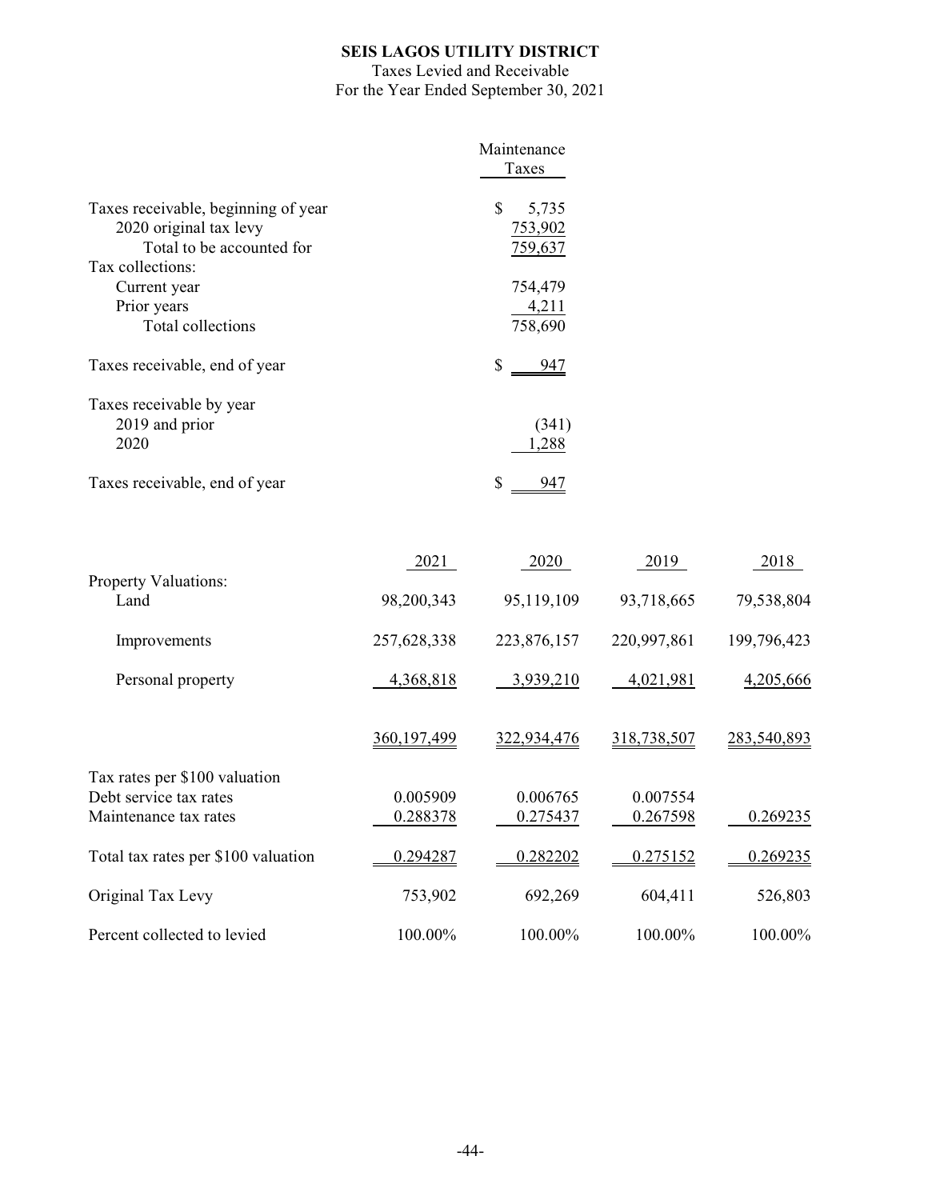**SEIS LAGOS UTILITY DISTRICT**

Taxes Levied and Receivable

For the Year Ended September 30, 2021

| | Maintenance Taxes |
|---|---|
| Taxes receivable, beginning of year | $ 5,735 |
| 2020 original tax levy | 753,902 |
| Total to be accounted for | 759,637 |
| Tax collections: | |
| Current year | 754,479 |
| Prior years | 4,211 |
| Total collections | 758,690 |
| Taxes receivable, end of year | $ 947 |
| Taxes receivable by year | |
| 2019 and prior | (341) |
| 2020 | 1,288 |
| Taxes receivable, end of year | $ 947 |

| | 2021 | 2020 | 2019 | 2018 |
|---|---|---|---|---|
| Property Valuations: | | | | |
| Land | 98,200,343 | 95,119,109 | 93,718,665 | 79,538,804 |
| Improvements | 257,628,338 | 223,876,157 | 220,997,861 | 199,796,423 |
| Personal property | 4,368,818 | 3,939,210 | 4,021,981 | 4,205,666 |
| | 360,197,499 | 322,934,476 | 318,738,507 | 283,540,893 |
| Tax rates per $100 valuation | | | | |
| Debt service tax rates | 0.005909 | 0.006765 | 0.007554 | |
| Maintenance tax rates | 0.288378 | 0.275437 | 0.267598 | 0.269235 |
| Total tax rates per $100 valuation | 0.294287 | 0.282202 | 0.275152 | 0.269235 |
| Original Tax Levy | 753,902 | 692,269 | 604,411 | 526,803 |
| Percent collected to levied | 100.00% | 100.00% | 100.00% | 100.00% |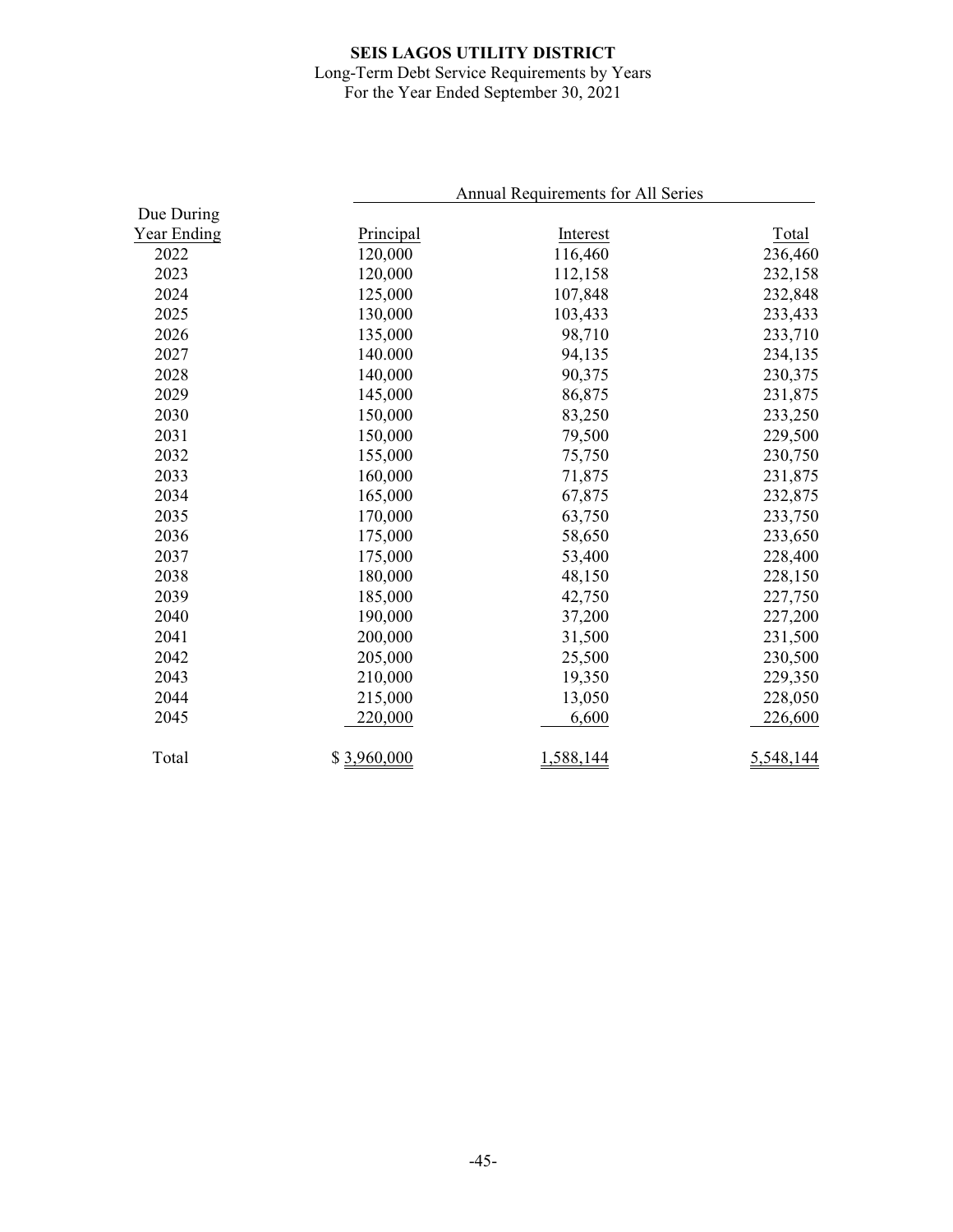**SEIS LAGOS UTILITY DISTRICT**

Long-Term Debt Service Requirements by Years

For the Year Ended September 30, 2021

| Due During Year Ending | Annual Requirements for All Series | | |
|---|---|---|---|
| | Principal | Interest | Total |
| 2022 | 120,000 | 116,460 | 236,460 |
| 2023 | 120,000 | 112,158 | 232,158 |
| 2024 | 125,000 | 107,848 | 232,848 |
| 2025 | 130,000 | 103,433 | 233,433 |
| 2026 | 135,000 | 98,710 | 233,710 |
| 2027 | 140.000 | 94,135 | 234,135 |
| 2028 | 140,000 | 90,375 | 230,375 |
| 2029 | 145,000 | 86,875 | 231,875 |
| 2030 | 150,000 | 83,250 | 233,250 |
| 2031 | 150,000 | 79,500 | 229,500 |
| 2032 | 155,000 | 75,750 | 230,750 |
| 2033 | 160,000 | 71,875 | 231,875 |
| 2034 | 165,000 | 67,875 | 232,875 |
| 2035 | 170,000 | 63,750 | 233,750 |
| 2036 | 175,000 | 58,650 | 233,650 |
| 2037 | 175,000 | 53,400 | 228,400 |
| 2038 | 180,000 | 48,150 | 228,150 |
| 2039 | 185,000 | 42,750 | 227,750 |
| 2040 | 190,000 | 37,200 | 227,200 |
| 2041 | 200,000 | 31,500 | 231,500 |
| 2042 | 205,000 | 25,500 | 230,500 |
| 2043 | 210,000 | 19,350 | 229,350 |
| 2044 | 215,000 | 13,050 | 228,050 |
| 2045 | 220,000 | 6,600 | 226,600 |
| Total | $ 3,960,000 | 1,588,144 | 5,548,144 |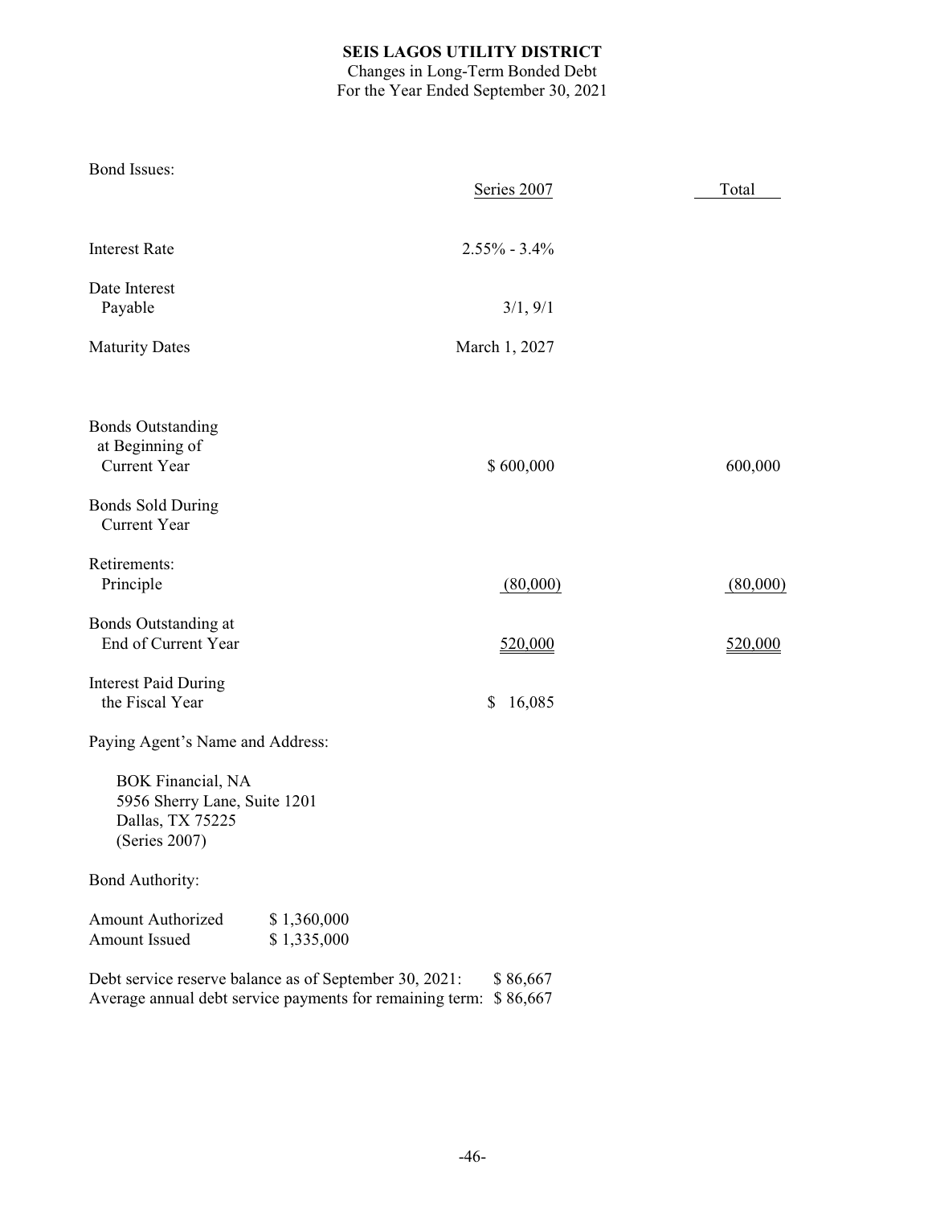# SEIS LAGOS UTILITY DISTRICT

Changes in Long-Term Bonded Debt
For the Year Ended September 30, 2021

| Bond Issues: | Series 2007 | Total |
|---|---|---|
| Interest Rate | 2.55% - 3.4% | |
| Date Interest Payable | 3/1, 9/1 | |
| Maturity Dates | March 1, 2027 | |
| Bonds Outstanding at Beginning of Current Year | $ 600,000 | 600,000 |
| Bonds Sold During Current Year | | |
| Retirements: Principle | (80,000) | (80,000) |
| Bonds Outstanding at End of Current Year | 520,000 | 520,000 |
| Interest Paid During the Fiscal Year | $ 16,085 | |

Paying Agent's Name and Address:

BOK Financial, NA
5956 Sherry Lane, Suite 1201
Dallas, TX 75225
(Series 2007)

Bond Authority:

| | |
|---|---|
| Amount Authorized | $ 1,360,000 |
| Amount Issued | $ 1,335,000 |

Debt service reserve balance as of September 30, 2021: $ 86,667
Average annual debt service payments for remaining term: $ 86,667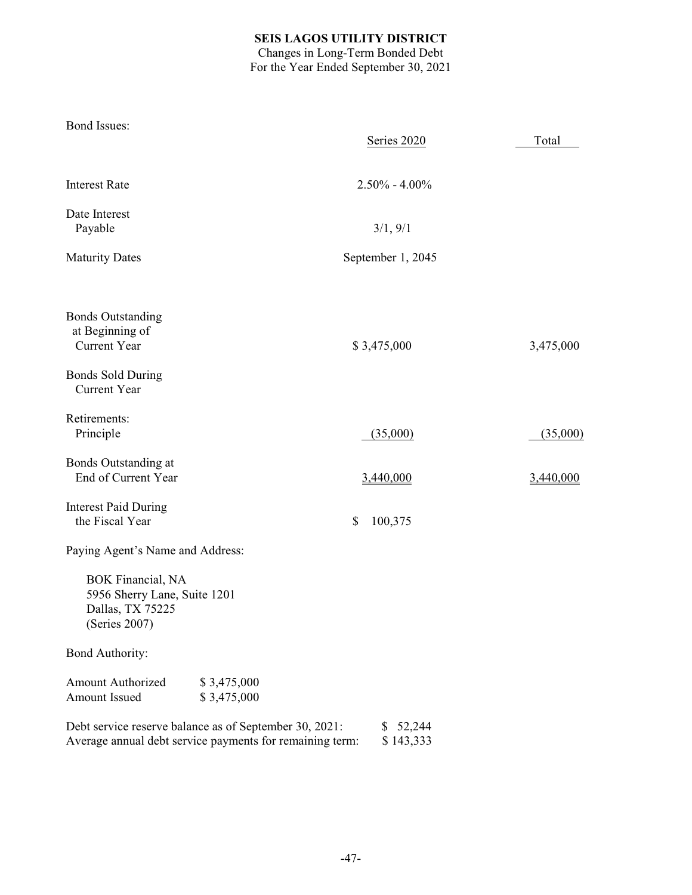# SEIS LAGOS UTILITY DISTRICT

Changes in Long-Term Bonded Debt
For the Year Ended September 30, 2021

| Bond Issues: | Series 2020 | Total |
|---|---|---|
| Interest Rate | 2.50% - 4.00% | |
| Date Interest Payable | 3/1, 9/1 | |
| Maturity Dates | September 1, 2045 | |
| Bonds Outstanding at Beginning of Current Year | $ 3,475,000 | 3,475,000 |
| Bonds Sold During Current Year | | |
| Retirements: Principle | (35,000) | (35,000) |
| Bonds Outstanding at End of Current Year | 3,440,000 | 3,440,000 |
| Interest Paid During the Fiscal Year | $ 100,375 | |

Paying Agent's Name and Address:

BOK Financial, NA
5956 Sherry Lane, Suite 1201
Dallas, TX 75225
(Series 2007)

Bond Authority:

| | |
|---|---|
| Amount Authorized | $ 3,475,000 |
| Amount Issued | $ 3,475,000 |

| | |
|---|---|
| Debt service reserve balance as of September 30, 2021: | $ 52,244 |
| Average annual debt service payments for remaining term: | $ 143,333 |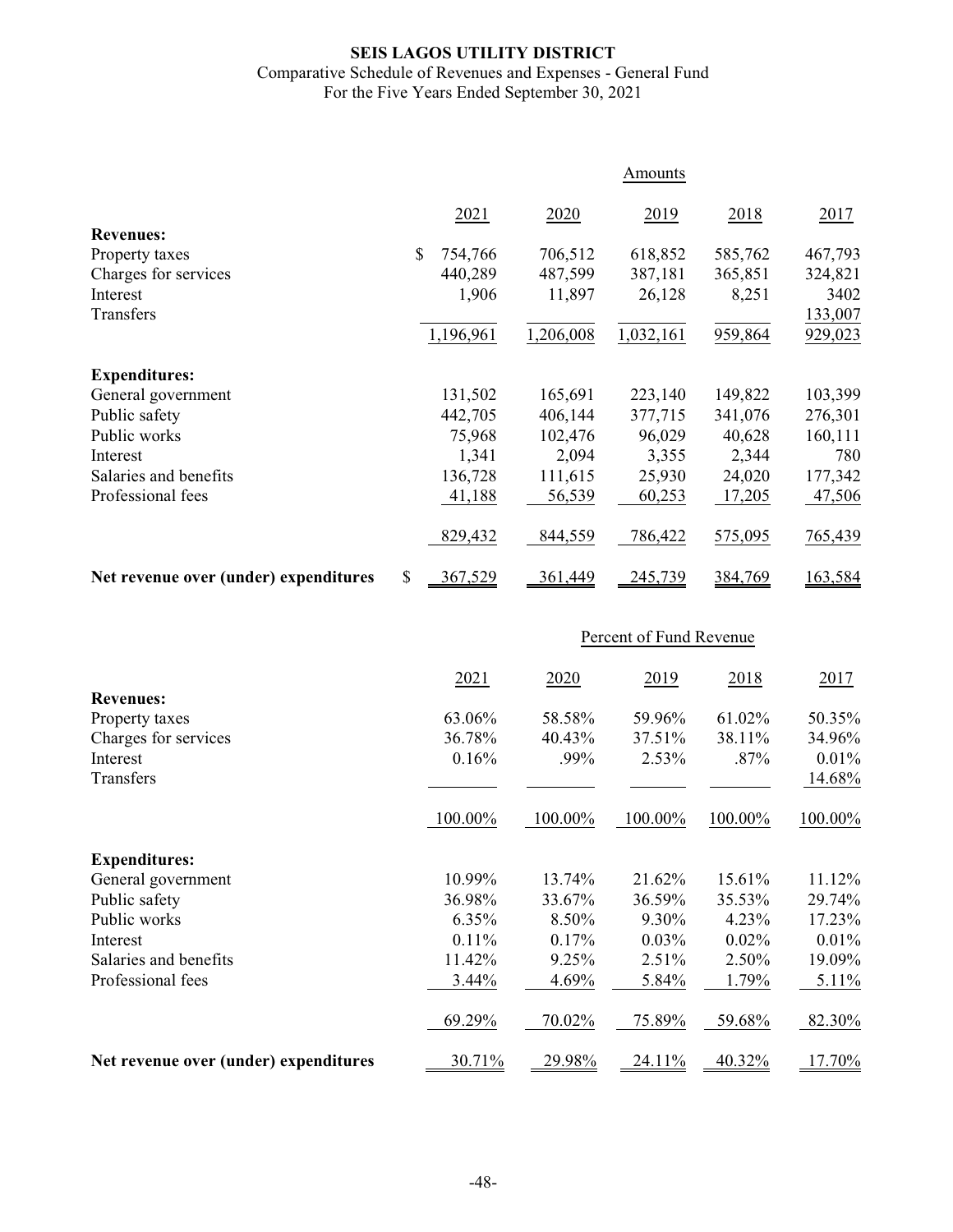**SEIS LAGOS UTILITY DISTRICT**

Comparative Schedule of Revenues and Expenses - General Fund

For the Five Years Ended September 30, 2021

| | Amounts | | | | |
|---|---|---|---|---|---|
| | 2021 | 2020 | 2019 | 2018 | 2017 |
| **Revenues:** | | | | | |
| Property taxes | $ 754,766 | 706,512 | 618,852 | 585,762 | 467,793 |
| Charges for services | 440,289 | 487,599 | 387,181 | 365,851 | 324,821 |
| Interest | 1,906 | 11,897 | 26,128 | 8,251 | 3402 |
| Transfers | | | | | 133,007 |
| | 1,196,961 | 1,206,008 | 1,032,161 | 959,864 | 929,023 |
| **Expenditures:** | | | | | |
| General government | 131,502 | 165,691 | 223,140 | 149,822 | 103,399 |
| Public safety | 442,705 | 406,144 | 377,715 | 341,076 | 276,301 |
| Public works | 75,968 | 102,476 | 96,029 | 40,628 | 160,111 |
| Interest | 1,341 | 2,094 | 3,355 | 2,344 | 780 |
| Salaries and benefits | 136,728 | 111,615 | 25,930 | 24,020 | 177,342 |
| Professional fees | 41,188 | 56,539 | 60,253 | 17,205 | 47,506 |
| | 829,432 | 844,559 | 786,422 | 575,095 | 765,439 |
| **Net revenue over (under) expenditures** | $ 367,529 | 361,449 | 245,739 | 384,769 | 163,584 |

| | Percent of Fund Revenue | | | | |
|---|---|---|---|---|---|
| | 2021 | 2020 | 2019 | 2018 | 2017 |
| **Revenues:** | | | | | |
| Property taxes | 63.06% | 58.58% | 59.96% | 61.02% | 50.35% |
| Charges for services | 36.78% | 40.43% | 37.51% | 38.11% | 34.96% |
| Interest | 0.16% | .99% | 2.53% | .87% | 0.01% |
| Transfers | | | | | 14.68% |
| | 100.00% | 100.00% | 100.00% | 100.00% | 100.00% |
| **Expenditures:** | | | | | |
| General government | 10.99% | 13.74% | 21.62% | 15.61% | 11.12% |
| Public safety | 36.98% | 33.67% | 36.59% | 35.53% | 29.74% |
| Public works | 6.35% | 8.50% | 9.30% | 4.23% | 17.23% |
| Interest | 0.11% | 0.17% | 0.03% | 0.02% | 0.01% |
| Salaries and benefits | 11.42% | 9.25% | 2.51% | 2.50% | 19.09% |
| Professional fees | 3.44% | 4.69% | 5.84% | 1.79% | 5.11% |
| | 69.29% | 70.02% | 75.89% | 59.68% | 82.30% |
| **Net revenue over (under) expenditures** | 30.71% | 29.98% | 24.11% | 40.32% | 17.70% |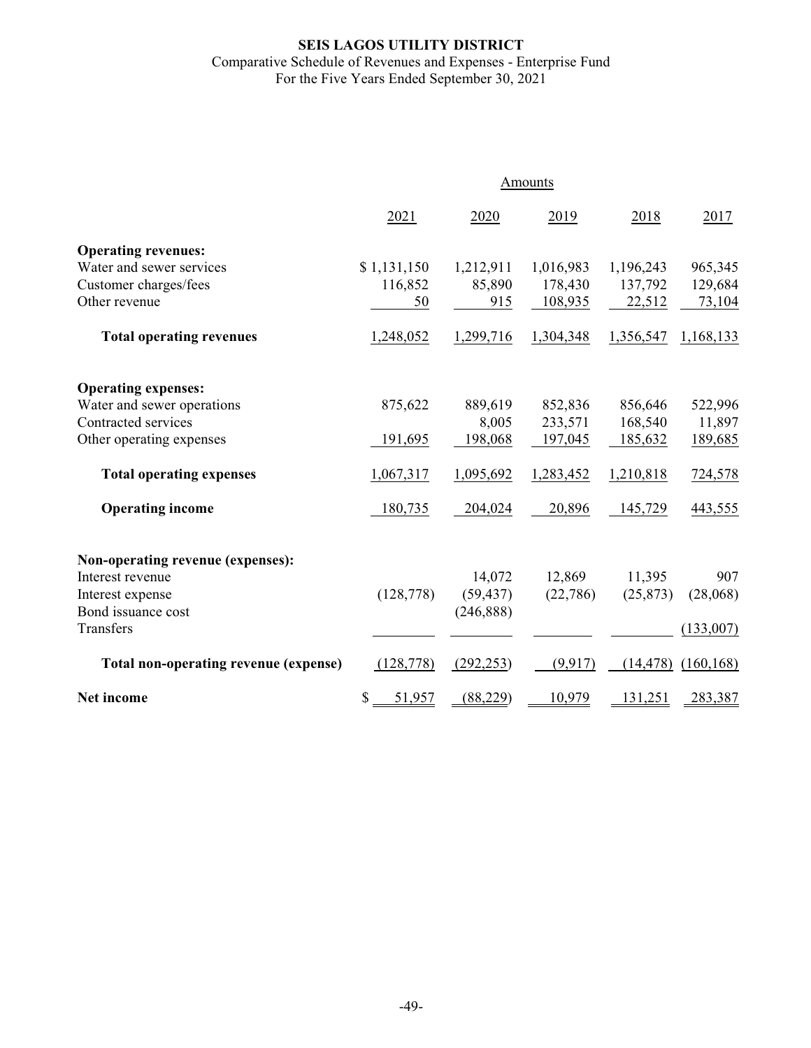**SEIS LAGOS UTILITY DISTRICT**

Comparative Schedule of Revenues and Expenses - Enterprise Fund

For the Five Years Ended September 30, 2021

| | Amounts | | | | |
|---|---|---|---|---|---|
| | 2021 | 2020 | 2019 | 2018 | 2017 |
| **Operating revenues:** | | | | | |
| Water and sewer services | $ 1,131,150 | 1,212,911 | 1,016,983 | 1,196,243 | 965,345 |
| Customer charges/fees | 116,852 | 85,890 | 178,430 | 137,792 | 129,684 |
| Other revenue | 50 | 915 | 108,935 | 22,512 | 73,104 |
| **Total operating revenues** | 1,248,052 | 1,299,716 | 1,304,348 | 1,356,547 | 1,168,133 |
| **Operating expenses:** | | | | | |
| Water and sewer operations | 875,622 | 889,619 | 852,836 | 856,646 | 522,996 |
| Contracted services | | 8,005 | 233,571 | 168,540 | 11,897 |
| Other operating expenses | 191,695 | 198,068 | 197,045 | 185,632 | 189,685 |
| **Total operating expenses** | 1,067,317 | 1,095,692 | 1,283,452 | 1,210,818 | 724,578 |
| **Operating income** | 180,735 | 204,024 | 20,896 | 145,729 | 443,555 |
| **Non-operating revenue (expenses):** | | | | | |
| Interest revenue | | 14,072 | 12,869 | 11,395 | 907 |
| Interest expense | (128,778) | (59,437) | (22,786) | (25,873) | (28,068) |
| Bond issuance cost | | (246,888) | | | |
| Transfers | | | | | (133,007) |
| **Total non-operating revenue (expense)** | (128,778) | (292,253) | (9,917) | (14,478) | (160,168) |
| **Net income** | $ 51,957 | (88,229) | 10,979 | 131,251 | 283,387 |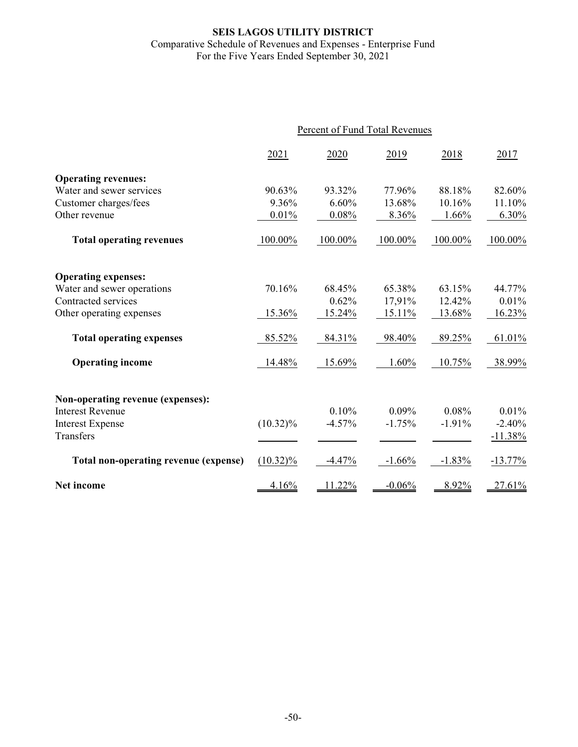**SEIS LAGOS UTILITY DISTRICT**

Comparative Schedule of Revenues and Expenses - Enterprise Fund

For the Five Years Ended September 30, 2021

| | Percent of Fund Total Revenues | | | | |
|---|---|---|---|---|---|
| | 2021 | 2020 | 2019 | 2018 | 2017 |
| **Operating revenues:** | | | | | |
| Water and sewer services | 90.63% | 93.32% | 77.96% | 88.18% | 82.60% |
| Customer charges/fees | 9.36% | 6.60% | 13.68% | 10.16% | 11.10% |
| Other revenue | 0.01% | 0.08% | 8.36% | 1.66% | 6.30% |
| **Total operating revenues** | 100.00% | 100.00% | 100.00% | 100.00% | 100.00% |
| **Operating expenses:** | | | | | |
| Water and sewer operations | 70.16% | 68.45% | 65.38% | 63.15% | 44.77% |
| Contracted services | | 0.62% | 17,91% | 12.42% | 0.01% |
| Other operating expenses | 15.36% | 15.24% | 15.11% | 13.68% | 16.23% |
| **Total operating expenses** | 85.52% | 84.31% | 98.40% | 89.25% | 61.01% |
| **Operating income** | 14.48% | 15.69% | 1.60% | 10.75% | 38.99% |
| **Non-operating revenue (expenses):** | | | | | |
| Interest Revenue | | 0.10% | 0.09% | 0.08% | 0.01% |
| Interest Expense | (10.32)% | -4.57% | -1.75% | -1.91% | -2.40% |
| Transfers | | | | | -11.38% |
| **Total non-operating revenue (expense)** | (10.32)% | -4.47% | -1.66% | -1.83% | -13.77% |
| **Net income** | 4.16% | 11.22% | -0.06% | 8.92% | 27.61% |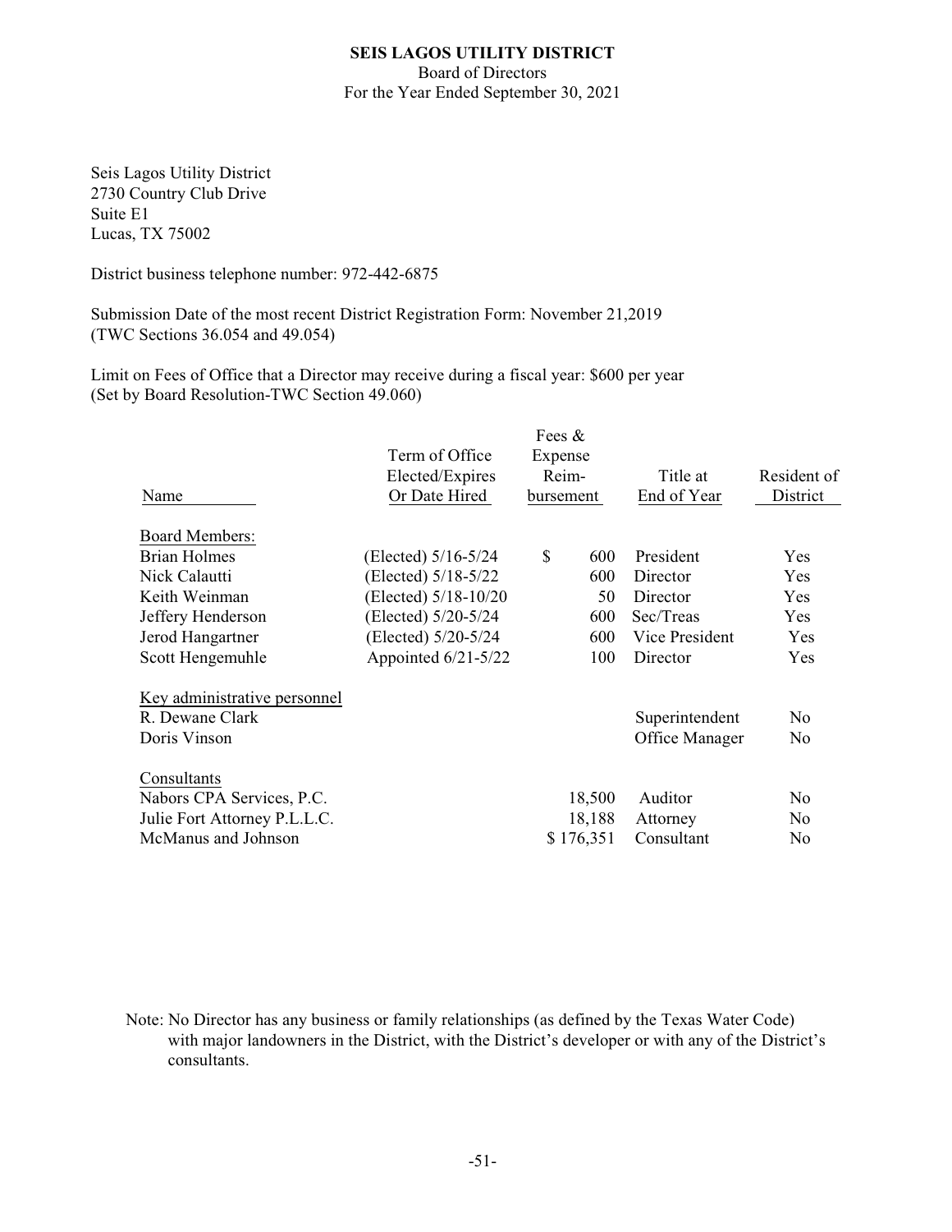# SEIS LAGOS UTILITY DISTRICT

Board of Directors
For the Year Ended September 30, 2021

Seis Lagos Utility District
2730 Country Club Drive
Suite E1
Lucas, TX 75002

District business telephone number: 972-442-6875

Submission Date of the most recent District Registration Form: November 21,2019
(TWC Sections 36.054 and 49.054)

Limit on Fees of Office that a Director may receive during a fiscal year: $600 per year
(Set by Board Resolution-TWC Section 49.060)

| Name | Term of Office Elected/Expires Or Date Hired | Fees & Expense Reim-bursement | Title at End of Year | Resident of District |
|---|---|---|---|---|
| Board Members: | | | | |
| Brian Holmes | (Elected) 5/16-5/24 | $ 600 | President | Yes |
| Nick Calautti | (Elected) 5/18-5/22 | 600 | Director | Yes |
| Keith Weinman | (Elected) 5/18-10/20 | 50 | Director | Yes |
| Jeffery Henderson | (Elected) 5/20-5/24 | 600 | Sec/Treas | Yes |
| Jerod Hangartner | (Elected) 5/20-5/24 | 600 | Vice President | Yes |
| Scott Hengemuhle | Appointed 6/21-5/22 | 100 | Director | Yes |
| Key administrative personnel | | | | |
| R. Dewane Clark | | | Superintendent | No |
| Doris Vinson | | | Office Manager | No |
| Consultants | | | | |
| Nabors CPA Services, P.C. | | 18,500 | Auditor | No |
| Julie Fort Attorney P.L.L.C. | | 18,188 | Attorney | No |
| McManus and Johnson | | $ 176,351 | Consultant | No |

Note: No Director has any business or family relationships (as defined by the Texas Water Code) with major landowners in the District, with the District's developer or with any of the District's consultants.